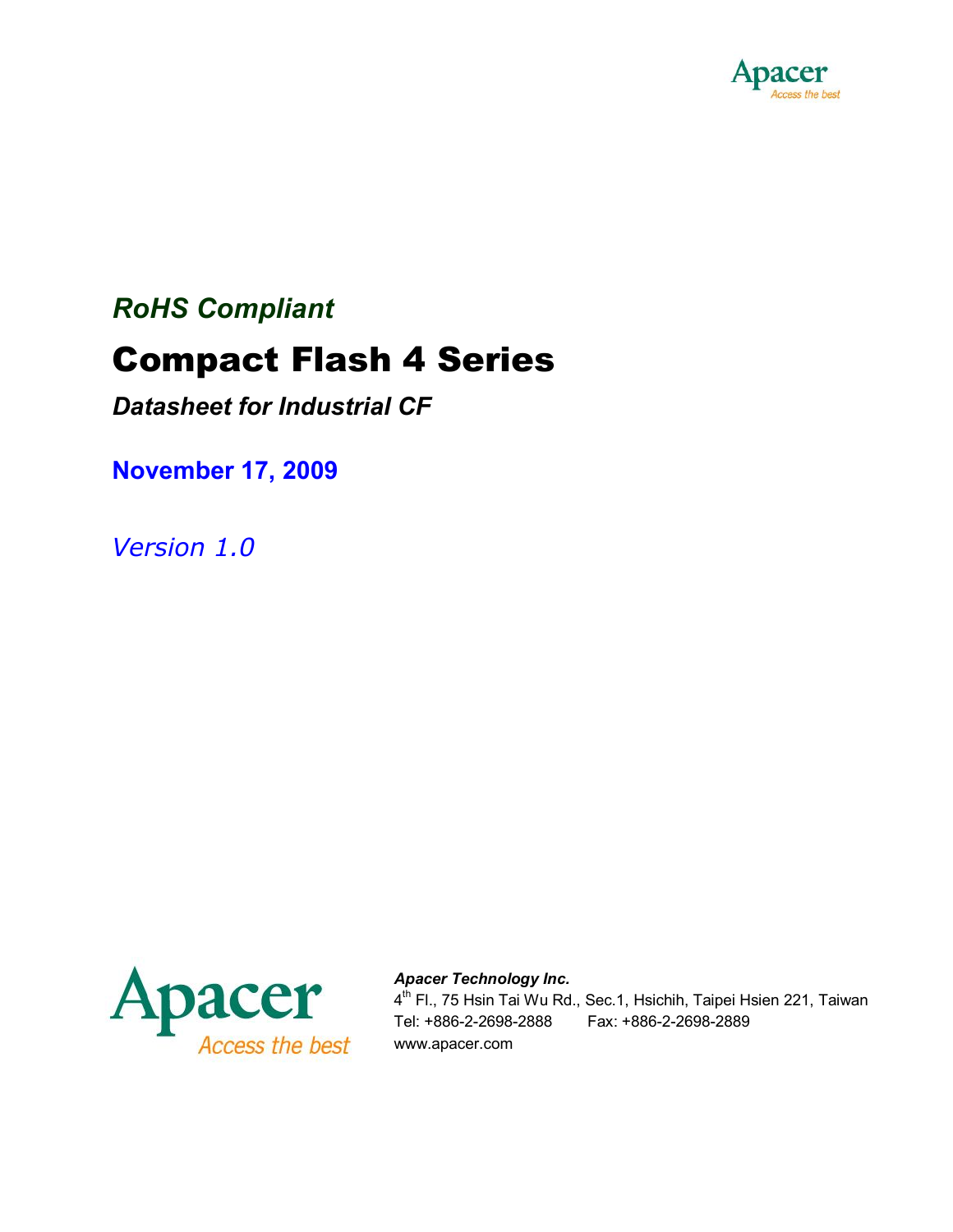Apacer
Access the best

*RoHS Compliant*

# Compact Flash 4 Series

***Datasheet for Industrial CF***

**November 17, 2009**

*Version 1.0*

Apacer
Access the best

***Apacer Technology Inc.***
4th Fl., 75 Hsin Tai Wu Rd., Sec.1, Hsichih, Taipei Hsien 221, Taiwan
Tel: +886-2-2698-2888 Fax: +886-2-2698-2889
www.apacer.com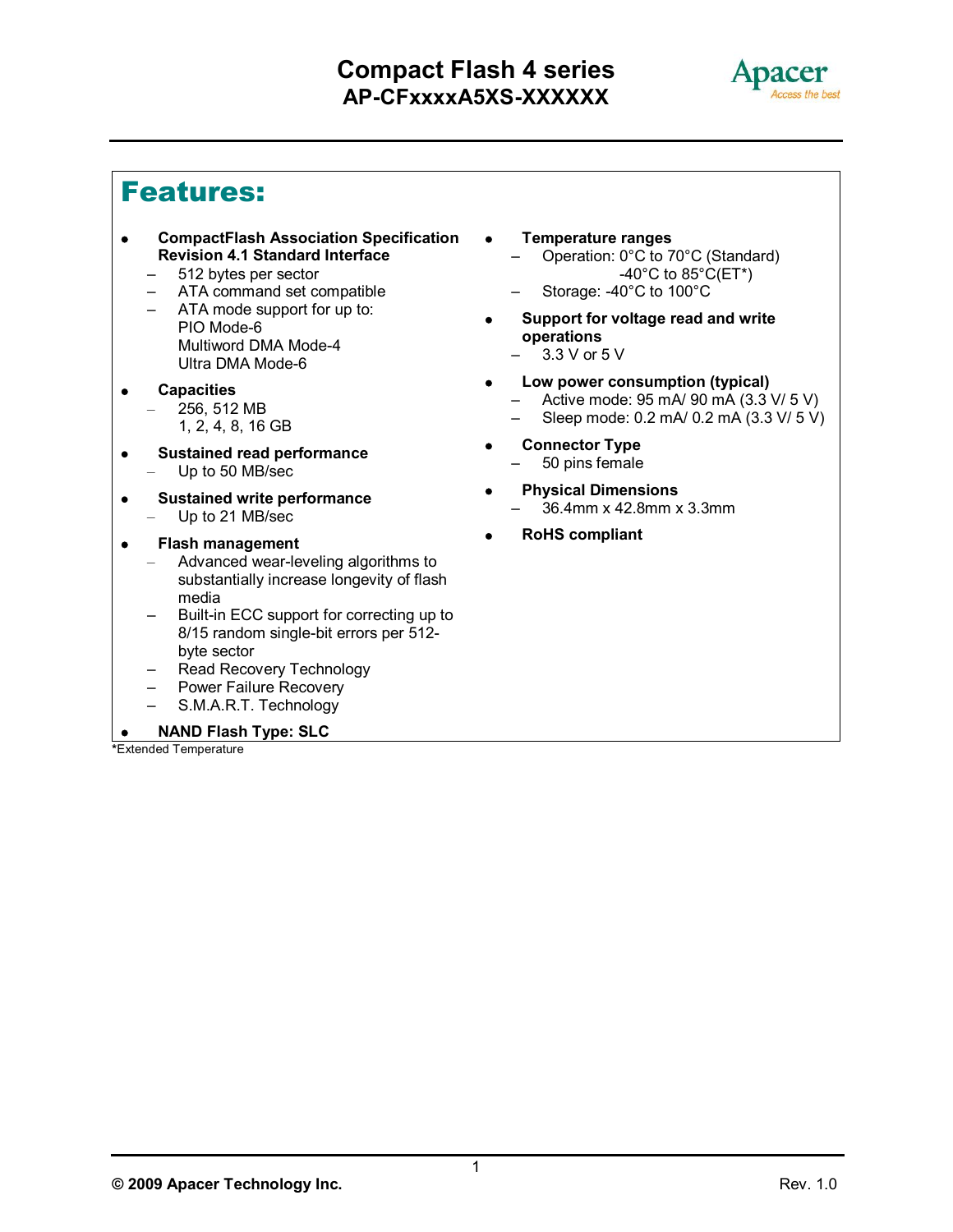# Compact Flash 4 series
## AP-CFxxxxA5XS-XXXXXX

## Features:

- **CompactFlash Association Specification Revision 4.1 Standard Interface**
  - 512 bytes per sector
  - ATA command set compatible
  - ATA mode support for up to:
    PIO Mode-6
    Multiword DMA Mode-4
    Ultra DMA Mode-6
- **Capacities**
  - 256, 512 MB
    1, 2, 4, 8, 16 GB
- **Sustained read performance**
  - Up to 50 MB/sec
- **Sustained write performance**
  - Up to 21 MB/sec
- **Flash management**
  - Advanced wear-leveling algorithms to substantially increase longevity of flash media
  - Built-in ECC support for correcting up to 8/15 random single-bit errors per 512-byte sector
  - Read Recovery Technology
  - Power Failure Recovery
  - S.M.A.R.T. Technology
- **NAND Flash Type: SLC**
- **Temperature ranges**
  - Operation: 0°C to 70°C (Standard)
    -40°C to 85°C(ET*)
  - Storage: -40°C to 100°C
- **Support for voltage read and write operations**
  - 3.3 V or 5 V
- **Low power consumption (typical)**
  - Active mode: 95 mA/ 90 mA (3.3 V/ 5 V)
  - Sleep mode: 0.2 mA/ 0.2 mA (3.3 V/ 5 V)
- **Connector Type**
  - 50 pins female
- **Physical Dimensions**
  - 36.4mm x 42.8mm x 3.3mm
- **RoHS compliant**

*Extended Temperature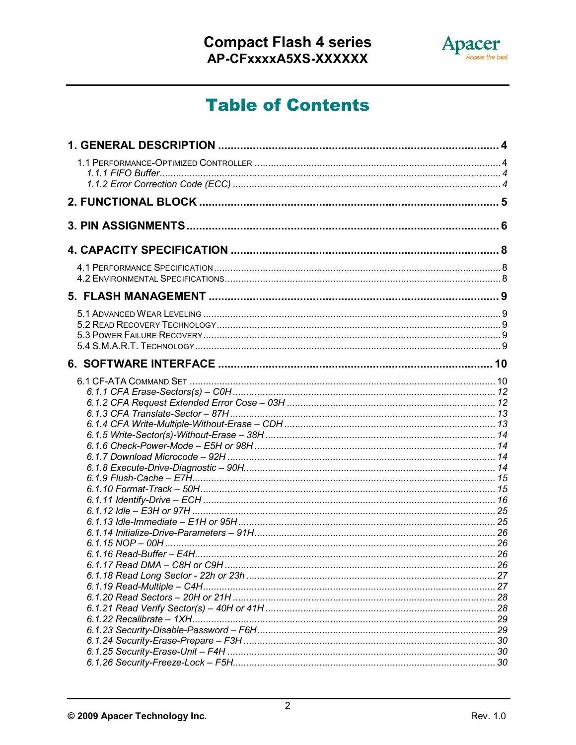# Table of Contents

**1. GENERAL DESCRIPTION .......... 4**

1.1 PERFORMANCE-OPTIMIZED CONTROLLER .......... 4
*1.1.1 FIFO Buffer .......... 4*
*1.1.2 Error Correction Code (ECC) .......... 4*

**2. FUNCTIONAL BLOCK .......... 5**

**3. PIN ASSIGNMENTS .......... 6**

**4. CAPACITY SPECIFICATION .......... 8**

4.1 PERFORMANCE SPECIFICATION .......... 8
4.2 ENVIRONMENTAL SPECIFICATIONS .......... 8

**5. FLASH MANAGEMENT .......... 9**

5.1 ADVANCED WEAR LEVELING .......... 9
5.2 READ RECOVERY TECHNOLOGY .......... 9
5.3 POWER FAILURE RECOVERY .......... 9
5.4 S.M.A.R.T. TECHNOLOGY .......... 9

**6. SOFTWARE INTERFACE .......... 10**

6.1 CF-ATA COMMAND SET .......... 10
*6.1.1 CFA Erase-Sectors(s) – C0H .......... 12*
*6.1.2 CFA Request Extended Error Cose – 03H .......... 12*
*6.1.3 CFA Translate-Sector – 87H .......... 13*
*6.1.4 CFA Write-Multiple-Without-Erase – CDH .......... 13*
*6.1.5 Write-Sector(s)-Without-Erase – 38H .......... 14*
*6.1.6 Check-Power-Mode – E5H or 98H .......... 14*
*6.1.7 Download Microcode – 92H .......... 14*
*6.1.8 Execute-Drive-Diagnostic – 90H .......... 14*
*6.1.9 Flush-Cache – E7H .......... 15*
*6.1.10 Format-Track – 50H .......... 15*
*6.1.11 Identify-Drive – ECH .......... 16*
*6.1.12 Idle – E3H or 97H .......... 25*
*6.1.13 Idle-Immediate – E1H or 95H .......... 25*
*6.1.14 Initialize-Drive-Parameters – 91H .......... 26*
*6.1.15 NOP – 00H .......... 26*
*6.1.16 Read-Buffer – E4H .......... 26*
*6.1.17 Read DMA – C8H or C9H .......... 26*
*6.1.18 Read Long Sector - 22h or 23h .......... 27*
*6.1.19 Read-Multiple – C4H .......... 27*
*6.1.20 Read Sectors – 20H or 21H .......... 28*
*6.1.21 Read Verify Sector(s) – 40H or 41H .......... 28*
*6.1.22 Recalibrate – 1XH .......... 29*
*6.1.23 Security-Disable-Password – F6H .......... 29*
*6.1.24 Security-Erase-Prepare – F3H .......... 30*
*6.1.25 Security-Erase-Unit – F4H .......... 30*
*6.1.26 Security-Freeze-Lock – F5H .......... 30*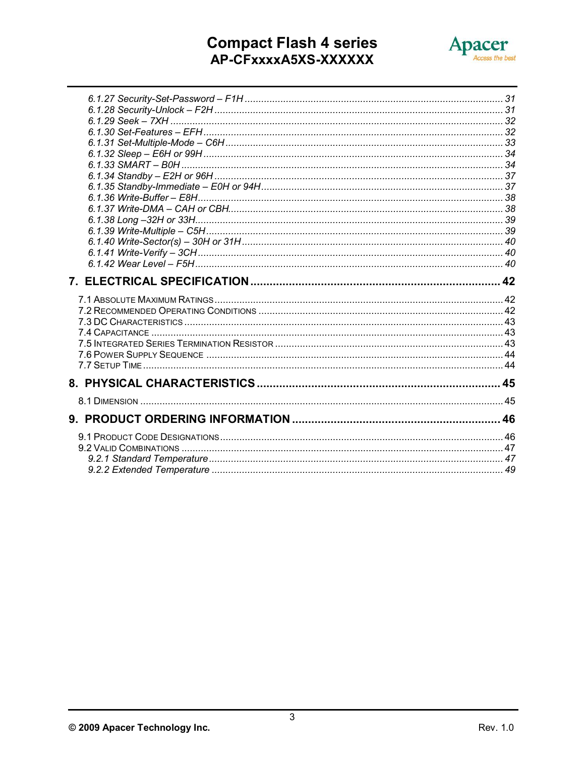*6.1.27 Security-Set-Password – F1H* ..... *31*
*6.1.28 Security-Unlock – F2H* ..... *31*
*6.1.29 Seek – 7XH* ..... *32*
*6.1.30 Set-Features – EFH* ..... *32*
*6.1.31 Set-Multiple-Mode – C6H* ..... *33*
*6.1.32 Sleep – E6H or 99H* ..... *34*
*6.1.33 SMART – B0H* ..... *34*
*6.1.34 Standby – E2H or 96H* ..... *37*
*6.1.35 Standby-Immediate – E0H or 94H* ..... *37*
*6.1.36 Write-Buffer – E8H* ..... *38*
*6.1.37 Write-DMA – CAH or CBH* ..... *38*
*6.1.38 Long –32H or 33H* ..... *39*
*6.1.39 Write-Multiple – C5H* ..... *39*
*6.1.40 Write-Sector(s) – 30H or 31H* ..... *40*
*6.1.41 Write-Verify – 3CH* ..... *40*
*6.1.42 Wear Level – F5H* ..... *40*

**7. ELECTRICAL SPECIFICATION ..... 42**

7.1 ABSOLUTE MAXIMUM RATINGS ..... 42
7.2 RECOMMENDED OPERATING CONDITIONS ..... 42
7.3 DC CHARACTERISTICS ..... 43
7.4 CAPACITANCE ..... 43
7.5 INTEGRATED SERIES TERMINATION RESISTOR ..... 43
7.6 POWER SUPPLY SEQUENCE ..... 44
7.7 SETUP TIME ..... 44

**8. PHYSICAL CHARACTERISTICS ..... 45**

8.1 DIMENSION ..... 45

**9. PRODUCT ORDERING INFORMATION ..... 46**

9.1 PRODUCT CODE DESIGNATIONS ..... 46
9.2 VALID COMBINATIONS ..... 47
*9.2.1 Standard Temperature* ..... *47*
*9.2.2 Extended Temperature* ..... *49*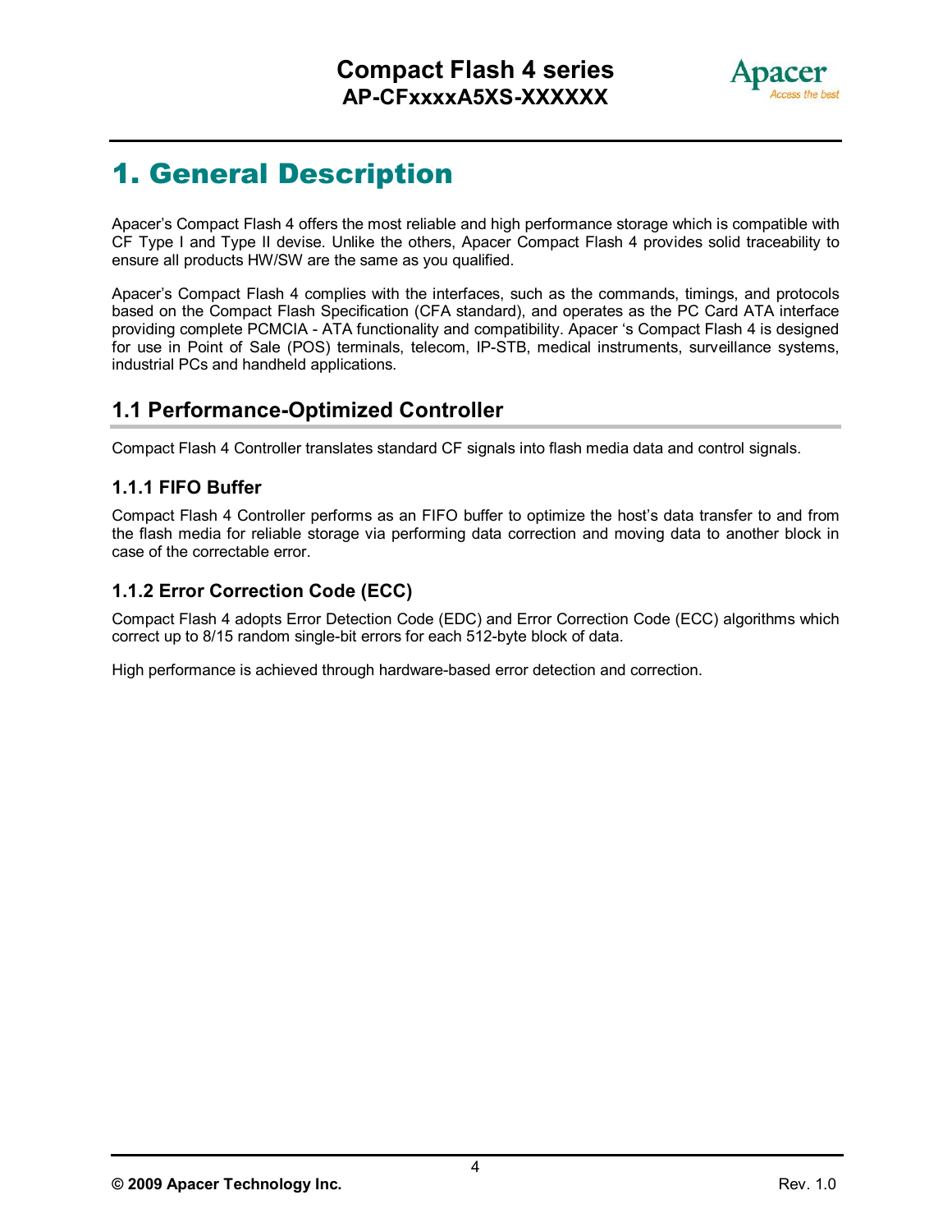# 1. General Description

Apacer's Compact Flash 4 offers the most reliable and high performance storage which is compatible with CF Type I and Type II devise. Unlike the others, Apacer Compact Flash 4 provides solid traceability to ensure all products HW/SW are the same as you qualified.

Apacer's Compact Flash 4 complies with the interfaces, such as the commands, timings, and protocols based on the Compact Flash Specification (CFA standard), and operates as the PC Card ATA interface providing complete PCMCIA - ATA functionality and compatibility. Apacer 's Compact Flash 4 is designed for use in Point of Sale (POS) terminals, telecom, IP-STB, medical instruments, surveillance systems, industrial PCs and handheld applications.

## 1.1 Performance-Optimized Controller

Compact Flash 4 Controller translates standard CF signals into flash media data and control signals.

### 1.1.1 FIFO Buffer

Compact Flash 4 Controller performs as an FIFO buffer to optimize the host's data transfer to and from the flash media for reliable storage via performing data correction and moving data to another block in case of the correctable error.

### 1.1.2 Error Correction Code (ECC)

Compact Flash 4 adopts Error Detection Code (EDC) and Error Correction Code (ECC) algorithms which correct up to 8/15 random single-bit errors for each 512-byte block of data.

High performance is achieved through hardware-based error detection and correction.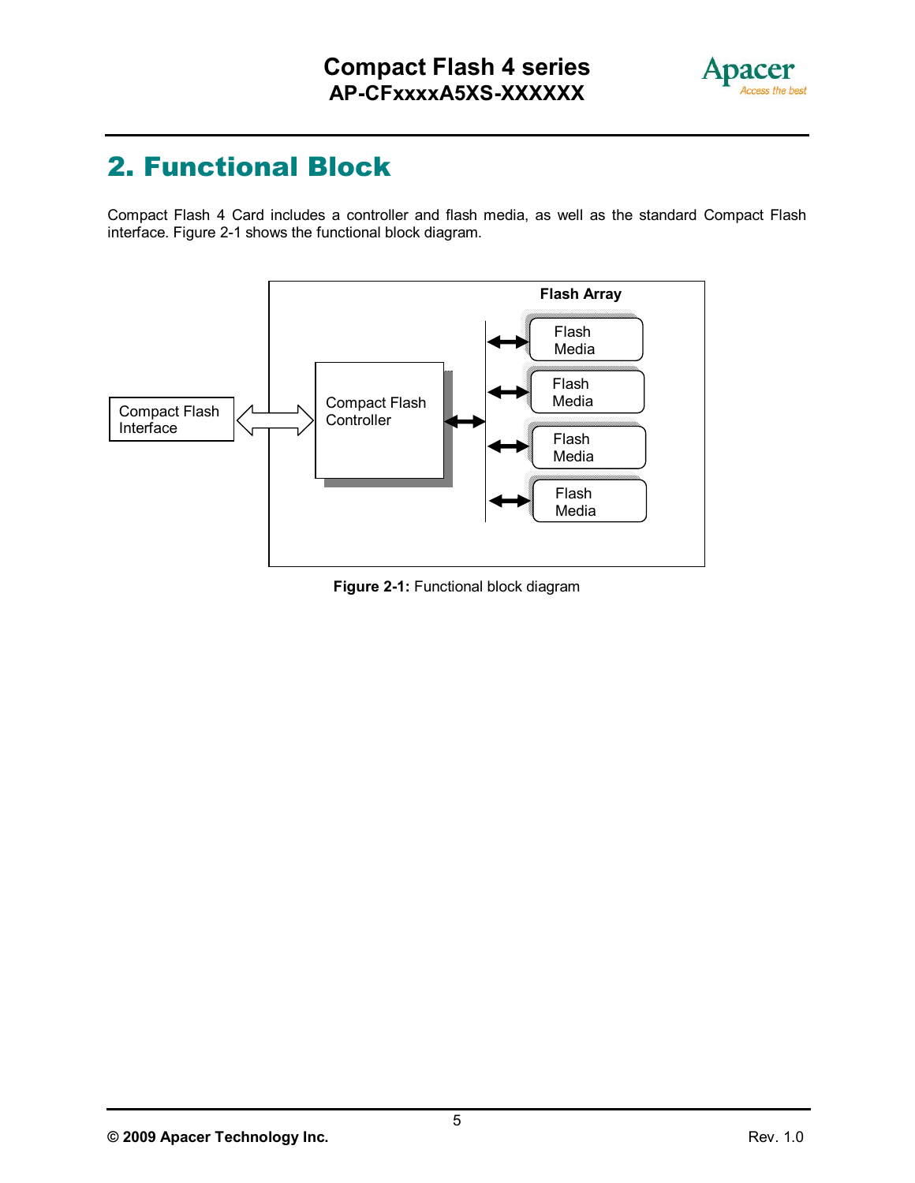# 2. Functional Block

Compact Flash 4 Card includes a controller and flash media, as well as the standard Compact Flash interface. Figure 2-1 shows the functional block diagram.

**Figure 2-1:** Functional block diagram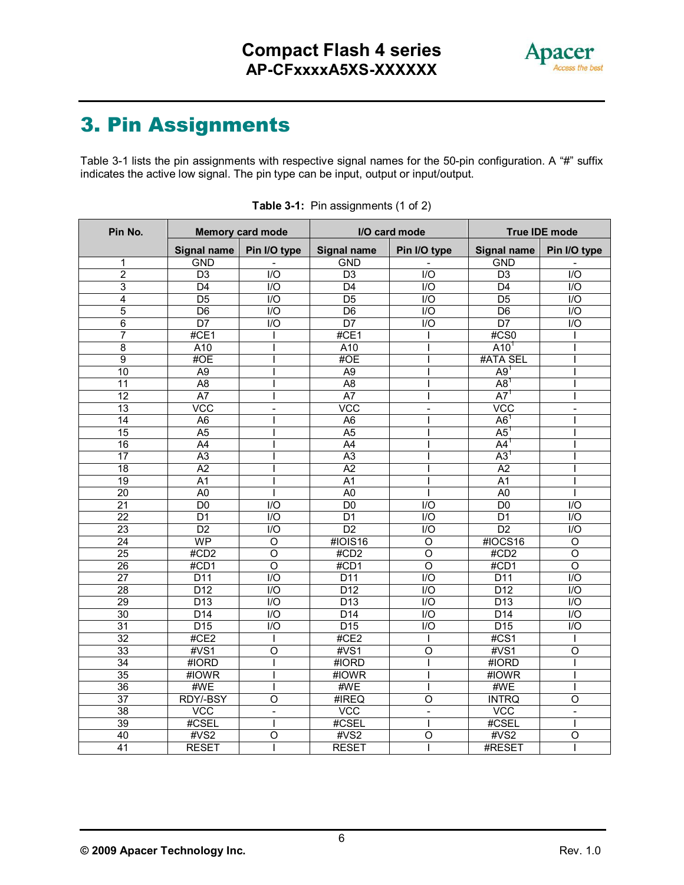# 3. Pin Assignments

Table 3-1 lists the pin assignments with respective signal names for the 50-pin configuration. A "#" suffix indicates the active low signal. The pin type can be input, output or input/output.

**Table 3-1:** Pin assignments (1 of 2)

| Pin No. | Memory card mode | | I/O card mode | | True IDE mode | |
|---|---|---|---|---|---|---|
| | Signal name | Pin I/O type | Signal name | Pin I/O type | Signal name | Pin I/O type |
| 1 | GND | - | GND | - | GND | - |
| 2 | D3 | I/O | D3 | I/O | D3 | I/O |
| 3 | D4 | I/O | D4 | I/O | D4 | I/O |
| 4 | D5 | I/O | D5 | I/O | D5 | I/O |
| 5 | D6 | I/O | D6 | I/O | D6 | I/O |
| 6 | D7 | I/O | D7 | I/O | D7 | I/O |
| 7 | #CE1 | I | #CE1 | I | #CS0 | I |
| 8 | A10 | I | A10 | I | A10[1] | I |
| 9 | #OE | I | #OE | I | #ATA SEL | I |
| 10 | A9 | I | A9 | I | A9[1] | I |
| 11 | A8 | I | A8 | I | A8[1] | I |
| 12 | A7 | I | A7 | I | A7[1] | I |
| 13 | VCC | - | VCC | - | VCC | - |
| 14 | A6 | I | A6 | I | A6[1] | I |
| 15 | A5 | I | A5 | I | A5[1] | I |
| 16 | A4 | I | A4 | I | A4[1] | I |
| 17 | A3 | I | A3 | I | A3[1] | I |
| 18 | A2 | I | A2 | I | A2 | I |
| 19 | A1 | I | A1 | I | A1 | I |
| 20 | A0 | I | A0 | I | A0 | I |
| 21 | D0 | I/O | D0 | I/O | D0 | I/O |
| 22 | D1 | I/O | D1 | I/O | D1 | I/O |
| 23 | D2 | I/O | D2 | I/O | D2 | I/O |
| 24 | WP | O | #IOIS16 | O | #IOCS16 | O |
| 25 | #CD2 | O | #CD2 | O | #CD2 | O |
| 26 | #CD1 | O | #CD1 | O | #CD1 | O |
| 27 | D11 | I/O | D11 | I/O | D11 | I/O |
| 28 | D12 | I/O | D12 | I/O | D12 | I/O |
| 29 | D13 | I/O | D13 | I/O | D13 | I/O |
| 30 | D14 | I/O | D14 | I/O | D14 | I/O |
| 31 | D15 | I/O | D15 | I/O | D15 | I/O |
| 32 | #CE2 | I | #CE2 | I | #CS1 | I |
| 33 | #VS1 | O | #VS1 | O | #VS1 | O |
| 34 | #IORD | I | #IORD | I | #IORD | I |
| 35 | #IOWR | I | #IOWR | I | #IOWR | I |
| 36 | #WE | I | #WE | I | #WE | I |
| 37 | RDY/-BSY | O | #IREQ | O | INTRQ | O |
| 38 | VCC | - | VCC | - | VCC | - |
| 39 | #CSEL | I | #CSEL | I | #CSEL | I |
| 40 | #VS2 | O | #VS2 | O | #VS2 | O |
| 41 | RESET | I | RESET | I | #RESET | I |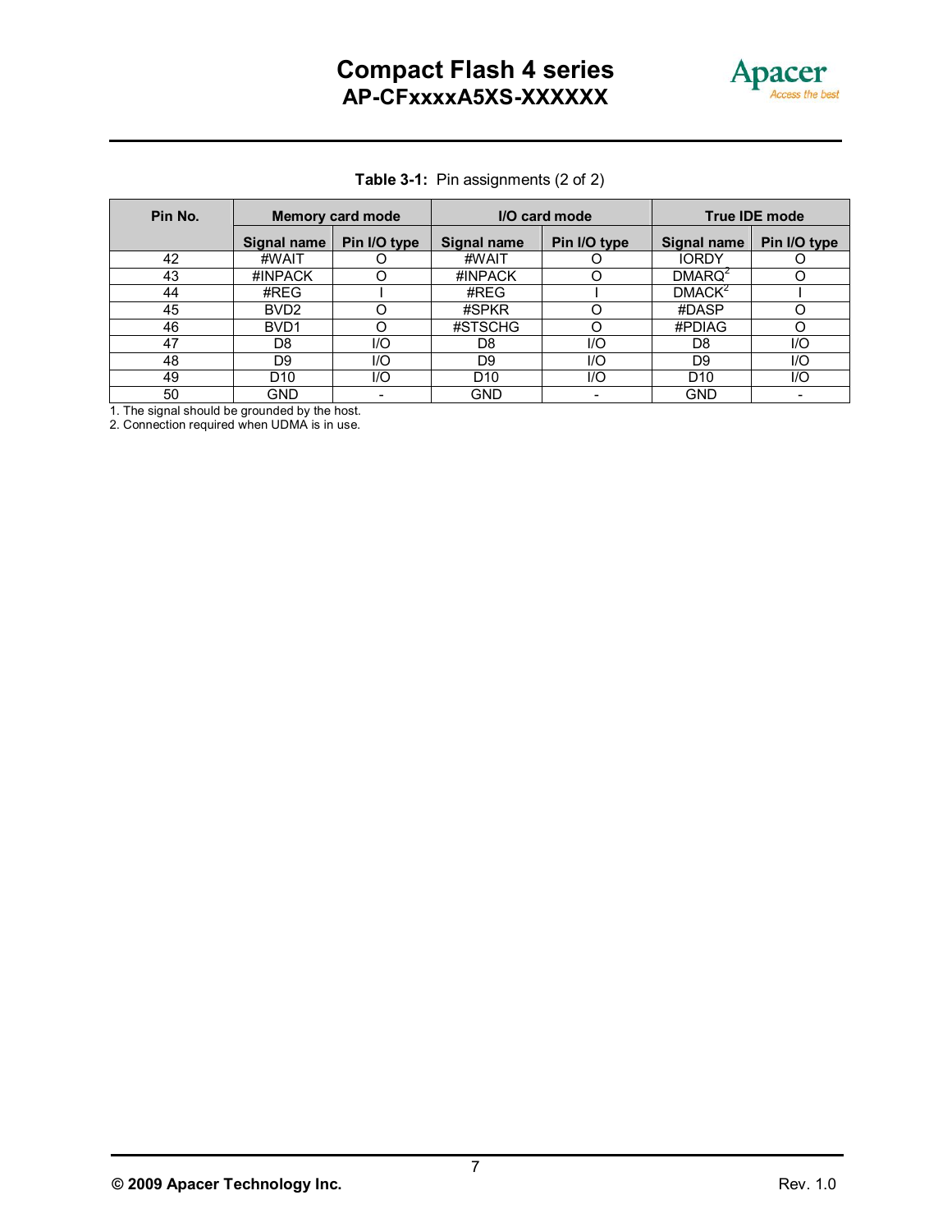**Table 3-1:** Pin assignments (2 of 2)

| Pin No. | Memory card mode | | I/O card mode | | True IDE mode | |
|---|---|---|---|---|---|---|
| | Signal name | Pin I/O type | Signal name | Pin I/O type | Signal name | Pin I/O type |
| 42 | #WAIT | O | #WAIT | O | IORDY | O |
| 43 | #INPACK | O | #INPACK | O | DMARQ[2] | O |
| 44 | #REG | I | #REG | I | DMACK[2] | I |
| 45 | BVD2 | O | #SPKR | O | #DASP | O |
| 46 | BVD1 | O | #STSCHG | O | #PDIAG | O |
| 47 | D8 | I/O | D8 | I/O | D8 | I/O |
| 48 | D9 | I/O | D9 | I/O | D9 | I/O |
| 49 | D10 | I/O | D10 | I/O | D10 | I/O |
| 50 | GND | - | GND | - | GND | - |

1. The signal should be grounded by the host.
2. Connection required when UDMA is in use.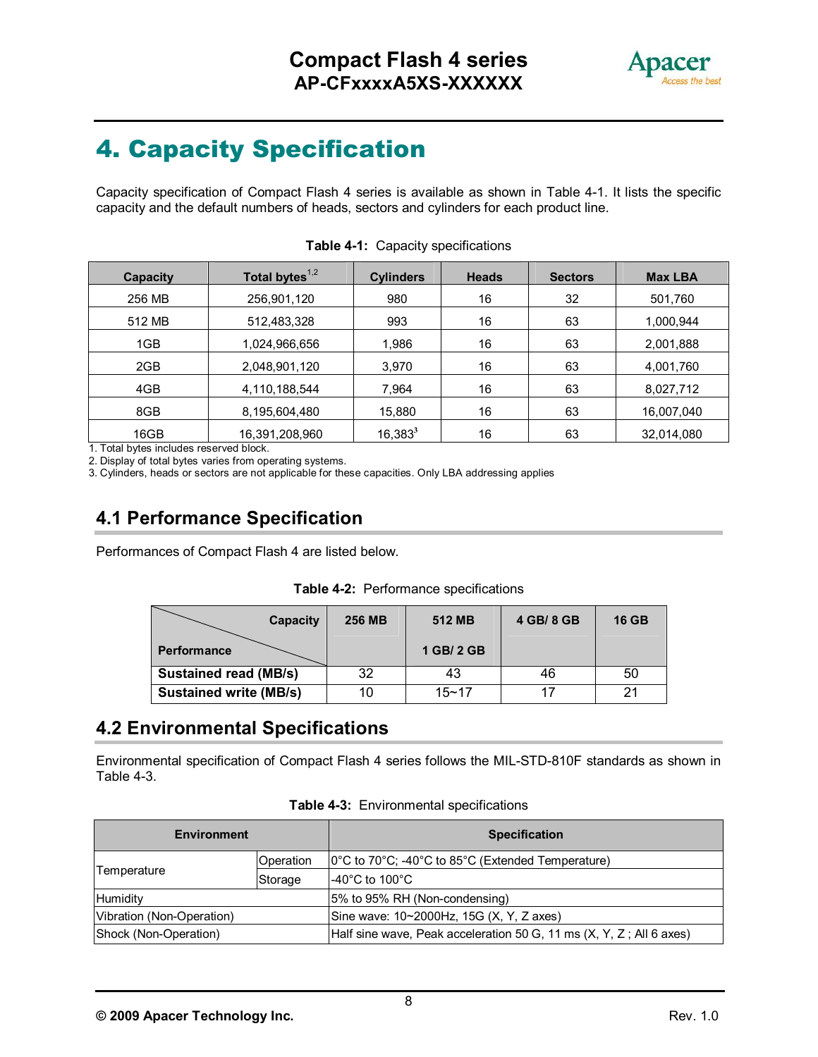# 4. Capacity Specification

Capacity specification of Compact Flash 4 series is available as shown in Table 4-1. It lists the specific capacity and the default numbers of heads, sectors and cylinders for each product line.

**Table 4-1:** Capacity specifications

| Capacity | Total bytes[1,2] | Cylinders | Heads | Sectors | Max LBA |
|---|---|---|---|---|---|
| 256 MB | 256,901,120 | 980 | 16 | 32 | 501,760 |
| 512 MB | 512,483,328 | 993 | 16 | 63 | 1,000,944 |
| 1GB | 1,024,966,656 | 1,986 | 16 | 63 | 2,001,888 |
| 2GB | 2,048,901,120 | 3,970 | 16 | 63 | 4,001,760 |
| 4GB | 4,110,188,544 | 7,964 | 16 | 63 | 8,027,712 |
| 8GB | 8,195,604,480 | 15,880 | 16 | 63 | 16,007,040 |
| 16GB | 16,391,208,960 | 16,383[3] | 16 | 63 | 32,014,080 |

1. Total bytes includes reserved block.
2. Display of total bytes varies from operating systems.
3. Cylinders, heads or sectors are not applicable for these capacities. Only LBA addressing applies

## 4.1 Performance Specification

Performances of Compact Flash 4 are listed below.

**Table 4-2:** Performance specifications

| Performance \ Capacity | 256 MB | 512 MB / 1 GB/ 2 GB | 4 GB/ 8 GB | 16 GB |
|---|---|---|---|---|
| **Sustained read (MB/s)** | 32 | 43 | 46 | 50 |
| **Sustained write (MB/s)** | 10 | 15~17 | 17 | 21 |

## 4.2 Environmental Specifications

Environmental specification of Compact Flash 4 series follows the MIL-STD-810F standards as shown in Table 4-3.

**Table 4-3:** Environmental specifications

| Environment | | Specification |
|---|---|---|
| Temperature | Operation | 0°C to 70°C; -40°C to 85°C (Extended Temperature) |
| | Storage | -40°C to 100°C |
| Humidity | | 5% to 95% RH (Non-condensing) |
| Vibration (Non-Operation) | | Sine wave: 10~2000Hz, 15G (X, Y, Z axes) |
| Shock (Non-Operation) | | Half sine wave, Peak acceleration 50 G, 11 ms (X, Y, Z ; All 6 axes) |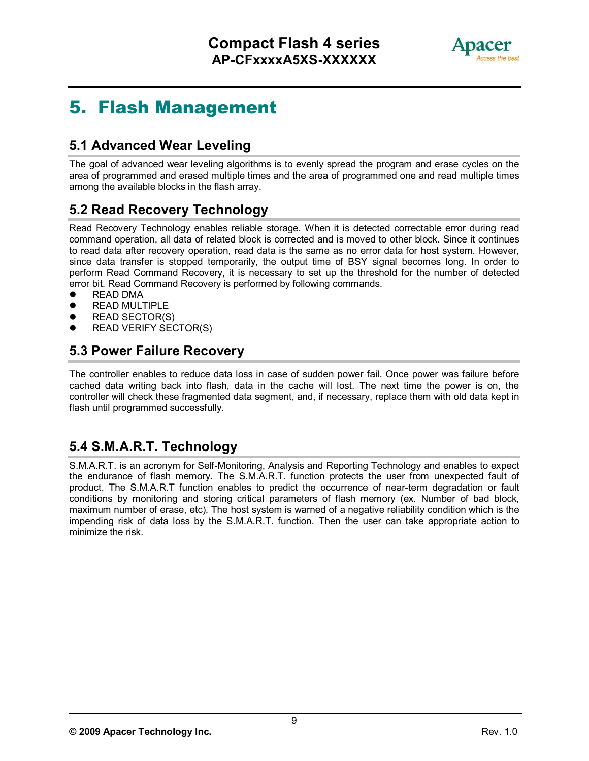# 5. Flash Management

## 5.1 Advanced Wear Leveling

The goal of advanced wear leveling algorithms is to evenly spread the program and erase cycles on the area of programmed and erased multiple times and the area of programmed one and read multiple times among the available blocks in the flash array.

## 5.2 Read Recovery Technology

Read Recovery Technology enables reliable storage. When it is detected correctable error during read command operation, all data of related block is corrected and is moved to other block. Since it continues to read data after recovery operation, read data is the same as no error data for host system. However, since data transfer is stopped temporarily, the output time of BSY signal becomes long. In order to perform Read Command Recovery, it is necessary to set up the threshold for the number of detected error bit. Read Command Recovery is performed by following commands.

- READ DMA
- READ MULTIPLE
- READ SECTOR(S)
- READ VERIFY SECTOR(S)

## 5.3 Power Failure Recovery

The controller enables to reduce data loss in case of sudden power fail. Once power was failure before cached data writing back into flash, data in the cache will lost. The next time the power is on, the controller will check these fragmented data segment, and, if necessary, replace them with old data kept in flash until programmed successfully.

## 5.4 S.M.A.R.T. Technology

S.M.A.R.T. is an acronym for Self-Monitoring, Analysis and Reporting Technology and enables to expect the endurance of flash memory. The S.M.A.R.T. function protects the user from unexpected fault of product. The S.M.A.R.T function enables to predict the occurrence of near-term degradation or fault conditions by monitoring and storing critical parameters of flash memory (ex. Number of bad block, maximum number of erase, etc). The host system is warned of a negative reliability condition which is the impending risk of data loss by the S.M.A.R.T. function. Then the user can take appropriate action to minimize the risk.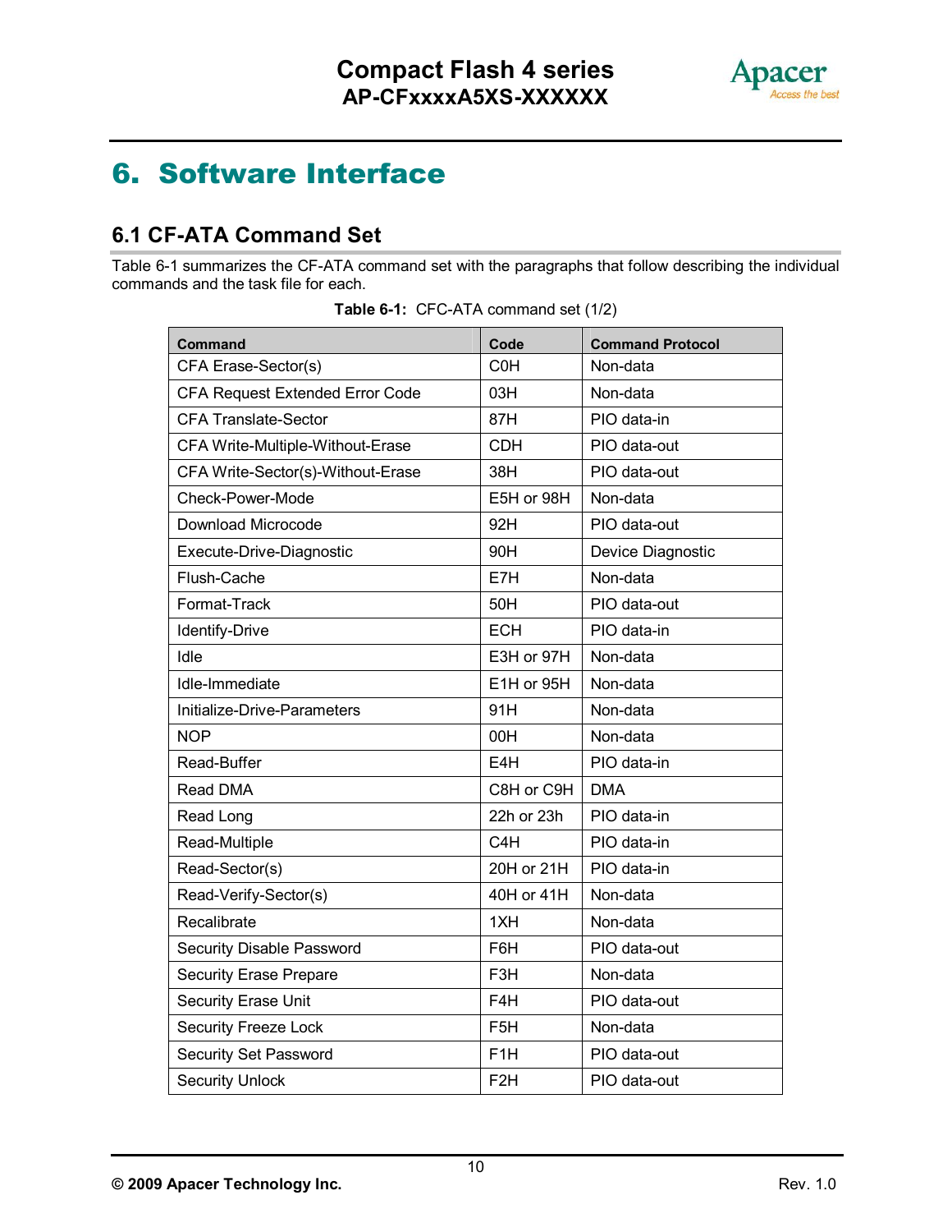# 6. Software Interface

## 6.1 CF-ATA Command Set

Table 6-1 summarizes the CF-ATA command set with the paragraphs that follow describing the individual commands and the task file for each.

**Table 6-1:** CFC-ATA command set (1/2)

| Command | Code | Command Protocol |
|---|---|---|
| CFA Erase-Sector(s) | C0H | Non-data |
| CFA Request Extended Error Code | 03H | Non-data |
| CFA Translate-Sector | 87H | PIO data-in |
| CFA Write-Multiple-Without-Erase | CDH | PIO data-out |
| CFA Write-Sector(s)-Without-Erase | 38H | PIO data-out |
| Check-Power-Mode | E5H or 98H | Non-data |
| Download Microcode | 92H | PIO data-out |
| Execute-Drive-Diagnostic | 90H | Device Diagnostic |
| Flush-Cache | E7H | Non-data |
| Format-Track | 50H | PIO data-out |
| Identify-Drive | ECH | PIO data-in |
| Idle | E3H or 97H | Non-data |
| Idle-Immediate | E1H or 95H | Non-data |
| Initialize-Drive-Parameters | 91H | Non-data |
| NOP | 00H | Non-data |
| Read-Buffer | E4H | PIO data-in |
| Read DMA | C8H or C9H | DMA |
| Read Long | 22h or 23h | PIO data-in |
| Read-Multiple | C4H | PIO data-in |
| Read-Sector(s) | 20H or 21H | PIO data-in |
| Read-Verify-Sector(s) | 40H or 41H | Non-data |
| Recalibrate | 1XH | Non-data |
| Security Disable Password | F6H | PIO data-out |
| Security Erase Prepare | F3H | Non-data |
| Security Erase Unit | F4H | PIO data-out |
| Security Freeze Lock | F5H | Non-data |
| Security Set Password | F1H | PIO data-out |
| Security Unlock | F2H | PIO data-out |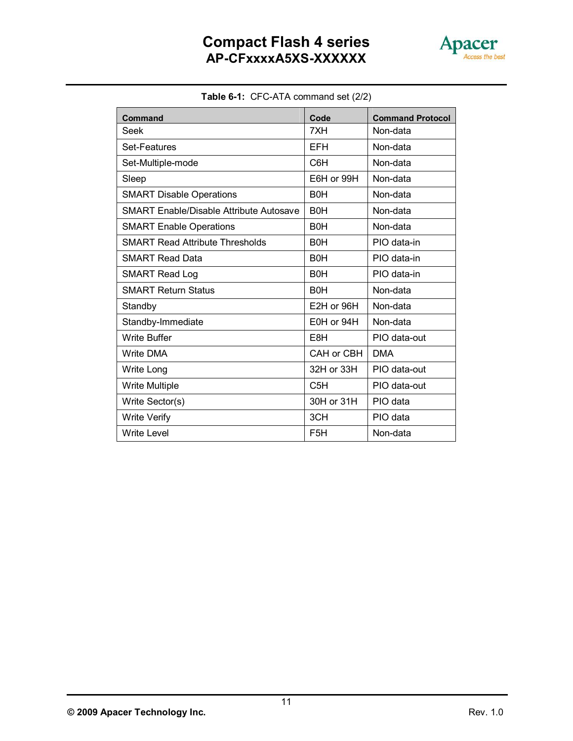**Table 6-1:** CFC-ATA command set (2/2)

| Command | Code | Command Protocol |
|---|---|---|
| Seek | 7XH | Non-data |
| Set-Features | EFH | Non-data |
| Set-Multiple-mode | C6H | Non-data |
| Sleep | E6H or 99H | Non-data |
| SMART Disable Operations | B0H | Non-data |
| SMART Enable/Disable Attribute Autosave | B0H | Non-data |
| SMART Enable Operations | B0H | Non-data |
| SMART Read Attribute Thresholds | B0H | PIO data-in |
| SMART Read Data | B0H | PIO data-in |
| SMART Read Log | B0H | PIO data-in |
| SMART Return Status | B0H | Non-data |
| Standby | E2H or 96H | Non-data |
| Standby-Immediate | E0H or 94H | Non-data |
| Write Buffer | E8H | PIO data-out |
| Write DMA | CAH or CBH | DMA |
| Write Long | 32H or 33H | PIO data-out |
| Write Multiple | C5H | PIO data-out |
| Write Sector(s) | 30H or 31H | PIO data |
| Write Verify | 3CH | PIO data |
| Write Level | F5H | Non-data |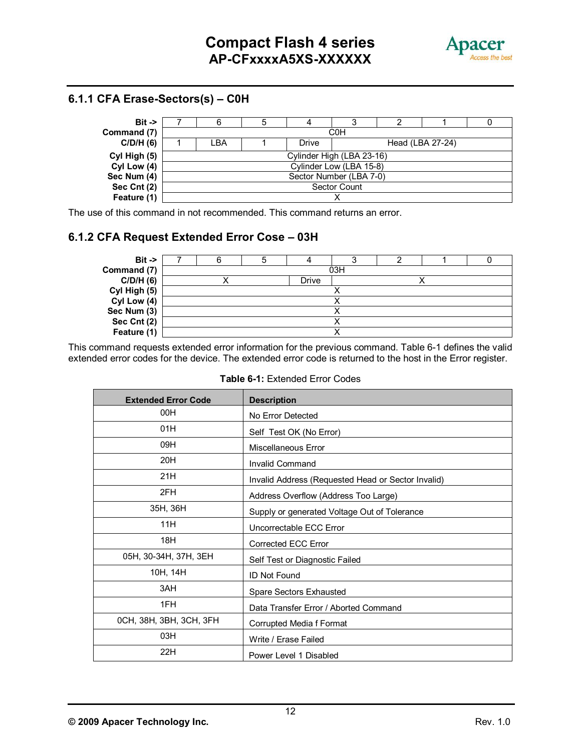### 6.1.1 CFA Erase-Sectors(s) – C0H

| Bit -> | 7 | 6 | 5 | 4 | 3 | 2 | 1 | 0 |
|---|---|---|---|---|---|---|---|---|
| Command (7) | C0H | | | | | | | |
| C/D/H (6) | 1 | LBA | 1 | Drive | Head (LBA 27-24) | | | |
| Cyl High (5) | Cylinder High (LBA 23-16) | | | | | | | |
| Cyl Low (4) | Cylinder Low (LBA 15-8) | | | | | | | |
| Sec Num (4) | Sector Number (LBA 7-0) | | | | | | | |
| Sec Cnt (2) | Sector Count | | | | | | | |
| Feature (1) | X | | | | | | | |

The use of this command in not recommended. This command returns an error.

### 6.1.2 CFA Request Extended Error Cose – 03H

| Bit -> | 7 | 6 | 5 | 4 | 3 | 2 | 1 | 0 |
|---|---|---|---|---|---|---|---|---|
| Command (7) | 03H | | | | | | | |
| C/D/H (6) | X | | | Drive | X | | | |
| Cyl High (5) | X | | | | | | | |
| Cyl Low (4) | X | | | | | | | |
| Sec Num (3) | X | | | | | | | |
| Sec Cnt (2) | X | | | | | | | |
| Feature (1) | X | | | | | | | |

This command requests extended error information for the previous command. Table 6-1 defines the valid extended error codes for the device. The extended error code is returned to the host in the Error register.

**Table 6-1:** Extended Error Codes

| Extended Error Code | Description |
|---|---|
| 00H | No Error Detected |
| 01H | Self Test OK (No Error) |
| 09H | Miscellaneous Error |
| 20H | Invalid Command |
| 21H | Invalid Address (Requested Head or Sector Invalid) |
| 2FH | Address Overflow (Address Too Large) |
| 35H, 36H | Supply or generated Voltage Out of Tolerance |
| 11H | Uncorrectable ECC Error |
| 18H | Corrected ECC Error |
| 05H, 30-34H, 37H, 3EH | Self Test or Diagnostic Failed |
| 10H, 14H | ID Not Found |
| 3AH | Spare Sectors Exhausted |
| 1FH | Data Transfer Error / Aborted Command |
| 0CH, 38H, 3BH, 3CH, 3FH | Corrupted Media f Format |
| 03H | Write / Erase Failed |
| 22H | Power Level 1 Disabled |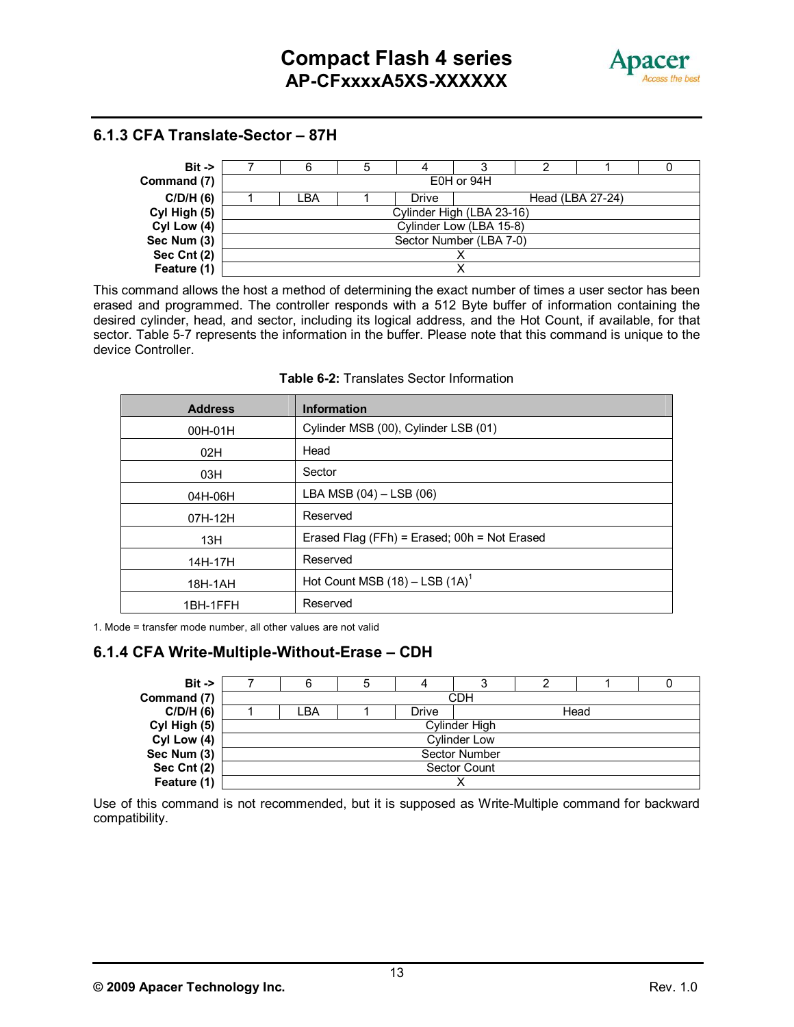### 6.1.3 CFA Translate-Sector – 87H

| Bit -> | 7 | 6 | 5 | 4 | 3 | 2 | 1 | 0 |
|---|---|---|---|---|---|---|---|---|
| **Command (7)** | E0H or 94H | | | | | | | |
| **C/D/H (6)** | 1 | LBA | 1 | Drive | Head (LBA 27-24) | | | |
| **Cyl High (5)** | Cylinder High (LBA 23-16) | | | | | | | |
| **Cyl Low (4)** | Cylinder Low (LBA 15-8) | | | | | | | |
| **Sec Num (3)** | Sector Number (LBA 7-0) | | | | | | | |
| **Sec Cnt (2)** | X | | | | | | | |
| **Feature (1)** | X | | | | | | | |

This command allows the host a method of determining the exact number of times a user sector has been erased and programmed. The controller responds with a 512 Byte buffer of information containing the desired cylinder, head, and sector, including its logical address, and the Hot Count, if available, for that sector. Table 5-7 represents the information in the buffer. Please note that this command is unique to the device Controller.

**Table 6-2:** Translates Sector Information

| Address | Information |
|---|---|
| 00H-01H | Cylinder MSB (00), Cylinder LSB (01) |
| 02H | Head |
| 03H | Sector |
| 04H-06H | LBA MSB (04) – LSB (06) |
| 07H-12H | Reserved |
| 13H | Erased Flag (FFh) = Erased; 00h = Not Erased |
| 14H-17H | Reserved |
| 18H-1AH | Hot Count MSB (18) – LSB (1A)[1] |
| 1BH-1FFH | Reserved |

1. Mode = transfer mode number, all other values are not valid

### 6.1.4 CFA Write-Multiple-Without-Erase – CDH

| Bit -> | 7 | 6 | 5 | 4 | 3 | 2 | 1 | 0 |
|---|---|---|---|---|---|---|---|---|
| **Command (7)** | CDH | | | | | | | |
| **C/D/H (6)** | 1 | LBA | 1 | Drive | Head | | | |
| **Cyl High (5)** | Cylinder High | | | | | | | |
| **Cyl Low (4)** | Cylinder Low | | | | | | | |
| **Sec Num (3)** | Sector Number | | | | | | | |
| **Sec Cnt (2)** | Sector Count | | | | | | | |
| **Feature (1)** | X | | | | | | | |

Use of this command is not recommended, but it is supposed as Write-Multiple command for backward compatibility.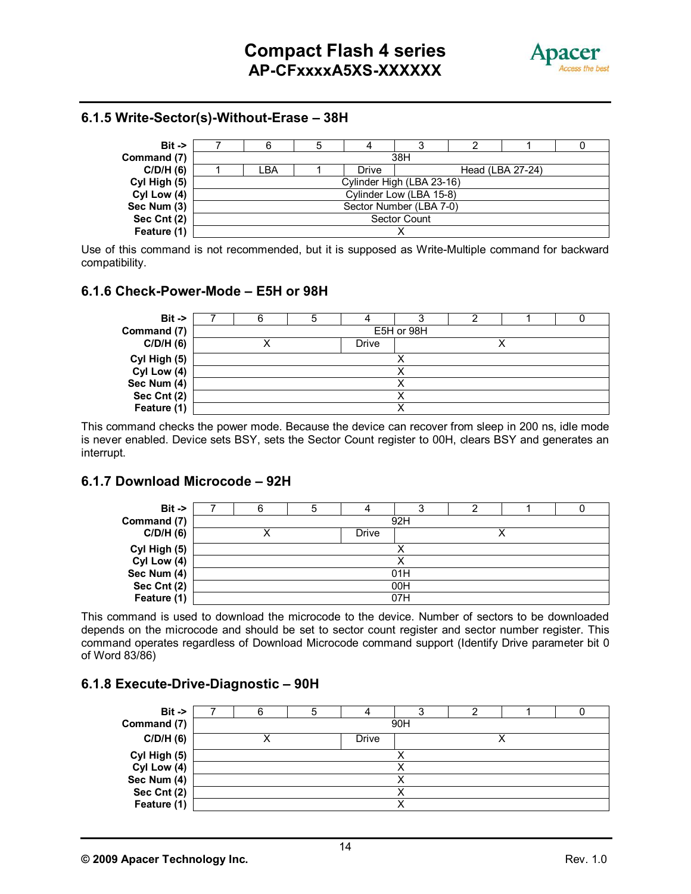### 6.1.5 Write-Sector(s)-Without-Erase – 38H

| Bit -> | 7 | 6 | 5 | 4 | 3 | 2 | 1 | 0 |
|---|---|---|---|---|---|---|---|---|
| **Command (7)** | 38H | | | | | | | |
| **C/D/H (6)** | 1 | LBA | 1 | Drive | Head (LBA 27-24) | | | |
| **Cyl High (5)** | Cylinder High (LBA 23-16) | | | | | | | |
| **Cyl Low (4)** | Cylinder Low (LBA 15-8) | | | | | | | |
| **Sec Num (3)** | Sector Number (LBA 7-0) | | | | | | | |
| **Sec Cnt (2)** | Sector Count | | | | | | | |
| **Feature (1)** | X | | | | | | | |

Use of this command is not recommended, but it is supposed as Write-Multiple command for backward compatibility.

### 6.1.6 Check-Power-Mode – E5H or 98H

| Bit -> | 7 | 6 | 5 | 4 | 3 | 2 | 1 | 0 |
|---|---|---|---|---|---|---|---|---|
| **Command (7)** | E5H or 98H | | | | | | | |
| **C/D/H (6)** | X | | | Drive | X | | | |
| **Cyl High (5)** | X | | | | | | | |
| **Cyl Low (4)** | X | | | | | | | |
| **Sec Num (4)** | X | | | | | | | |
| **Sec Cnt (2)** | X | | | | | | | |
| **Feature (1)** | X | | | | | | | |

This command checks the power mode. Because the device can recover from sleep in 200 ns, idle mode is never enabled. Device sets BSY, sets the Sector Count register to 00H, clears BSY and generates an interrupt.

### 6.1.7 Download Microcode – 92H

| Bit -> | 7 | 6 | 5 | 4 | 3 | 2 | 1 | 0 |
|---|---|---|---|---|---|---|---|---|
| **Command (7)** | 92H | | | | | | | |
| **C/D/H (6)** | X | | | Drive | X | | | |
| **Cyl High (5)** | X | | | | | | | |
| **Cyl Low (4)** | X | | | | | | | |
| **Sec Num (4)** | 01H | | | | | | | |
| **Sec Cnt (2)** | 00H | | | | | | | |
| **Feature (1)** | 07H | | | | | | | |

This command is used to download the microcode to the device. Number of sectors to be downloaded depends on the microcode and should be set to sector count register and sector number register. This command operates regardless of Download Microcode command support (Identify Drive parameter bit 0 of Word 83/86)

### 6.1.8 Execute-Drive-Diagnostic – 90H

| Bit -> | 7 | 6 | 5 | 4 | 3 | 2 | 1 | 0 |
|---|---|---|---|---|---|---|---|---|
| **Command (7)** | 90H | | | | | | | |
| **C/D/H (6)** | X | | | Drive | X | | | |
| **Cyl High (5)** | X | | | | | | | |
| **Cyl Low (4)** | X | | | | | | | |
| **Sec Num (4)** | X | | | | | | | |
| **Sec Cnt (2)** | X | | | | | | | |
| **Feature (1)** | X | | | | | | | |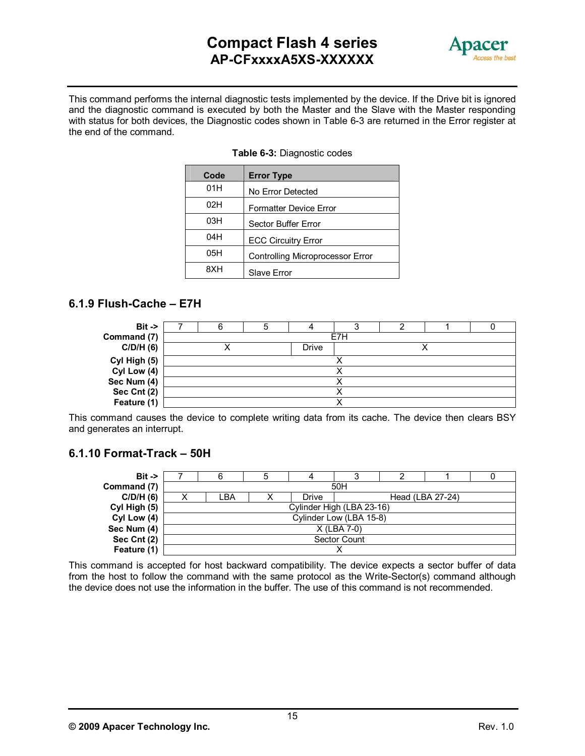This command performs the internal diagnostic tests implemented by the device. If the Drive bit is ignored and the diagnostic command is executed by both the Master and the Slave with the Master responding with status for both devices, the Diagnostic codes shown in Table 6-3 are returned in the Error register at the end of the command.

**Table 6-3:** Diagnostic codes

| Code | Error Type |
|---|---|
| 01H | No Error Detected |
| 02H | Formatter Device Error |
| 03H | Sector Buffer Error |
| 04H | ECC Circuitry Error |
| 05H | Controlling Microprocessor Error |
| 8XH | Slave Error |

### 6.1.9 Flush-Cache – E7H

| Bit -> | 7 | 6 | 5 | 4 | 3 | 2 | 1 | 0 |
|---|---|---|---|---|---|---|---|---|
| Command (7) | E7H | | | | | | | |
| C/D/H (6) | X | | | Drive | X | | | |
| Cyl High (5) | X | | | | | | | |
| Cyl Low (4) | X | | | | | | | |
| Sec Num (4) | X | | | | | | | |
| Sec Cnt (2) | X | | | | | | | |
| Feature (1) | X | | | | | | | |

This command causes the device to complete writing data from its cache. The device then clears BSY and generates an interrupt.

### 6.1.10 Format-Track – 50H

| Bit -> | 7 | 6 | 5 | 4 | 3 | 2 | 1 | 0 |
|---|---|---|---|---|---|---|---|---|
| Command (7) | 50H | | | | | | | |
| C/D/H (6) | X | LBA | X | Drive | Head (LBA 27-24) | | | |
| Cyl High (5) | Cylinder High (LBA 23-16) | | | | | | | |
| Cyl Low (4) | Cylinder Low (LBA 15-8) | | | | | | | |
| Sec Num (4) | X (LBA 7-0) | | | | | | | |
| Sec Cnt (2) | Sector Count | | | | | | | |
| Feature (1) | X | | | | | | | |

This command is accepted for host backward compatibility. The device expects a sector buffer of data from the host to follow the command with the same protocol as the Write-Sector(s) command although the device does not use the information in the buffer. The use of this command is not recommended.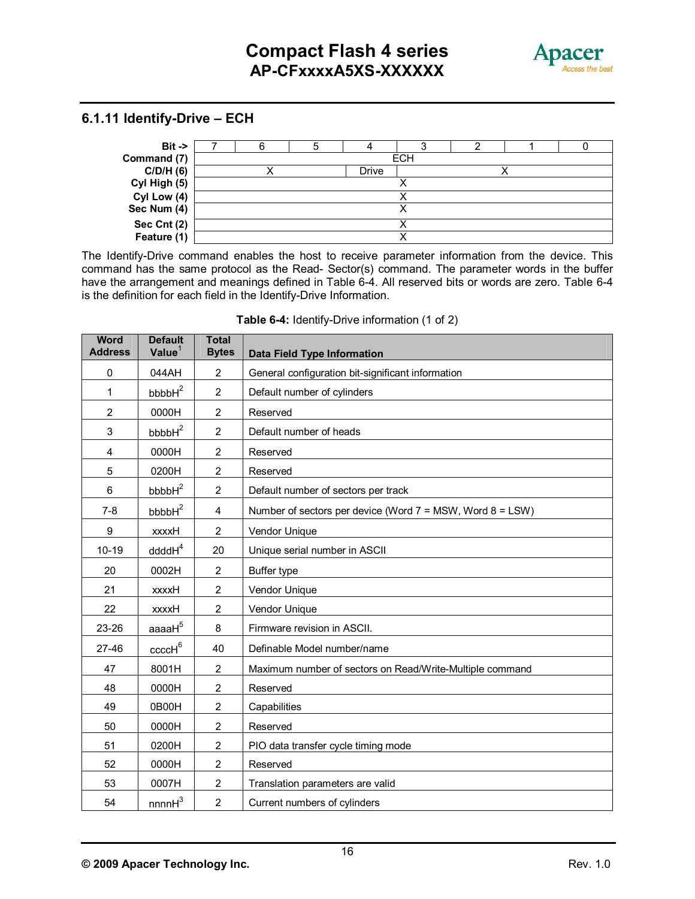### 6.1.11 Identify-Drive – ECH

| Bit -> | 7 | 6 | 5 | 4 | 3 | 2 | 1 | 0 |
|---|---|---|---|---|---|---|---|---|
| **Command (7)** | ECH | | | | | | | |
| **C/D/H (6)** | X | | | Drive | X | | | |
| **Cyl High (5)** | X | | | | | | | |
| **Cyl Low (4)** | X | | | | | | | |
| **Sec Num (4)** | X | | | | | | | |
| **Sec Cnt (2)** | X | | | | | | | |
| **Feature (1)** | X | | | | | | | |

The Identify-Drive command enables the host to receive parameter information from the device. This command has the same protocol as the Read- Sector(s) command. The parameter words in the buffer have the arrangement and meanings defined in Table 6-4. All reserved bits or words are zero. Table 6-4 is the definition for each field in the Identify-Drive Information.

**Table 6-4:** Identify-Drive information (1 of 2)

| Word Address | Default Value[1] | Total Bytes | Data Field Type Information |
|---|---|---|---|
| 0 | 044AH | 2 | General configuration bit-significant information |
| 1 | bbbbH[2] | 2 | Default number of cylinders |
| 2 | 0000H | 2 | Reserved |
| 3 | bbbbH[2] | 2 | Default number of heads |
| 4 | 0000H | 2 | Reserved |
| 5 | 0200H | 2 | Reserved |
| 6 | bbbbH[2] | 2 | Default number of sectors per track |
| 7-8 | bbbbH[2] | 4 | Number of sectors per device (Word 7 = MSW, Word 8 = LSW) |
| 9 | xxxxH | 2 | Vendor Unique |
| 10-19 | ddddH[4] | 20 | Unique serial number in ASCII |
| 20 | 0002H | 2 | Buffer type |
| 21 | xxxxH | 2 | Vendor Unique |
| 22 | xxxxH | 2 | Vendor Unique |
| 23-26 | aaaaH[5] | 8 | Firmware revision in ASCII. |
| 27-46 | ccccH[6] | 40 | Definable Model number/name |
| 47 | 8001H | 2 | Maximum number of sectors on Read/Write-Multiple command |
| 48 | 0000H | 2 | Reserved |
| 49 | 0B00H | 2 | Capabilities |
| 50 | 0000H | 2 | Reserved |
| 51 | 0200H | 2 | PIO data transfer cycle timing mode |
| 52 | 0000H | 2 | Reserved |
| 53 | 0007H | 2 | Translation parameters are valid |
| 54 | nnnnH[3] | 2 | Current numbers of cylinders |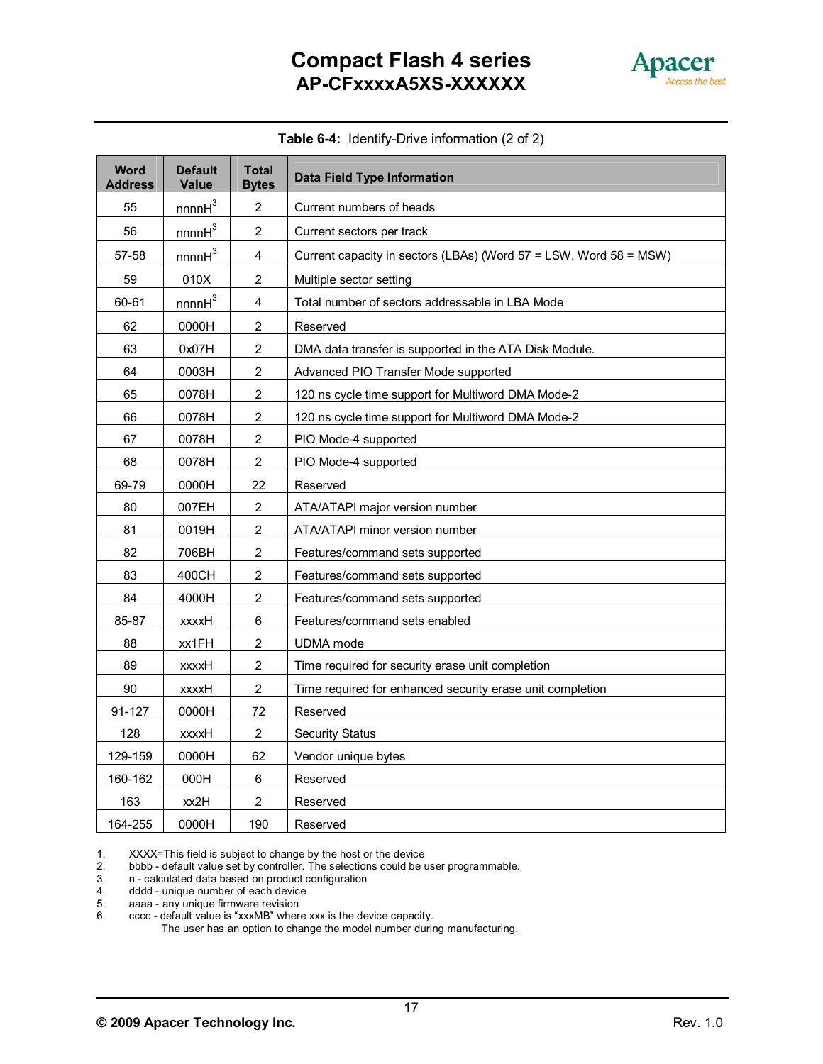**Table 6-4:** Identify-Drive information (2 of 2)

| Word Address | Default Value | Total Bytes | Data Field Type Information |
|---|---|---|---|
| 55 | nnnnH[3] | 2 | Current numbers of heads |
| 56 | nnnnH[3] | 2 | Current sectors per track |
| 57-58 | nnnnH[3] | 4 | Current capacity in sectors (LBAs) (Word 57 = LSW, Word 58 = MSW) |
| 59 | 010X | 2 | Multiple sector setting |
| 60-61 | nnnnH[3] | 4 | Total number of sectors addressable in LBA Mode |
| 62 | 0000H | 2 | Reserved |
| 63 | 0x07H | 2 | DMA data transfer is supported in the ATA Disk Module. |
| 64 | 0003H | 2 | Advanced PIO Transfer Mode supported |
| 65 | 0078H | 2 | 120 ns cycle time support for Multiword DMA Mode-2 |
| 66 | 0078H | 2 | 120 ns cycle time support for Multiword DMA Mode-2 |
| 67 | 0078H | 2 | PIO Mode-4 supported |
| 68 | 0078H | 2 | PIO Mode-4 supported |
| 69-79 | 0000H | 22 | Reserved |
| 80 | 007EH | 2 | ATA/ATAPI major version number |
| 81 | 0019H | 2 | ATA/ATAPI minor version number |
| 82 | 706BH | 2 | Features/command sets supported |
| 83 | 400CH | 2 | Features/command sets supported |
| 84 | 4000H | 2 | Features/command sets supported |
| 85-87 | xxxxH | 6 | Features/command sets enabled |
| 88 | xx1FH | 2 | UDMA mode |
| 89 | xxxxH | 2 | Time required for security erase unit completion |
| 90 | xxxxH | 2 | Time required for enhanced security erase unit completion |
| 91-127 | 0000H | 72 | Reserved |
| 128 | xxxxH | 2 | Security Status |
| 129-159 | 0000H | 62 | Vendor unique bytes |
| 160-162 | 000H | 6 | Reserved |
| 163 | xx2H | 2 | Reserved |
| 164-255 | 0000H | 190 | Reserved |

1. XXXX=This field is subject to change by the host or the device
2. bbbb - default value set by controller. The selections could be user programmable.
3. n - calculated data based on product configuration
4. dddd - unique number of each device
5. aaaa - any unique firmware revision
6. cccc - default value is "xxxMB" where xxx is the device capacity.
   The user has an option to change the model number during manufacturing.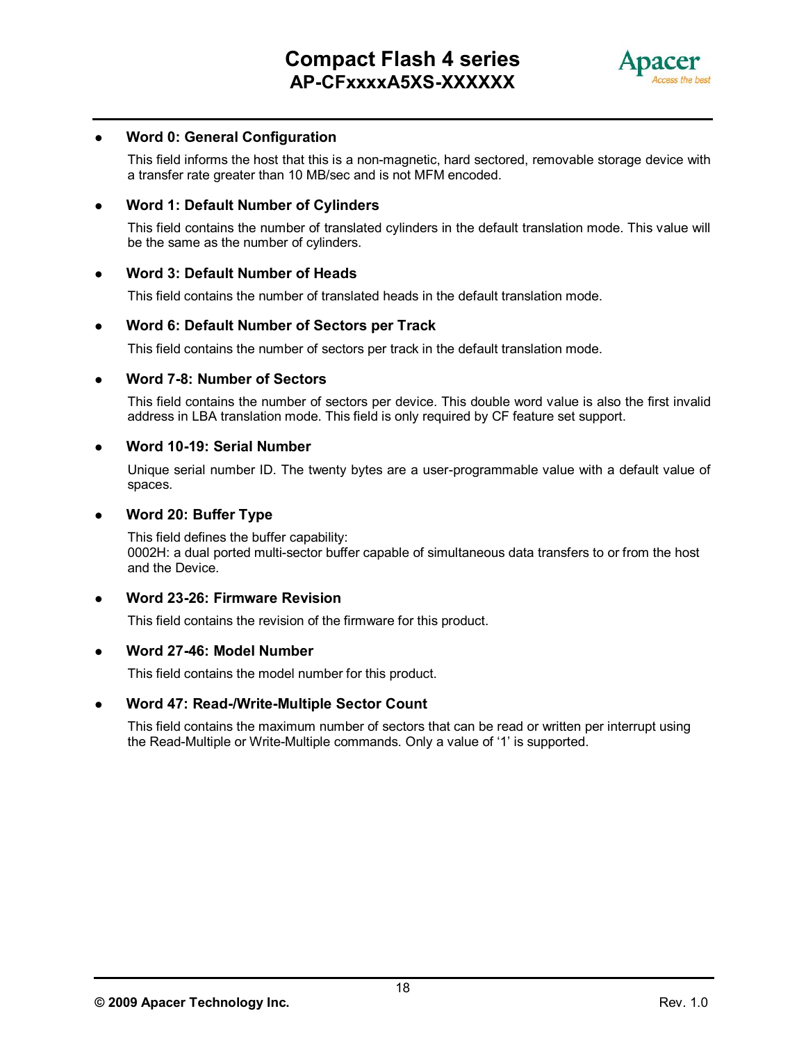- **Word 0: General Configuration**

  This field informs the host that this is a non-magnetic, hard sectored, removable storage device with a transfer rate greater than 10 MB/sec and is not MFM encoded.

- **Word 1: Default Number of Cylinders**

  This field contains the number of translated cylinders in the default translation mode. This value will be the same as the number of cylinders.

- **Word 3: Default Number of Heads**

  This field contains the number of translated heads in the default translation mode.

- **Word 6: Default Number of Sectors per Track**

  This field contains the number of sectors per track in the default translation mode.

- **Word 7-8: Number of Sectors**

  This field contains the number of sectors per device. This double word value is also the first invalid address in LBA translation mode. This field is only required by CF feature set support.

- **Word 10-19: Serial Number**

  Unique serial number ID. The twenty bytes are a user-programmable value with a default value of spaces.

- **Word 20: Buffer Type**

  This field defines the buffer capability:
  0002H: a dual ported multi-sector buffer capable of simultaneous data transfers to or from the host and the Device.

- **Word 23-26: Firmware Revision**

  This field contains the revision of the firmware for this product.

- **Word 27-46: Model Number**

  This field contains the model number for this product.

- **Word 47: Read-/Write-Multiple Sector Count**

  This field contains the maximum number of sectors that can be read or written per interrupt using the Read-Multiple or Write-Multiple commands. Only a value of '1' is supported.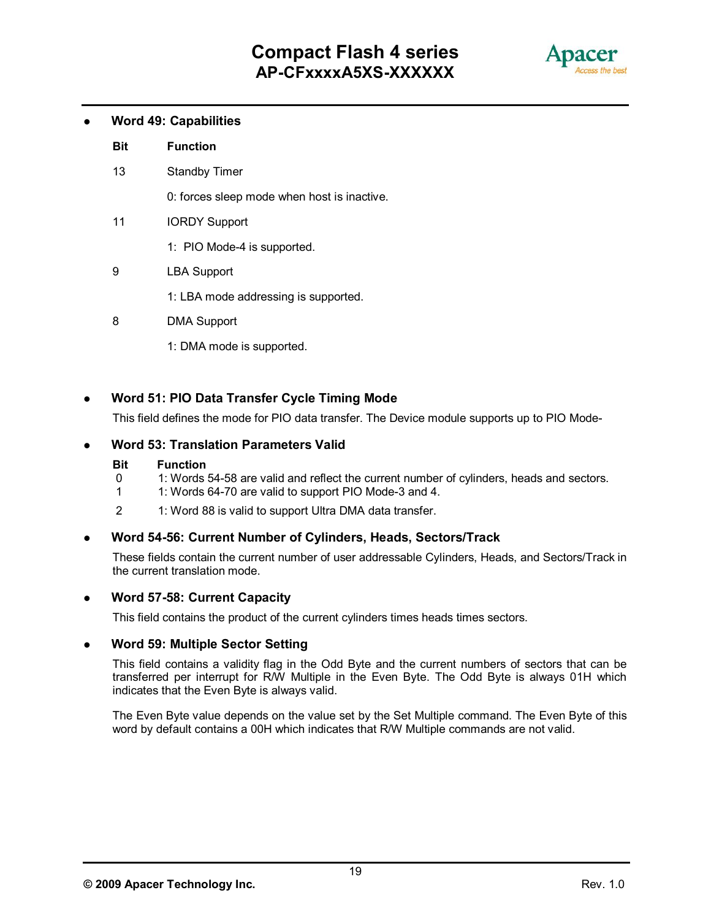- **Word 49: Capabilities**

| Bit | Function |
| --- | --- |
| 13 | Standby Timer<br>0: forces sleep mode when host is inactive. |
| 11 | IORDY Support<br>1: PIO Mode-4 is supported. |
| 9 | LBA Support<br>1: LBA mode addressing is supported. |
| 8 | DMA Support<br>1: DMA mode is supported. |

- **Word 51: PIO Data Transfer Cycle Timing Mode**

  This field defines the mode for PIO data transfer. The Device module supports up to PIO Mode-

- **Word 53: Translation Parameters Valid**

| Bit | Function |
| --- | --- |
| 0 | 1: Words 54-58 are valid and reflect the current number of cylinders, heads and sectors. |
| 1 | 1: Words 64-70 are valid to support PIO Mode-3 and 4. |
| 2 | 1: Word 88 is valid to support Ultra DMA data transfer. |

- **Word 54-56: Current Number of Cylinders, Heads, Sectors/Track**

  These fields contain the current number of user addressable Cylinders, Heads, and Sectors/Track in the current translation mode.

- **Word 57-58: Current Capacity**

  This field contains the product of the current cylinders times heads times sectors.

- **Word 59: Multiple Sector Setting**

  This field contains a validity flag in the Odd Byte and the current numbers of sectors that can be transferred per interrupt for R/W Multiple in the Even Byte. The Odd Byte is always 01H which indicates that the Even Byte is always valid.

  The Even Byte value depends on the value set by the Set Multiple command. The Even Byte of this word by default contains a 00H which indicates that R/W Multiple commands are not valid.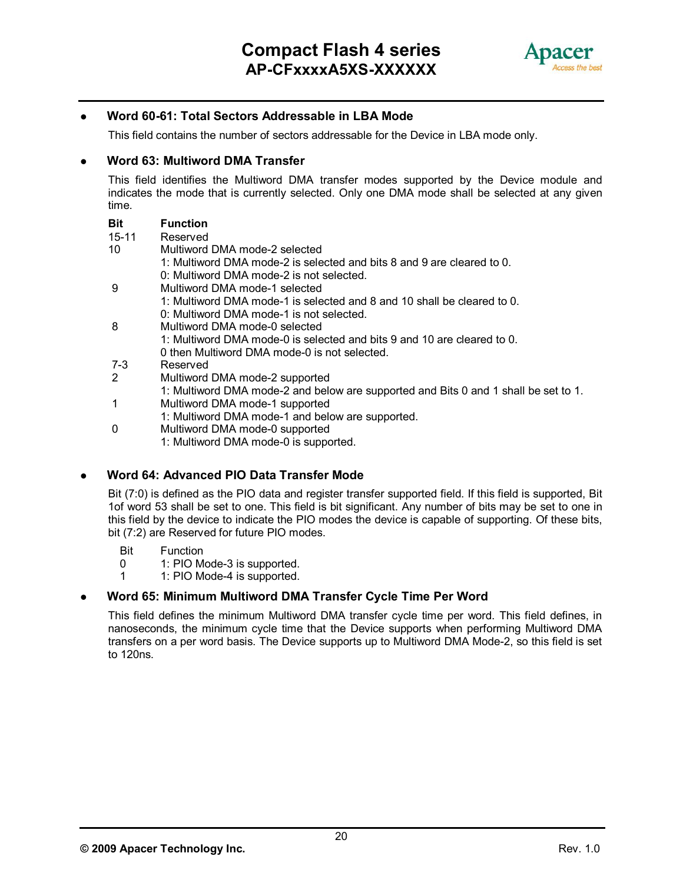- **Word 60-61: Total Sectors Addressable in LBA Mode**

  This field contains the number of sectors addressable for the Device in LBA mode only.

- **Word 63: Multiword DMA Transfer**

  This field identifies the Multiword DMA transfer modes supported by the Device module and indicates the mode that is currently selected. Only one DMA mode shall be selected at any given time.

| Bit | Function |
|---|---|
| 15-11 | Reserved |
| 10 | Multiword DMA mode-2 selected<br>1: Multiword DMA mode-2 is selected and bits 8 and 9 are cleared to 0.<br>0: Multiword DMA mode-2 is not selected. |
| 9 | Multiword DMA mode-1 selected<br>1: Multiword DMA mode-1 is selected and 8 and 10 shall be cleared to 0.<br>0: Multiword DMA mode-1 is not selected. |
| 8 | Multiword DMA mode-0 selected<br>1: Multiword DMA mode-0 is selected and bits 9 and 10 are cleared to 0.<br>0 then Multiword DMA mode-0 is not selected. |
| 7-3 | Reserved |
| 2 | Multiword DMA mode-2 supported<br>1: Multiword DMA mode-2 and below are supported and Bits 0 and 1 shall be set to 1. |
| 1 | Multiword DMA mode-1 supported<br>1: Multiword DMA mode-1 and below are supported. |
| 0 | Multiword DMA mode-0 supported<br>1: Multiword DMA mode-0 is supported. |

- **Word 64: Advanced PIO Data Transfer Mode**

  Bit (7:0) is defined as the PIO data and register transfer supported field. If this field is supported, Bit 1of word 53 shall be set to one. This field is bit significant. Any number of bits may be set to one in this field by the device to indicate the PIO modes the device is capable of supporting. Of these bits, bit (7:2) are Reserved for future PIO modes.

| Bit | Function |
|---|---|
| 0 | 1: PIO Mode-3 is supported. |
| 1 | 1: PIO Mode-4 is supported. |

- **Word 65: Minimum Multiword DMA Transfer Cycle Time Per Word**

  This field defines the minimum Multiword DMA transfer cycle time per word. This field defines, in nanoseconds, the minimum cycle time that the Device supports when performing Multiword DMA transfers on a per word basis. The Device supports up to Multiword DMA Mode-2, so this field is set to 120ns.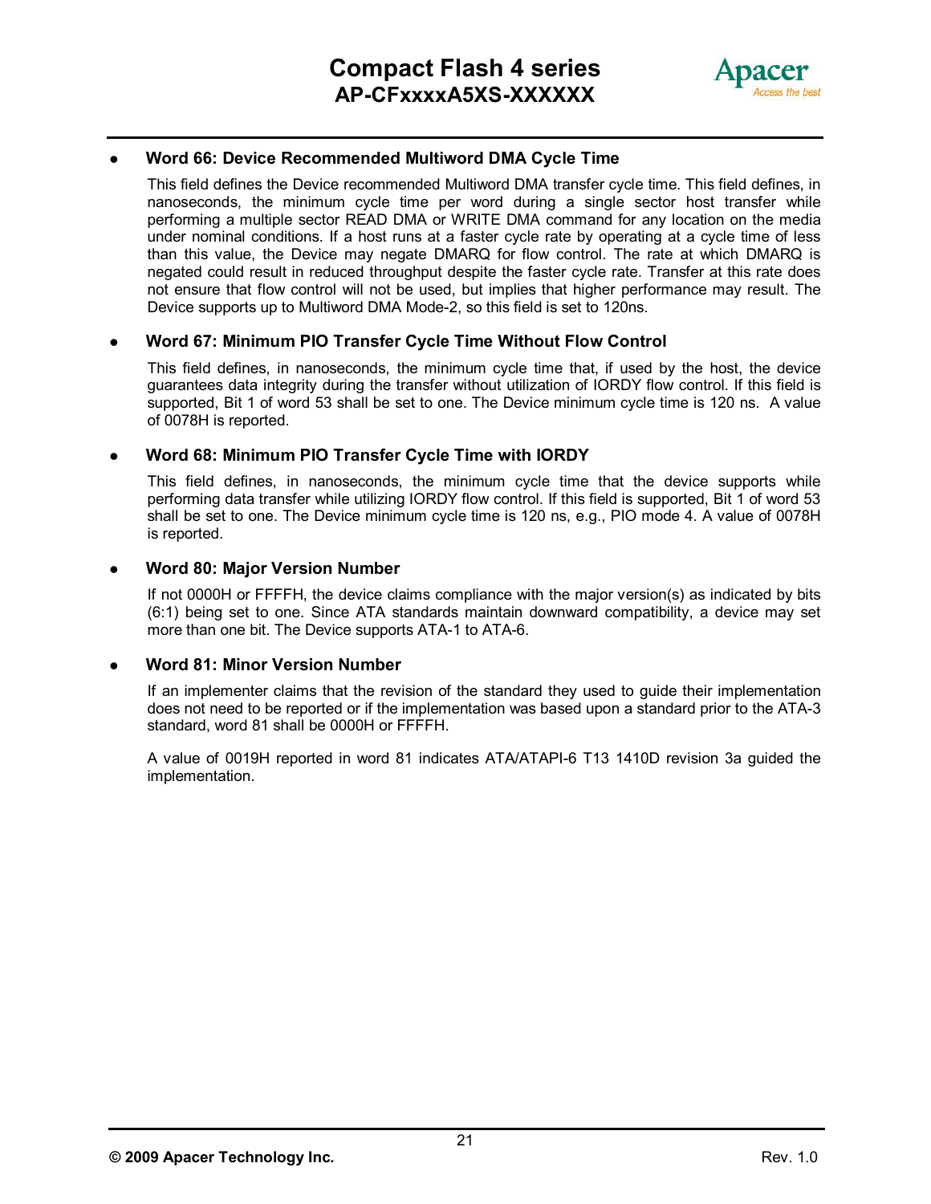- **Word 66: Device Recommended Multiword DMA Cycle Time**

  This field defines the Device recommended Multiword DMA transfer cycle time. This field defines, in nanoseconds, the minimum cycle time per word during a single sector host transfer while performing a multiple sector READ DMA or WRITE DMA command for any location on the media under nominal conditions. If a host runs at a faster cycle rate by operating at a cycle time of less than this value, the Device may negate DMARQ for flow control. The rate at which DMARQ is negated could result in reduced throughput despite the faster cycle rate. Transfer at this rate does not ensure that flow control will not be used, but implies that higher performance may result. The Device supports up to Multiword DMA Mode-2, so this field is set to 120ns.

- **Word 67: Minimum PIO Transfer Cycle Time Without Flow Control**

  This field defines, in nanoseconds, the minimum cycle time that, if used by the host, the device guarantees data integrity during the transfer without utilization of IORDY flow control. If this field is supported, Bit 1 of word 53 shall be set to one. The Device minimum cycle time is 120 ns. A value of 0078H is reported.

- **Word 68: Minimum PIO Transfer Cycle Time with IORDY**

  This field defines, in nanoseconds, the minimum cycle time that the device supports while performing data transfer while utilizing IORDY flow control. If this field is supported, Bit 1 of word 53 shall be set to one. The Device minimum cycle time is 120 ns, e.g., PIO mode 4. A value of 0078H is reported.

- **Word 80: Major Version Number**

  If not 0000H or FFFFH, the device claims compliance with the major version(s) as indicated by bits (6:1) being set to one. Since ATA standards maintain downward compatibility, a device may set more than one bit. The Device supports ATA-1 to ATA-6.

- **Word 81: Minor Version Number**

  If an implementer claims that the revision of the standard they used to guide their implementation does not need to be reported or if the implementation was based upon a standard prior to the ATA-3 standard, word 81 shall be 0000H or FFFFH.

  A value of 0019H reported in word 81 indicates ATA/ATAPI-6 T13 1410D revision 3a guided the implementation.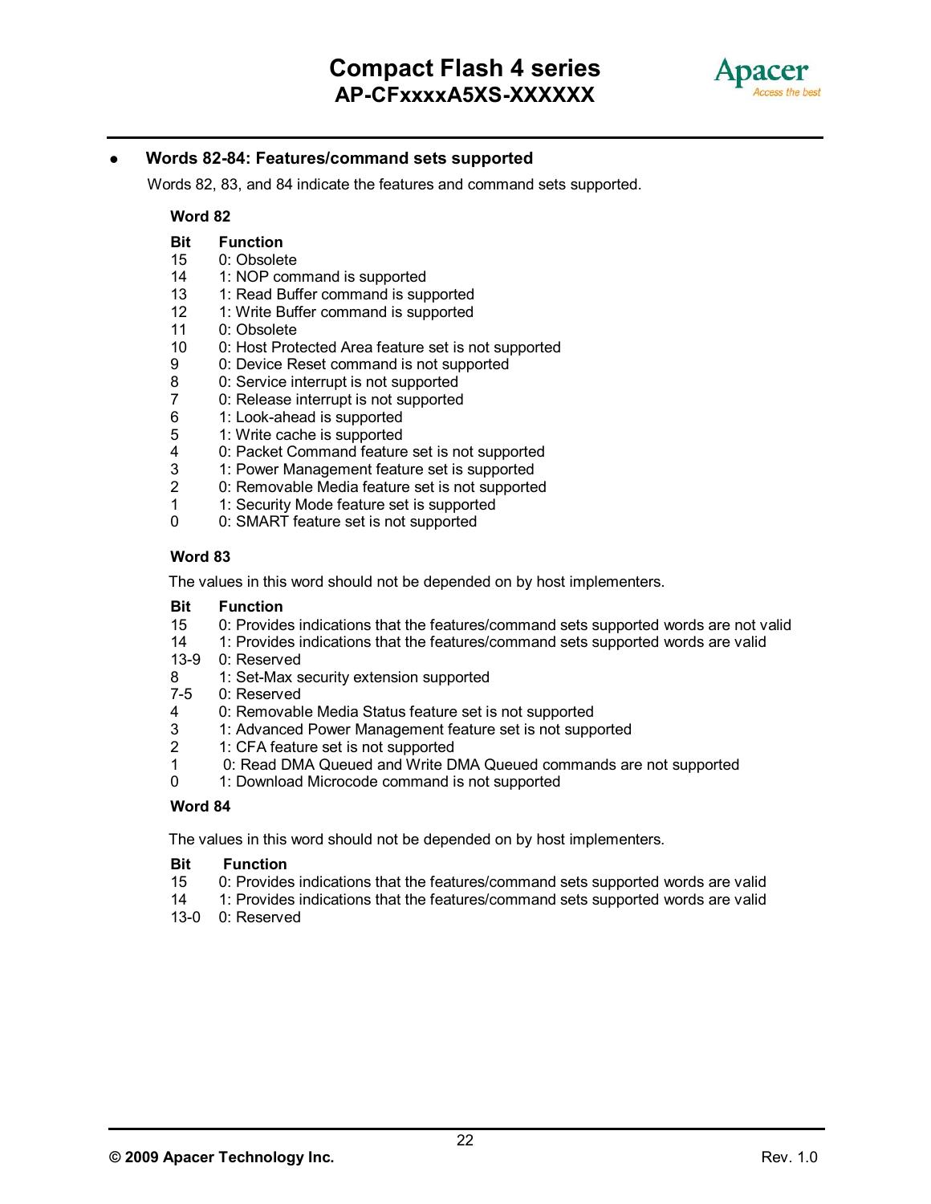- **Words 82-84: Features/command sets supported**

Words 82, 83, and 84 indicate the features and command sets supported.

**Word 82**

| Bit | Function |
|---|---|
| 15 | 0: Obsolete |
| 14 | 1: NOP command is supported |
| 13 | 1: Read Buffer command is supported |
| 12 | 1: Write Buffer command is supported |
| 11 | 0: Obsolete |
| 10 | 0: Host Protected Area feature set is not supported |
| 9 | 0: Device Reset command is not supported |
| 8 | 0: Service interrupt is not supported |
| 7 | 0: Release interrupt is not supported |
| 6 | 1: Look-ahead is supported |
| 5 | 1: Write cache is supported |
| 4 | 0: Packet Command feature set is not supported |
| 3 | 1: Power Management feature set is supported |
| 2 | 0: Removable Media feature set is not supported |
| 1 | 1: Security Mode feature set is supported |
| 0 | 0: SMART feature set is not supported |

**Word 83**

The values in this word should not be depended on by host implementers.

| Bit | Function |
|---|---|
| 15 | 0: Provides indications that the features/command sets supported words are not valid |
| 14 | 1: Provides indications that the features/command sets supported words are valid |
| 13-9 | 0: Reserved |
| 8 | 1: Set-Max security extension supported |
| 7-5 | 0: Reserved |
| 4 | 0: Removable Media Status feature set is not supported |
| 3 | 1: Advanced Power Management feature set is not supported |
| 2 | 1: CFA feature set is not supported |
| 1 | 0: Read DMA Queued and Write DMA Queued commands are not supported |
| 0 | 1: Download Microcode command is not supported |

**Word 84**

The values in this word should not be depended on by host implementers.

| Bit | Function |
|---|---|
| 15 | 0: Provides indications that the features/command sets supported words are valid |
| 14 | 1: Provides indications that the features/command sets supported words are valid |
| 13-0 | 0: Reserved |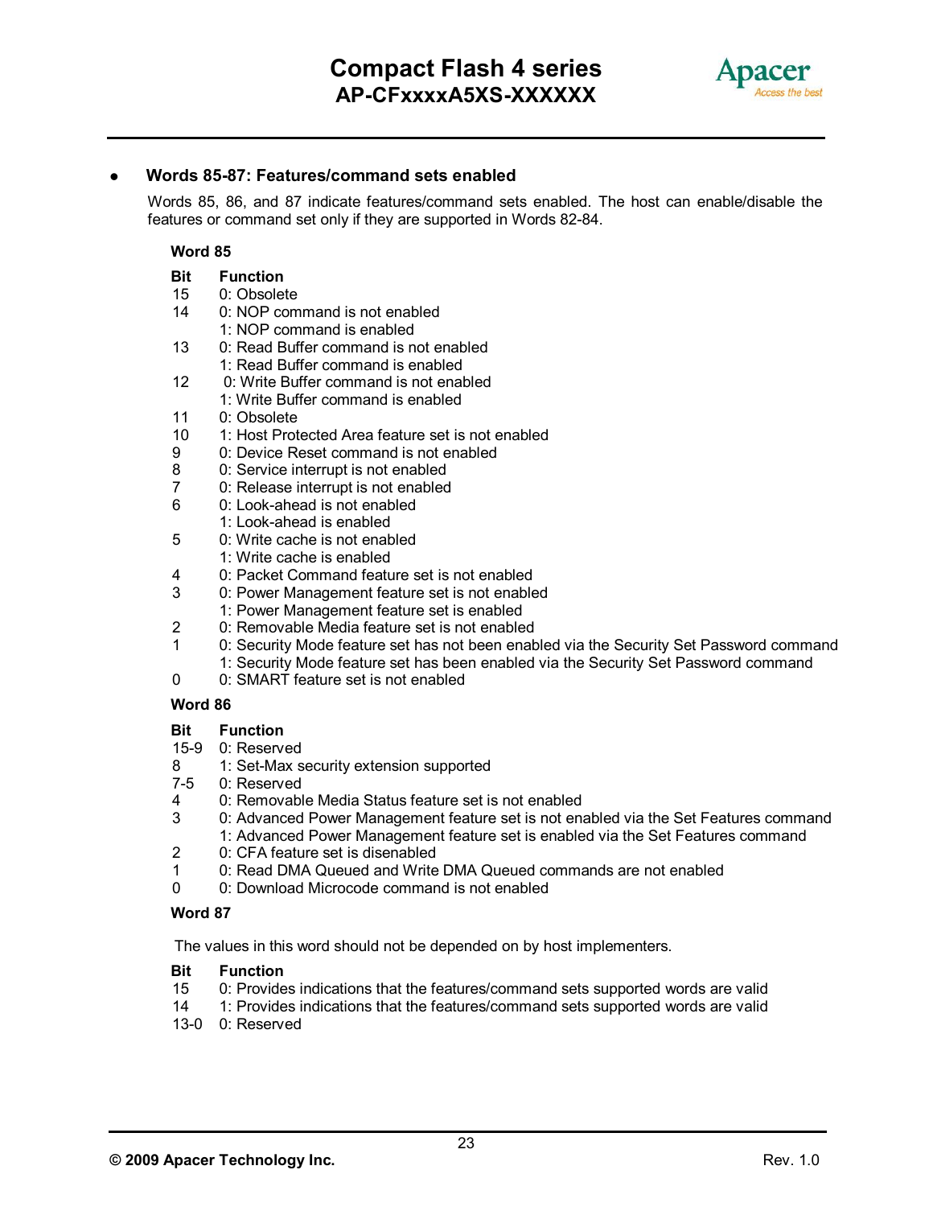- **Words 85-87: Features/command sets enabled**

Words 85, 86, and 87 indicate features/command sets enabled. The host can enable/disable the features or command set only if they are supported in Words 82-84.

**Word 85**

| **Bit** | **Function** |
|---|---|
| 15 | 0: Obsolete |
| 14 | 0: NOP command is not enabled<br>1: NOP command is enabled |
| 13 | 0: Read Buffer command is not enabled<br>1: Read Buffer command is enabled |
| 12 | 0: Write Buffer command is not enabled<br>1: Write Buffer command is enabled |
| 11 | 0: Obsolete |
| 10 | 1: Host Protected Area feature set is not enabled |
| 9 | 0: Device Reset command is not enabled |
| 8 | 0: Service interrupt is not enabled |
| 7 | 0: Release interrupt is not enabled |
| 6 | 0: Look-ahead is not enabled<br>1: Look-ahead is enabled |
| 5 | 0: Write cache is not enabled<br>1: Write cache is enabled |
| 4 | 0: Packet Command feature set is not enabled |
| 3 | 0: Power Management feature set is not enabled<br>1: Power Management feature set is enabled |
| 2 | 0: Removable Media feature set is not enabled |
| 1 | 0: Security Mode feature set has not been enabled via the Security Set Password command<br>1: Security Mode feature set has been enabled via the Security Set Password command |
| 0 | 0: SMART feature set is not enabled |

**Word 86**

| **Bit** | **Function** |
|---|---|
| 15-9 | 0: Reserved |
| 8 | 1: Set-Max security extension supported |
| 7-5 | 0: Reserved |
| 4 | 0: Removable Media Status feature set is not enabled |
| 3 | 0: Advanced Power Management feature set is not enabled via the Set Features command<br>1: Advanced Power Management feature set is enabled via the Set Features command |
| 2 | 0: CFA feature set is disenabled |
| 1 | 0: Read DMA Queued and Write DMA Queued commands are not enabled |
| 0 | 0: Download Microcode command is not enabled |

**Word 87**

The values in this word should not be depended on by host implementers.

| **Bit** | **Function** |
|---|---|
| 15 | 0: Provides indications that the features/command sets supported words are valid |
| 14 | 1: Provides indications that the features/command sets supported words are valid |
| 13-0 | 0: Reserved |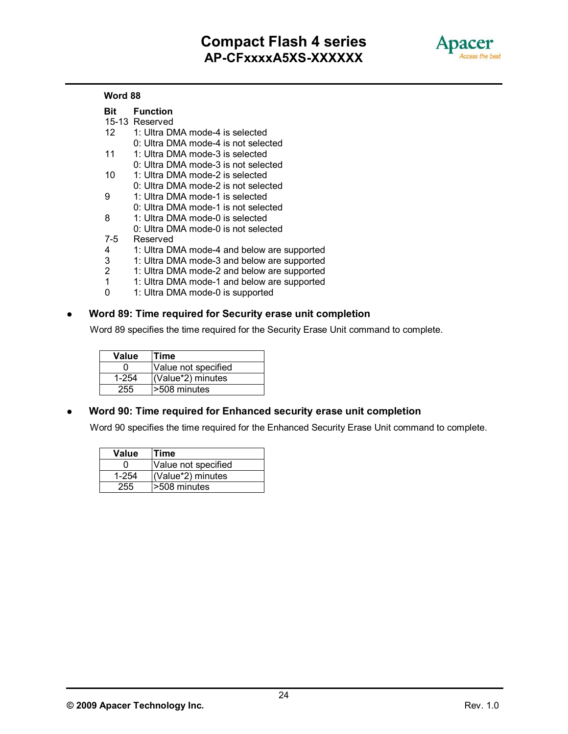**Word 88**

| Bit | Function |
| --- | --- |
| 15-13 | Reserved |
| 12 | 1: Ultra DMA mode-4 is selected<br>0: Ultra DMA mode-4 is not selected |
| 11 | 1: Ultra DMA mode-3 is selected<br>0: Ultra DMA mode-3 is not selected |
| 10 | 1: Ultra DMA mode-2 is selected<br>0: Ultra DMA mode-2 is not selected |
| 9 | 1: Ultra DMA mode-1 is selected<br>0: Ultra DMA mode-1 is not selected |
| 8 | 1: Ultra DMA mode-0 is selected<br>0: Ultra DMA mode-0 is not selected |
| 7-5 | Reserved |
| 4 | 1: Ultra DMA mode-4 and below are supported |
| 3 | 1: Ultra DMA mode-3 and below are supported |
| 2 | 1: Ultra DMA mode-2 and below are supported |
| 1 | 1: Ultra DMA mode-1 and below are supported |
| 0 | 1: Ultra DMA mode-0 is supported |

- **Word 89: Time required for Security erase unit completion**

Word 89 specifies the time required for the Security Erase Unit command to complete.

| Value | Time |
| --- | --- |
| 0 | Value not specified |
| 1-254 | (Value*2) minutes |
| 255 | >508 minutes |

- **Word 90: Time required for Enhanced security erase unit completion**

Word 90 specifies the time required for the Enhanced Security Erase Unit command to complete.

| Value | Time |
| --- | --- |
| 0 | Value not specified |
| 1-254 | (Value*2) minutes |
| 255 | >508 minutes |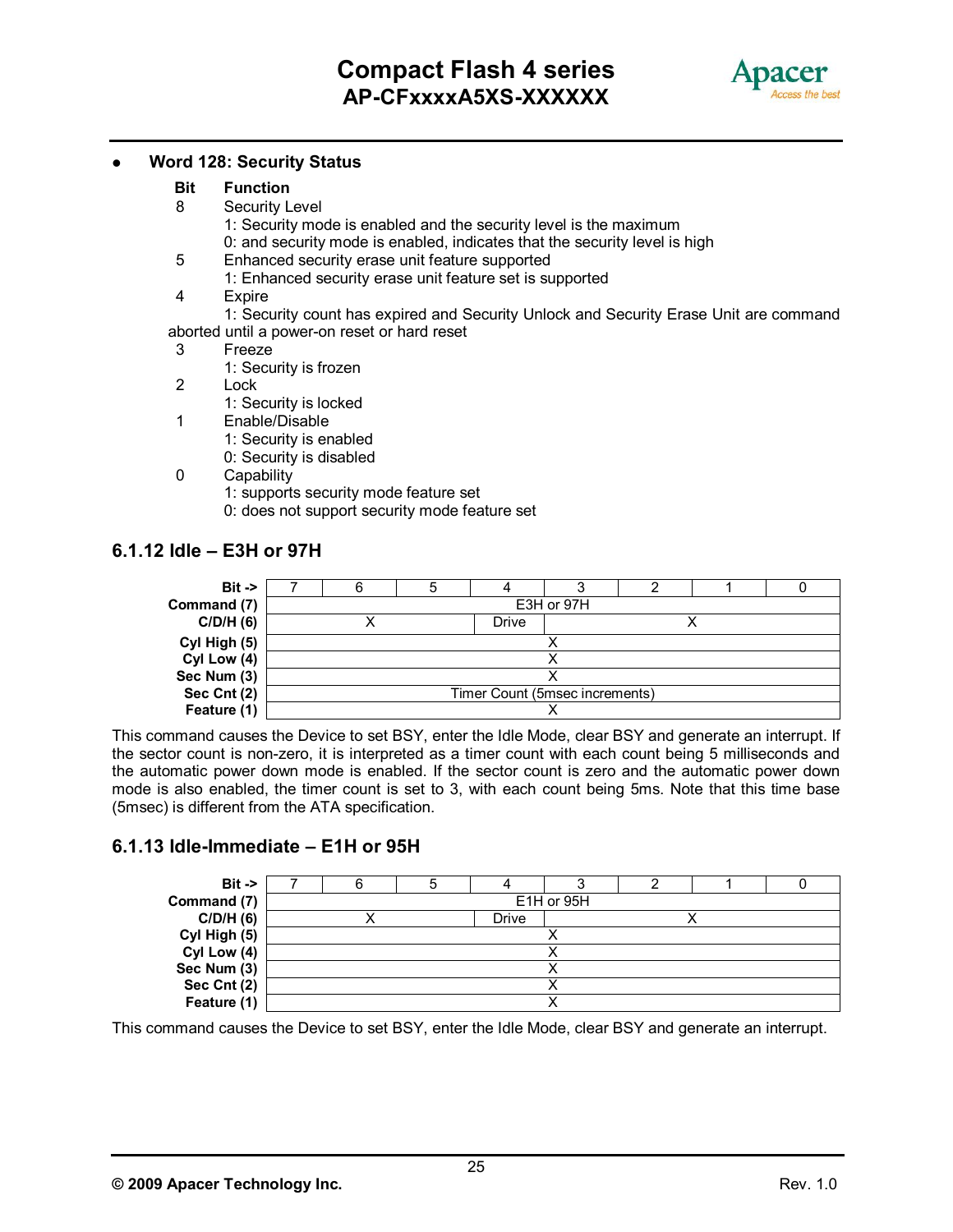- **Word 128: Security Status**

**Bit Function**

8 Security Level
1: Security mode is enabled and the security level is the maximum
0: and security mode is enabled, indicates that the security level is high

5 Enhanced security erase unit feature supported
1: Enhanced security erase unit feature set is supported

4 Expire
1: Security count has expired and Security Unlock and Security Erase Unit are command aborted until a power-on reset or hard reset

3 Freeze
1: Security is frozen

2 Lock
1: Security is locked

1 Enable/Disable
1: Security is enabled
0: Security is disabled

0 Capability
1: supports security mode feature set
0: does not support security mode feature set

### 6.1.12 Idle – E3H or 97H

| Bit -> | 7 | 6 | 5 | 4 | 3 | 2 | 1 | 0 |
|---|---|---|---|---|---|---|---|---|
| Command (7) | E3H or 97H | | | | | | | |
| C/D/H (6) | X | | | Drive | X | | | |
| Cyl High (5) | X | | | | | | | |
| Cyl Low (4) | X | | | | | | | |
| Sec Num (3) | X | | | | | | | |
| Sec Cnt (2) | Timer Count (5msec increments) | | | | | | | |
| Feature (1) | X | | | | | | | |

This command causes the Device to set BSY, enter the Idle Mode, clear BSY and generate an interrupt. If the sector count is non-zero, it is interpreted as a timer count with each count being 5 milliseconds and the automatic power down mode is enabled. If the sector count is zero and the automatic power down mode is also enabled, the timer count is set to 3, with each count being 5ms. Note that this time base (5msec) is different from the ATA specification.

### 6.1.13 Idle-Immediate – E1H or 95H

| Bit -> | 7 | 6 | 5 | 4 | 3 | 2 | 1 | 0 |
|---|---|---|---|---|---|---|---|---|
| Command (7) | E1H or 95H | | | | | | | |
| C/D/H (6) | X | | | Drive | X | | | |
| Cyl High (5) | X | | | | | | | |
| Cyl Low (4) | X | | | | | | | |
| Sec Num (3) | X | | | | | | | |
| Sec Cnt (2) | X | | | | | | | |
| Feature (1) | X | | | | | | | |

This command causes the Device to set BSY, enter the Idle Mode, clear BSY and generate an interrupt.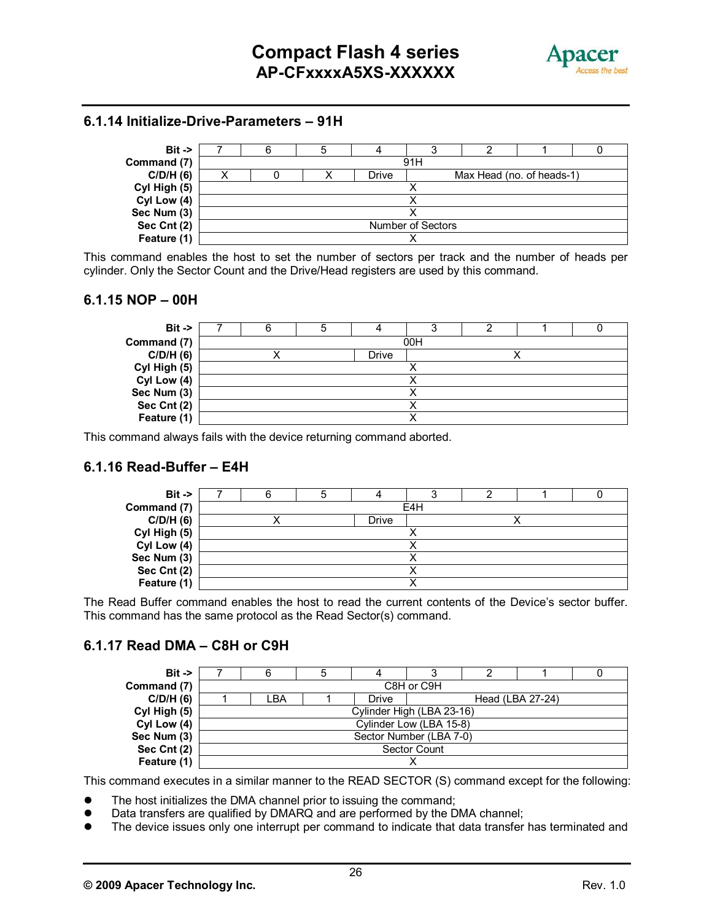### 6.1.14 Initialize-Drive-Parameters – 91H

| Bit -> | 7 | 6 | 5 | 4 | 3 | 2 | 1 | 0 |
|---|---|---|---|---|---|---|---|---|
| **Command (7)** | 91H | | | | | | | |
| **C/D/H (6)** | X | 0 | X | Drive | Max Head (no. of heads-1) | | | |
| **Cyl High (5)** | X | | | | | | | |
| **Cyl Low (4)** | X | | | | | | | |
| **Sec Num (3)** | X | | | | | | | |
| **Sec Cnt (2)** | Number of Sectors | | | | | | | |
| **Feature (1)** | X | | | | | | | |

This command enables the host to set the number of sectors per track and the number of heads per cylinder. Only the Sector Count and the Drive/Head registers are used by this command.

### 6.1.15 NOP – 00H

| Bit -> | 7 | 6 | 5 | 4 | 3 | 2 | 1 | 0 |
|---|---|---|---|---|---|---|---|---|
| **Command (7)** | 00H | | | | | | | |
| **C/D/H (6)** | X | | | Drive | X | | | |
| **Cyl High (5)** | X | | | | | | | |
| **Cyl Low (4)** | X | | | | | | | |
| **Sec Num (3)** | X | | | | | | | |
| **Sec Cnt (2)** | X | | | | | | | |
| **Feature (1)** | X | | | | | | | |

This command always fails with the device returning command aborted.

### 6.1.16 Read-Buffer – E4H

| Bit -> | 7 | 6 | 5 | 4 | 3 | 2 | 1 | 0 |
|---|---|---|---|---|---|---|---|---|
| **Command (7)** | E4H | | | | | | | |
| **C/D/H (6)** | X | | | Drive | X | | | |
| **Cyl High (5)** | X | | | | | | | |
| **Cyl Low (4)** | X | | | | | | | |
| **Sec Num (3)** | X | | | | | | | |
| **Sec Cnt (2)** | X | | | | | | | |
| **Feature (1)** | X | | | | | | | |

The Read Buffer command enables the host to read the current contents of the Device's sector buffer. This command has the same protocol as the Read Sector(s) command.

### 6.1.17 Read DMA – C8H or C9H

| Bit -> | 7 | 6 | 5 | 4 | 3 | 2 | 1 | 0 |
|---|---|---|---|---|---|---|---|---|
| **Command (7)** | C8H or C9H | | | | | | | |
| **C/D/H (6)** | 1 | LBA | 1 | Drive | Head (LBA 27-24) | | | |
| **Cyl High (5)** | Cylinder High (LBA 23-16) | | | | | | | |
| **Cyl Low (4)** | Cylinder Low (LBA 15-8) | | | | | | | |
| **Sec Num (3)** | Sector Number (LBA 7-0) | | | | | | | |
| **Sec Cnt (2)** | Sector Count | | | | | | | |
| **Feature (1)** | X | | | | | | | |

This command executes in a similar manner to the READ SECTOR (S) command except for the following:

- The host initializes the DMA channel prior to issuing the command;
- Data transfers are qualified by DMARQ and are performed by the DMA channel;
- The device issues only one interrupt per command to indicate that data transfer has terminated and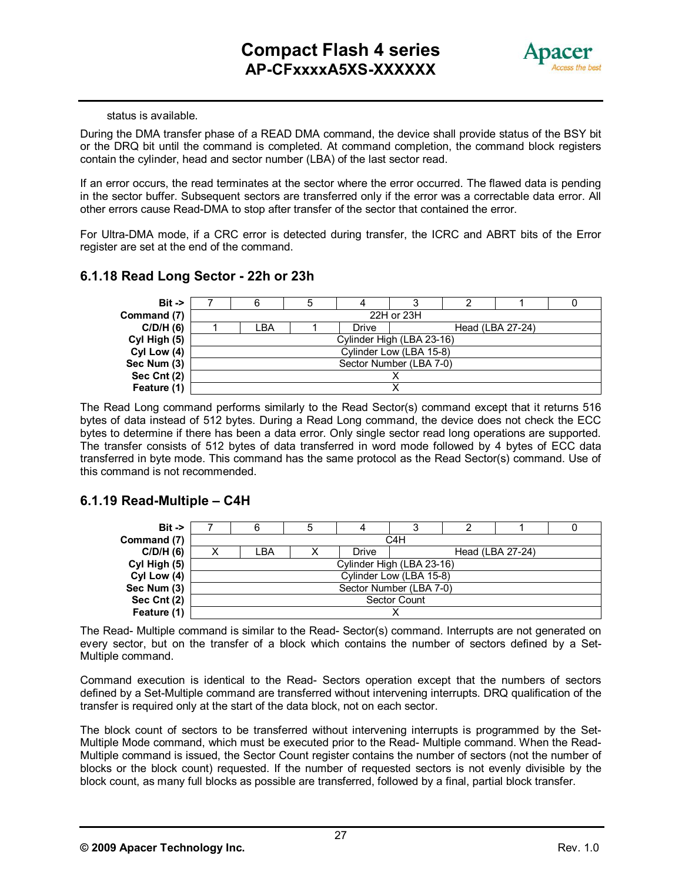status is available.

During the DMA transfer phase of a READ DMA command, the device shall provide status of the BSY bit or the DRQ bit until the command is completed. At command completion, the command block registers contain the cylinder, head and sector number (LBA) of the last sector read.

If an error occurs, the read terminates at the sector where the error occurred. The flawed data is pending in the sector buffer. Subsequent sectors are transferred only if the error was a correctable data error. All other errors cause Read-DMA to stop after transfer of the sector that contained the error.

For Ultra-DMA mode, if a CRC error is detected during transfer, the ICRC and ABRT bits of the Error register are set at the end of the command.

### 6.1.18 Read Long Sector - 22h or 23h

| Bit -> | 7 | 6 | 5 | 4 | 3 | 2 | 1 | 0 |
|---|---|---|---|---|---|---|---|---|
| Command (7) | 22H or 23H | | | | | | | |
| C/D/H (6) | 1 | LBA | 1 | Drive | Head (LBA 27-24) | | | |
| Cyl High (5) | Cylinder High (LBA 23-16) | | | | | | | |
| Cyl Low (4) | Cylinder Low (LBA 15-8) | | | | | | | |
| Sec Num (3) | Sector Number (LBA 7-0) | | | | | | | |
| Sec Cnt (2) | X | | | | | | | |
| Feature (1) | X | | | | | | | |

The Read Long command performs similarly to the Read Sector(s) command except that it returns 516 bytes of data instead of 512 bytes. During a Read Long command, the device does not check the ECC bytes to determine if there has been a data error. Only single sector read long operations are supported. The transfer consists of 512 bytes of data transferred in word mode followed by 4 bytes of ECC data transferred in byte mode. This command has the same protocol as the Read Sector(s) command. Use of this command is not recommended.

### 6.1.19 Read-Multiple – C4H

| Bit -> | 7 | 6 | 5 | 4 | 3 | 2 | 1 | 0 |
|---|---|---|---|---|---|---|---|---|
| Command (7) | C4H | | | | | | | |
| C/D/H (6) | X | LBA | X | Drive | Head (LBA 27-24) | | | |
| Cyl High (5) | Cylinder High (LBA 23-16) | | | | | | | |
| Cyl Low (4) | Cylinder Low (LBA 15-8) | | | | | | | |
| Sec Num (3) | Sector Number (LBA 7-0) | | | | | | | |
| Sec Cnt (2) | Sector Count | | | | | | | |
| Feature (1) | X | | | | | | | |

The Read- Multiple command is similar to the Read- Sector(s) command. Interrupts are not generated on every sector, but on the transfer of a block which contains the number of sectors defined by a Set-Multiple command.

Command execution is identical to the Read- Sectors operation except that the numbers of sectors defined by a Set-Multiple command are transferred without intervening interrupts. DRQ qualification of the transfer is required only at the start of the data block, not on each sector.

The block count of sectors to be transferred without intervening interrupts is programmed by the Set-Multiple Mode command, which must be executed prior to the Read- Multiple command. When the Read-Multiple command is issued, the Sector Count register contains the number of sectors (not the number of blocks or the block count) requested. If the number of requested sectors is not evenly divisible by the block count, as many full blocks as possible are transferred, followed by a final, partial block transfer.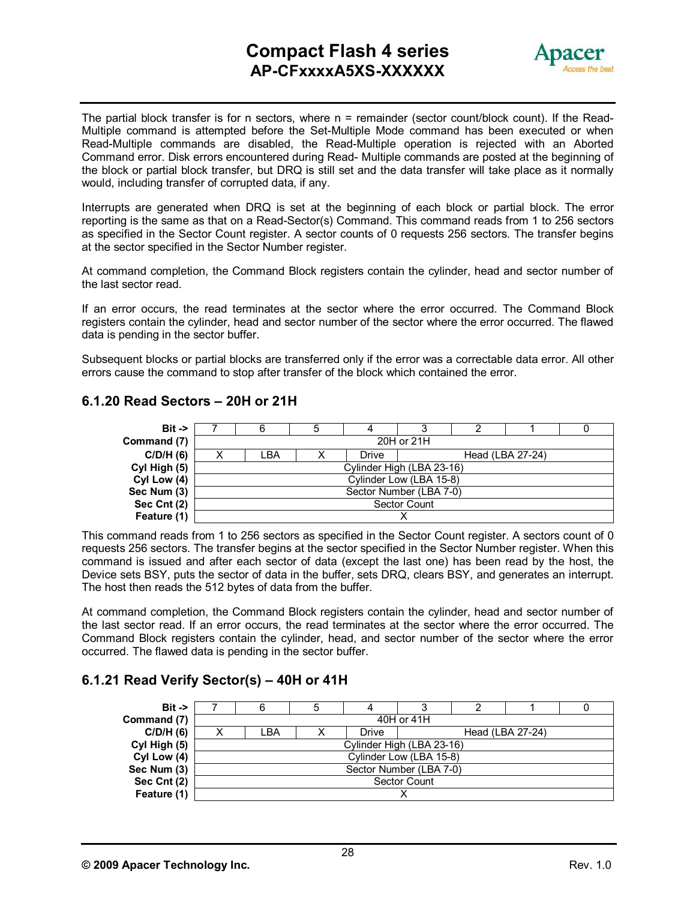The partial block transfer is for n sectors, where n = remainder (sector count/block count). If the Read-Multiple command is attempted before the Set-Multiple Mode command has been executed or when Read-Multiple commands are disabled, the Read-Multiple operation is rejected with an Aborted Command error. Disk errors encountered during Read- Multiple commands are posted at the beginning of the block or partial block transfer, but DRQ is still set and the data transfer will take place as it normally would, including transfer of corrupted data, if any.

Interrupts are generated when DRQ is set at the beginning of each block or partial block. The error reporting is the same as that on a Read-Sector(s) Command. This command reads from 1 to 256 sectors as specified in the Sector Count register. A sector counts of 0 requests 256 sectors. The transfer begins at the sector specified in the Sector Number register.

At command completion, the Command Block registers contain the cylinder, head and sector number of the last sector read.

If an error occurs, the read terminates at the sector where the error occurred. The Command Block registers contain the cylinder, head and sector number of the sector where the error occurred. The flawed data is pending in the sector buffer.

Subsequent blocks or partial blocks are transferred only if the error was a correctable data error. All other errors cause the command to stop after transfer of the block which contained the error.

### 6.1.20 Read Sectors – 20H or 21H

| Bit -> | 7 | 6 | 5 | 4 | 3 | 2 | 1 | 0 |
|---|---|---|---|---|---|---|---|---|
| Command (7) | 20H or 21H | | | | | | | |
| C/D/H (6) | X | LBA | X | Drive | Head (LBA 27-24) | | | |
| Cyl High (5) | Cylinder High (LBA 23-16) | | | | | | | |
| Cyl Low (4) | Cylinder Low (LBA 15-8) | | | | | | | |
| Sec Num (3) | Sector Number (LBA 7-0) | | | | | | | |
| Sec Cnt (2) | Sector Count | | | | | | | |
| Feature (1) | X | | | | | | | |

This command reads from 1 to 256 sectors as specified in the Sector Count register. A sectors count of 0 requests 256 sectors. The transfer begins at the sector specified in the Sector Number register. When this command is issued and after each sector of data (except the last one) has been read by the host, the Device sets BSY, puts the sector of data in the buffer, sets DRQ, clears BSY, and generates an interrupt. The host then reads the 512 bytes of data from the buffer.

At command completion, the Command Block registers contain the cylinder, head and sector number of the last sector read. If an error occurs, the read terminates at the sector where the error occurred. The Command Block registers contain the cylinder, head, and sector number of the sector where the error occurred. The flawed data is pending in the sector buffer.

### 6.1.21 Read Verify Sector(s) – 40H or 41H

| Bit -> | 7 | 6 | 5 | 4 | 3 | 2 | 1 | 0 |
|---|---|---|---|---|---|---|---|---|
| Command (7) | 40H or 41H | | | | | | | |
| C/D/H (6) | X | LBA | X | Drive | Head (LBA 27-24) | | | |
| Cyl High (5) | Cylinder High (LBA 23-16) | | | | | | | |
| Cyl Low (4) | Cylinder Low (LBA 15-8) | | | | | | | |
| Sec Num (3) | Sector Number (LBA 7-0) | | | | | | | |
| Sec Cnt (2) | Sector Count | | | | | | | |
| Feature (1) | X | | | | | | | |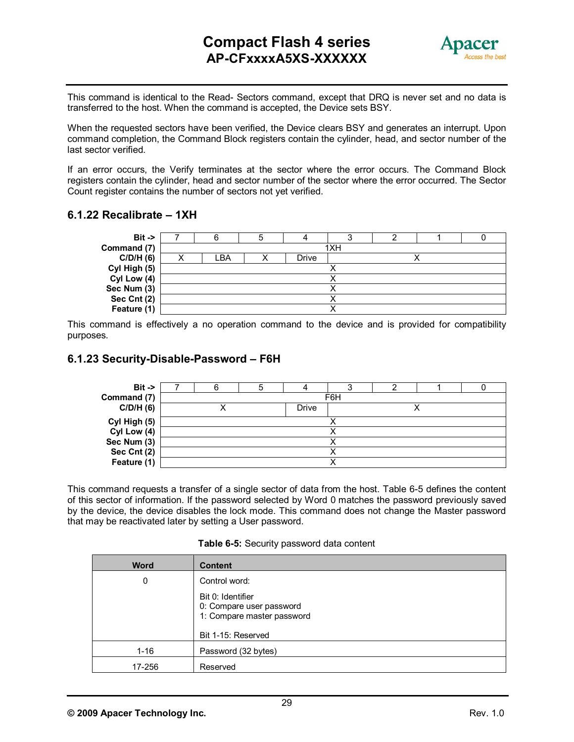This command is identical to the Read- Sectors command, except that DRQ is never set and no data is transferred to the host. When the command is accepted, the Device sets BSY.

When the requested sectors have been verified, the Device clears BSY and generates an interrupt. Upon command completion, the Command Block registers contain the cylinder, head, and sector number of the last sector verified.

If an error occurs, the Verify terminates at the sector where the error occurs. The Command Block registers contain the cylinder, head and sector number of the sector where the error occurred. The Sector Count register contains the number of sectors not yet verified.

### 6.1.22 Recalibrate – 1XH

| Bit -> | 7 | 6 | 5 | 4 | 3 | 2 | 1 | 0 |
|---|---|---|---|---|---|---|---|---|
| **Command (7)** | 1XH | | | | | | | |
| **C/D/H (6)** | X | LBA | X | Drive | X | | | |
| **Cyl High (5)** | X | | | | | | | |
| **Cyl Low (4)** | X | | | | | | | |
| **Sec Num (3)** | X | | | | | | | |
| **Sec Cnt (2)** | X | | | | | | | |
| **Feature (1)** | X | | | | | | | |

This command is effectively a no operation command to the device and is provided for compatibility purposes.

### 6.1.23 Security-Disable-Password – F6H

| Bit -> | 7 | 6 | 5 | 4 | 3 | 2 | 1 | 0 |
|---|---|---|---|---|---|---|---|---|
| **Command (7)** | F6H | | | | | | | |
| **C/D/H (6)** | X | | | Drive | X | | | |
| **Cyl High (5)** | X | | | | | | | |
| **Cyl Low (4)** | X | | | | | | | |
| **Sec Num (3)** | X | | | | | | | |
| **Sec Cnt (2)** | X | | | | | | | |
| **Feature (1)** | X | | | | | | | |

This command requests a transfer of a single sector of data from the host. Table 6-5 defines the content of this sector of information. If the password selected by Word 0 matches the password previously saved by the device, the device disables the lock mode. This command does not change the Master password that may be reactivated later by setting a User password.

**Table 6-5:** Security password data content

| Word | Content |
|---|---|
| 0 | Control word:<br><br>Bit 0: Identifier<br>0: Compare user password<br>1: Compare master password<br><br>Bit 1-15: Reserved |
| 1-16 | Password (32 bytes) |
| 17-256 | Reserved |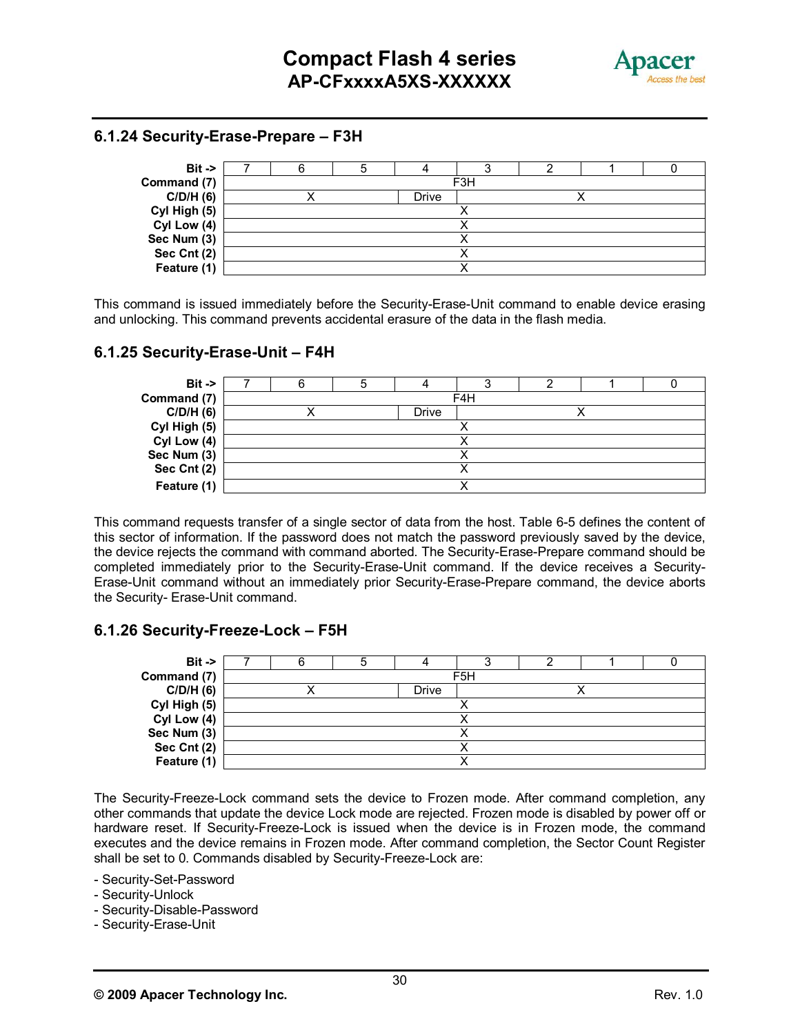### 6.1.24 Security-Erase-Prepare – F3H

| Bit -> | 7 | 6 | 5 | 4 | 3 | 2 | 1 | 0 |
|---|---|---|---|---|---|---|---|---|
| **Command (7)** | F3H | | | | | | | |
| **C/D/H (6)** | X | | | Drive | X | | | |
| **Cyl High (5)** | X | | | | | | | |
| **Cyl Low (4)** | X | | | | | | | |
| **Sec Num (3)** | X | | | | | | | |
| **Sec Cnt (2)** | X | | | | | | | |
| **Feature (1)** | X | | | | | | | |

This command is issued immediately before the Security-Erase-Unit command to enable device erasing and unlocking. This command prevents accidental erasure of the data in the flash media.

### 6.1.25 Security-Erase-Unit – F4H

| Bit -> | 7 | 6 | 5 | 4 | 3 | 2 | 1 | 0 |
|---|---|---|---|---|---|---|---|---|
| **Command (7)** | F4H | | | | | | | |
| **C/D/H (6)** | X | | | Drive | X | | | |
| **Cyl High (5)** | X | | | | | | | |
| **Cyl Low (4)** | X | | | | | | | |
| **Sec Num (3)** | X | | | | | | | |
| **Sec Cnt (2)** | X | | | | | | | |
| **Feature (1)** | X | | | | | | | |

This command requests transfer of a single sector of data from the host. Table 6-5 defines the content of this sector of information. If the password does not match the password previously saved by the device, the device rejects the command with command aborted. The Security-Erase-Prepare command should be completed immediately prior to the Security-Erase-Unit command. If the device receives a Security-Erase-Unit command without an immediately prior Security-Erase-Prepare command, the device aborts the Security- Erase-Unit command.

### 6.1.26 Security-Freeze-Lock – F5H

| Bit -> | 7 | 6 | 5 | 4 | 3 | 2 | 1 | 0 |
|---|---|---|---|---|---|---|---|---|
| **Command (7)** | F5H | | | | | | | |
| **C/D/H (6)** | X | | | Drive | X | | | |
| **Cyl High (5)** | X | | | | | | | |
| **Cyl Low (4)** | X | | | | | | | |
| **Sec Num (3)** | X | | | | | | | |
| **Sec Cnt (2)** | X | | | | | | | |
| **Feature (1)** | X | | | | | | | |

The Security-Freeze-Lock command sets the device to Frozen mode. After command completion, any other commands that update the device Lock mode are rejected. Frozen mode is disabled by power off or hardware reset. If Security-Freeze-Lock is issued when the device is in Frozen mode, the command executes and the device remains in Frozen mode. After command completion, the Sector Count Register shall be set to 0. Commands disabled by Security-Freeze-Lock are:

- Security-Set-Password
- Security-Unlock
- Security-Disable-Password
- Security-Erase-Unit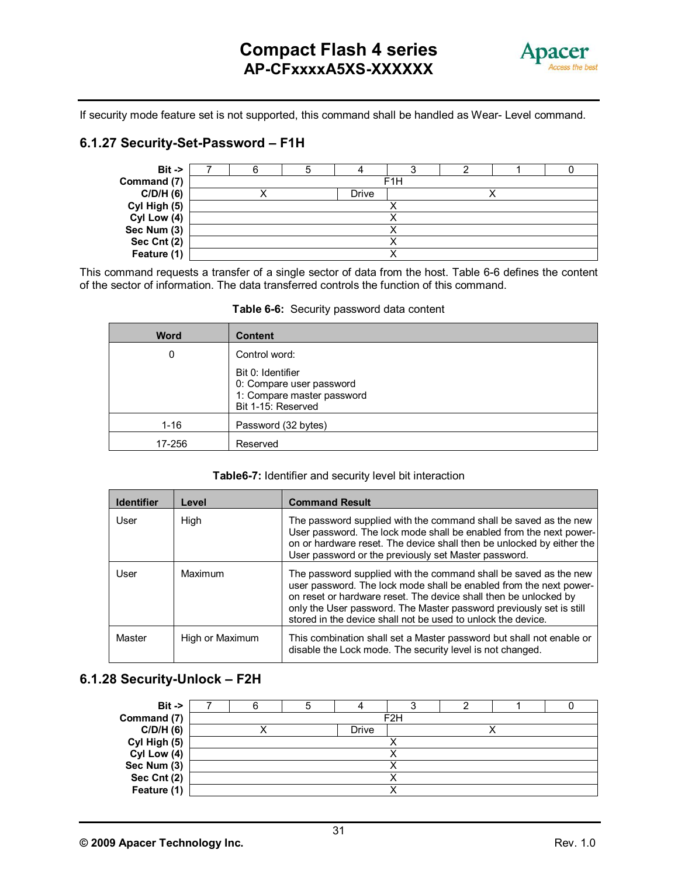If security mode feature set is not supported, this command shall be handled as Wear- Level command.

### 6.1.27 Security-Set-Password – F1H

| Bit -> | 7 | 6 | 5 | 4 | 3 | 2 | 1 | 0 |
|---|---|---|---|---|---|---|---|---|
| Command (7) | F1H | | | | | | | |
| C/D/H (6) | X | | | Drive | X | | | |
| Cyl High (5) | X | | | | | | | |
| Cyl Low (4) | X | | | | | | | |
| Sec Num (3) | X | | | | | | | |
| Sec Cnt (2) | X | | | | | | | |
| Feature (1) | X | | | | | | | |

This command requests a transfer of a single sector of data from the host. Table 6-6 defines the content of the sector of information. The data transferred controls the function of this command.

**Table 6-6:** Security password data content

| Word | Content |
|---|---|
| 0 | Control word:<br>Bit 0: Identifier<br>0: Compare user password<br>1: Compare master password<br>Bit 1-15: Reserved |
| 1-16 | Password (32 bytes) |
| 17-256 | Reserved |

**Table6-7:** Identifier and security level bit interaction

| Identifier | Level | Command Result |
|---|---|---|
| User | High | The password supplied with the command shall be saved as the new User password. The lock mode shall be enabled from the next power-on or hardware reset. The device shall then be unlocked by either the User password or the previously set Master password. |
| User | Maximum | The password supplied with the command shall be saved as the new user password. The lock mode shall be enabled from the next power-on reset or hardware reset. The device shall then be unlocked by only the User password. The Master password previously set is still stored in the device shall not be used to unlock the device. |
| Master | High or Maximum | This combination shall set a Master password but shall not enable or disable the Lock mode. The security level is not changed. |

### 6.1.28 Security-Unlock – F2H

| Bit -> | 7 | 6 | 5 | 4 | 3 | 2 | 1 | 0 |
|---|---|---|---|---|---|---|---|---|
| Command (7) | F2H | | | | | | | |
| C/D/H (6) | X | | | Drive | X | | | |
| Cyl High (5) | X | | | | | | | |
| Cyl Low (4) | X | | | | | | | |
| Sec Num (3) | X | | | | | | | |
| Sec Cnt (2) | X | | | | | | | |
| Feature (1) | X | | | | | | | |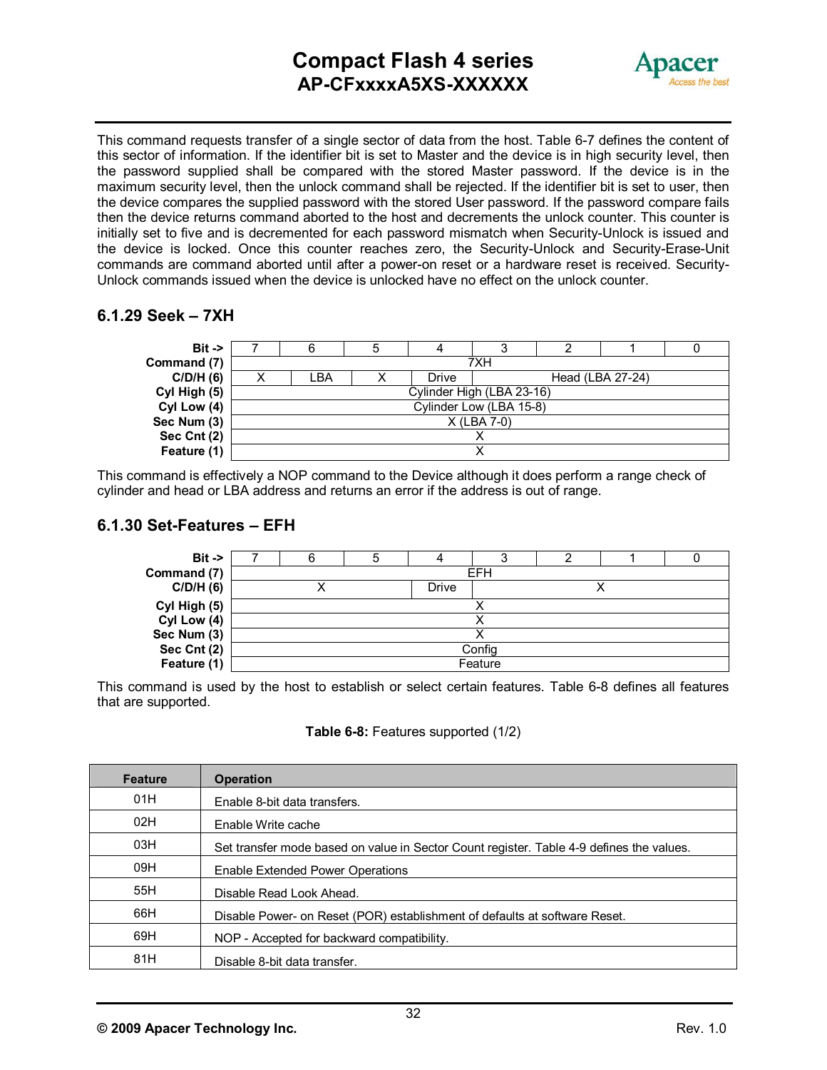This command requests transfer of a single sector of data from the host. Table 6-7 defines the content of this sector of information. If the identifier bit is set to Master and the device is in high security level, then the password supplied shall be compared with the stored Master password. If the device is in the maximum security level, then the unlock command shall be rejected. If the identifier bit is set to user, then the device compares the supplied password with the stored User password. If the password compare fails then the device returns command aborted to the host and decrements the unlock counter. This counter is initially set to five and is decremented for each password mismatch when Security-Unlock is issued and the device is locked. Once this counter reaches zero, the Security-Unlock and Security-Erase-Unit commands are command aborted until after a power-on reset or a hardware reset is received. Security-Unlock commands issued when the device is unlocked have no effect on the unlock counter.

### 6.1.29 Seek – 7XH

| Bit -> | 7 | 6 | 5 | 4 | 3 | 2 | 1 | 0 |
|---|---|---|---|---|---|---|---|---|
| Command (7) | 7XH | | | | | | | |
| C/D/H (6) | X | LBA | X | Drive | Head (LBA 27-24) | | | |
| Cyl High (5) | Cylinder High (LBA 23-16) | | | | | | | |
| Cyl Low (4) | Cylinder Low (LBA 15-8) | | | | | | | |
| Sec Num (3) | X (LBA 7-0) | | | | | | | |
| Sec Cnt (2) | X | | | | | | | |
| Feature (1) | X | | | | | | | |

This command is effectively a NOP command to the Device although it does perform a range check of cylinder and head or LBA address and returns an error if the address is out of range.

### 6.1.30 Set-Features – EFH

| Bit -> | 7 | 6 | 5 | 4 | 3 | 2 | 1 | 0 |
|---|---|---|---|---|---|---|---|---|
| Command (7) | EFH | | | | | | | |
| C/D/H (6) | X | | | Drive | X | | | |
| Cyl High (5) | X | | | | | | | |
| Cyl Low (4) | X | | | | | | | |
| Sec Num (3) | X | | | | | | | |
| Sec Cnt (2) | Config | | | | | | | |
| Feature (1) | Feature | | | | | | | |

This command is used by the host to establish or select certain features. Table 6-8 defines all features that are supported.

**Table 6-8:** Features supported (1/2)

| Feature | Operation |
|---|---|
| 01H | Enable 8-bit data transfers. |
| 02H | Enable Write cache |
| 03H | Set transfer mode based on value in Sector Count register. Table 4-9 defines the values. |
| 09H | Enable Extended Power Operations |
| 55H | Disable Read Look Ahead. |
| 66H | Disable Power- on Reset (POR) establishment of defaults at software Reset. |
| 69H | NOP - Accepted for backward compatibility. |
| 81H | Disable 8-bit data transfer. |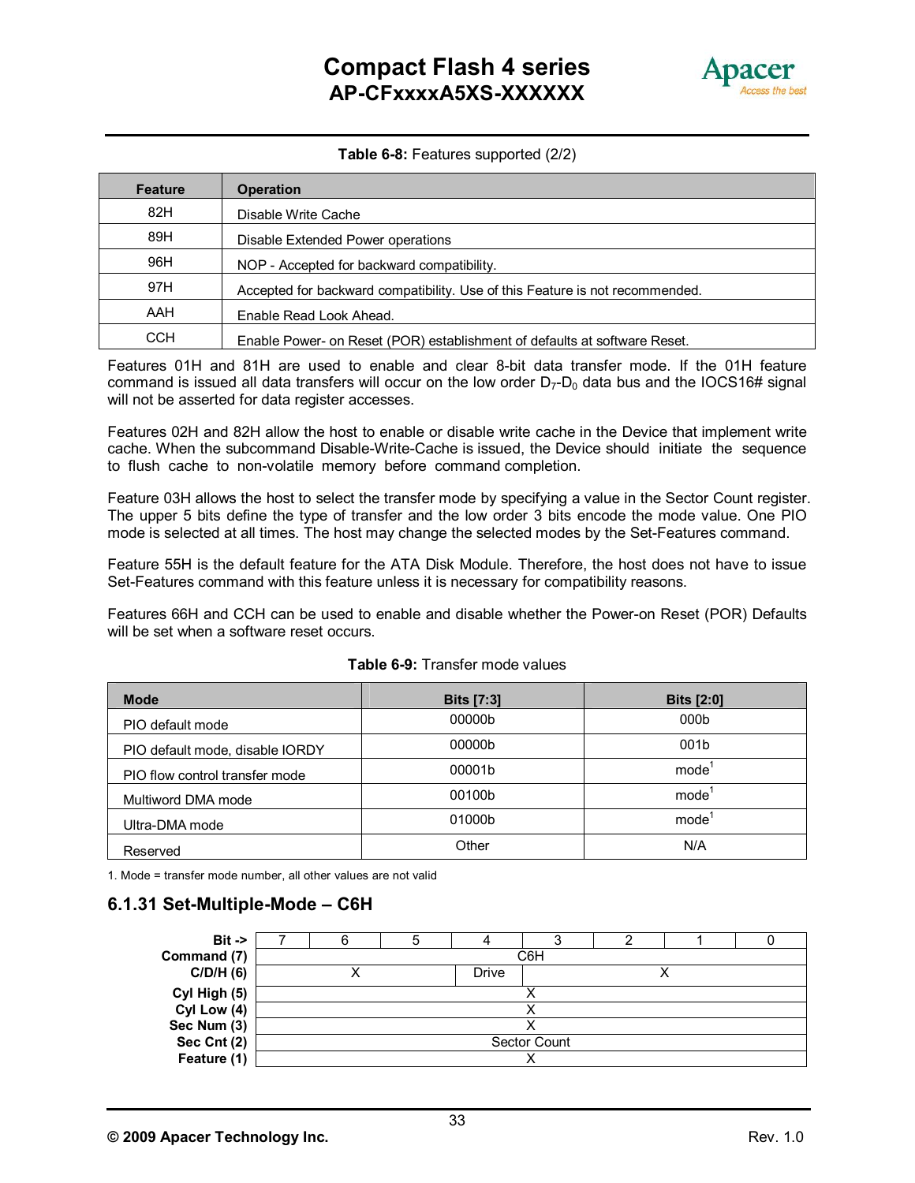**Table 6-8:** Features supported (2/2)

| Feature | Operation |
| --- | --- |
| 82H | Disable Write Cache |
| 89H | Disable Extended Power operations |
| 96H | NOP - Accepted for backward compatibility. |
| 97H | Accepted for backward compatibility. Use of this Feature is not recommended. |
| AAH | Enable Read Look Ahead. |
| CCH | Enable Power- on Reset (POR) establishment of defaults at software Reset. |

Features 01H and 81H are used to enable and clear 8-bit data transfer mode. If the 01H feature command is issued all data transfers will occur on the low order $D_7$-$D_0$ data bus and the IOCS16# signal will not be asserted for data register accesses.

Features 02H and 82H allow the host to enable or disable write cache in the Device that implement write cache. When the subcommand Disable-Write-Cache is issued, the Device should initiate the sequence to flush cache to non-volatile memory before command completion.

Feature 03H allows the host to select the transfer mode by specifying a value in the Sector Count register. The upper 5 bits define the type of transfer and the low order 3 bits encode the mode value. One PIO mode is selected at all times. The host may change the selected modes by the Set-Features command.

Feature 55H is the default feature for the ATA Disk Module. Therefore, the host does not have to issue Set-Features command with this feature unless it is necessary for compatibility reasons.

Features 66H and CCH can be used to enable and disable whether the Power-on Reset (POR) Defaults will be set when a software reset occurs.

**Table 6-9:** Transfer mode values

| Mode | Bits [7:3] | Bits [2:0] |
| --- | --- | --- |
| PIO default mode | 00000b | 000b |
| PIO default mode, disable IORDY | 00000b | 001b |
| PIO flow control transfer mode | 00001b | mode[1] |
| Multiword DMA mode | 00100b | mode[1] |
| Ultra-DMA mode | 01000b | mode[1] |
| Reserved | Other | N/A |

1. Mode = transfer mode number, all other values are not valid

### 6.1.31 Set-Multiple-Mode – C6H

| Bit -> | 7 | 6 | 5 | 4 | 3 | 2 | 1 | 0 |
| --- | --- | --- | --- | --- | --- | --- | --- | --- |
| Command (7) | C6H | | | | | | | |
| C/D/H (6) | X | | | Drive | X | | | |
| Cyl High (5) | X | | | | | | | |
| Cyl Low (4) | X | | | | | | | |
| Sec Num (3) | X | | | | | | | |
| Sec Cnt (2) | Sector Count | | | | | | | |
| Feature (1) | X | | | | | | | |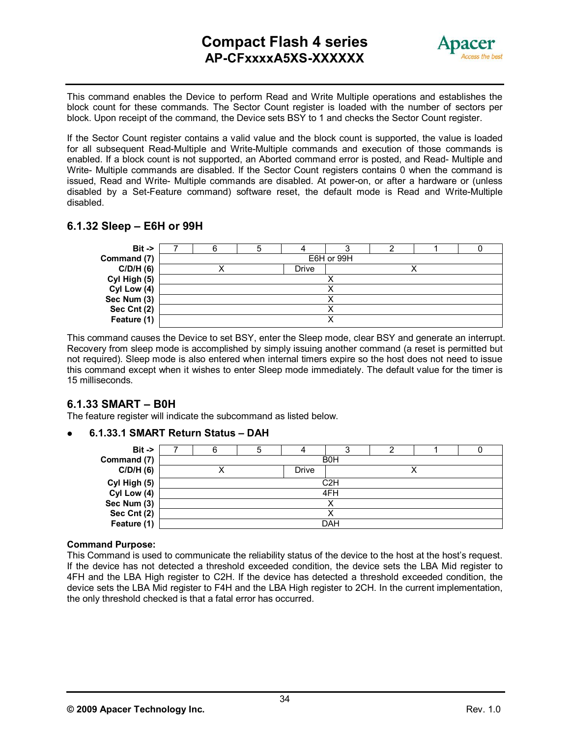This command enables the Device to perform Read and Write Multiple operations and establishes the block count for these commands. The Sector Count register is loaded with the number of sectors per block. Upon receipt of the command, the Device sets BSY to 1 and checks the Sector Count register.

If the Sector Count register contains a valid value and the block count is supported, the value is loaded for all subsequent Read-Multiple and Write-Multiple commands and execution of those commands is enabled. If a block count is not supported, an Aborted command error is posted, and Read- Multiple and Write- Multiple commands are disabled. If the Sector Count registers contains 0 when the command is issued, Read and Write- Multiple commands are disabled. At power-on, or after a hardware or (unless disabled by a Set-Feature command) software reset, the default mode is Read and Write-Multiple disabled.

### 6.1.32 Sleep – E6H or 99H

| Bit -> | 7 | 6 | 5 | 4 | 3 | 2 | 1 | 0 |
|---|---|---|---|---|---|---|---|---|
| **Command (7)** | E6H or 99H | | | | | | | |
| **C/D/H (6)** | X | | | Drive | X | | | |
| **Cyl High (5)** | X | | | | | | | |
| **Cyl Low (4)** | X | | | | | | | |
| **Sec Num (3)** | X | | | | | | | |
| **Sec Cnt (2)** | X | | | | | | | |
| **Feature (1)** | X | | | | | | | |

This command causes the Device to set BSY, enter the Sleep mode, clear BSY and generate an interrupt. Recovery from sleep mode is accomplished by simply issuing another command (a reset is permitted but not required). Sleep mode is also entered when internal timers expire so the host does not need to issue this command except when it wishes to enter Sleep mode immediately. The default value for the timer is 15 milliseconds.

### 6.1.33 SMART – B0H

The feature register will indicate the subcommand as listed below.

- **6.1.33.1 SMART Return Status – DAH**

| Bit -> | 7 | 6 | 5 | 4 | 3 | 2 | 1 | 0 |
|---|---|---|---|---|---|---|---|---|
| **Command (7)** | B0H | | | | | | | |
| **C/D/H (6)** | X | | | Drive | X | | | |
| **Cyl High (5)** | C2H | | | | | | | |
| **Cyl Low (4)** | 4FH | | | | | | | |
| **Sec Num (3)** | X | | | | | | | |
| **Sec Cnt (2)** | X | | | | | | | |
| **Feature (1)** | DAH | | | | | | | |

**Command Purpose:**
This Command is used to communicate the reliability status of the device to the host at the host's request. If the device has not detected a threshold exceeded condition, the device sets the LBA Mid register to 4FH and the LBA High register to C2H. If the device has detected a threshold exceeded condition, the device sets the LBA Mid register to F4H and the LBA High register to 2CH. In the current implementation, the only threshold checked is that a fatal error has occurred.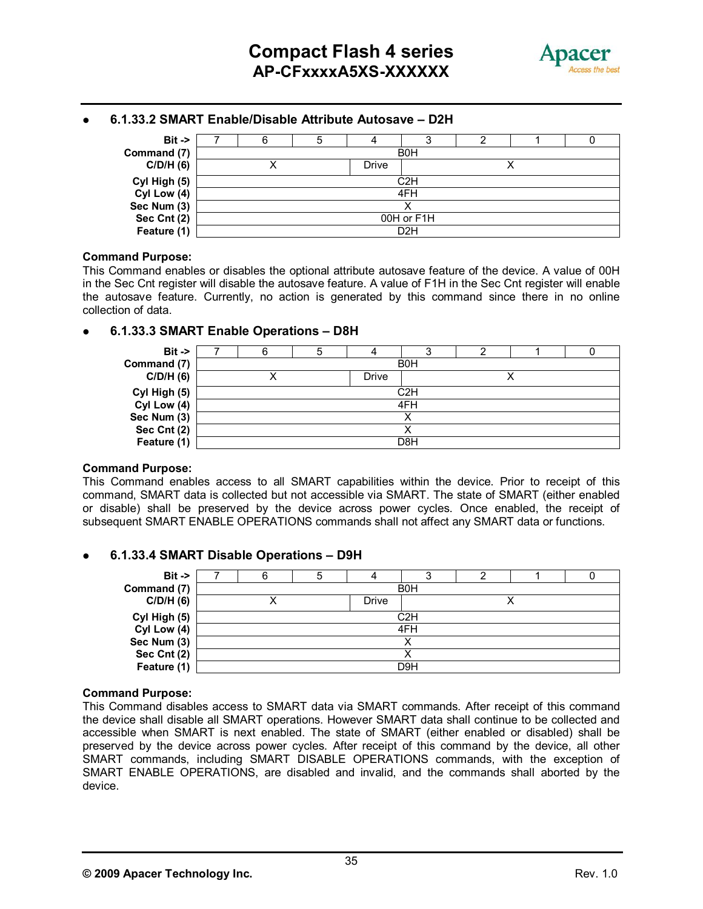- **6.1.33.2 SMART Enable/Disable Attribute Autosave – D2H**

| Bit -> | 7 | 6 | 5 | 4 | 3 | 2 | 1 | 0 |
|---|---|---|---|---|---|---|---|---|
| **Command (7)** | B0H | | | | | | | |
| **C/D/H (6)** | X | | | Drive | X | | | |
| **Cyl High (5)** | C2H | | | | | | | |
| **Cyl Low (4)** | 4FH | | | | | | | |
| **Sec Num (3)** | X | | | | | | | |
| **Sec Cnt (2)** | 00H or F1H | | | | | | | |
| **Feature (1)** | D2H | | | | | | | |

**Command Purpose:**
This Command enables or disables the optional attribute autosave feature of the device. A value of 00H in the Sec Cnt register will disable the autosave feature. A value of F1H in the Sec Cnt register will enable the autosave feature. Currently, no action is generated by this command since there in no online collection of data.

- **6.1.33.3 SMART Enable Operations – D8H**

| Bit -> | 7 | 6 | 5 | 4 | 3 | 2 | 1 | 0 |
|---|---|---|---|---|---|---|---|---|
| **Command (7)** | B0H | | | | | | | |
| **C/D/H (6)** | X | | | Drive | X | | | |
| **Cyl High (5)** | C2H | | | | | | | |
| **Cyl Low (4)** | 4FH | | | | | | | |
| **Sec Num (3)** | X | | | | | | | |
| **Sec Cnt (2)** | X | | | | | | | |
| **Feature (1)** | D8H | | | | | | | |

**Command Purpose:**
This Command enables access to all SMART capabilities within the device. Prior to receipt of this command, SMART data is collected but not accessible via SMART. The state of SMART (either enabled or disable) shall be preserved by the device across power cycles. Once enabled, the receipt of subsequent SMART ENABLE OPERATIONS commands shall not affect any SMART data or functions.

- **6.1.33.4 SMART Disable Operations – D9H**

| Bit -> | 7 | 6 | 5 | 4 | 3 | 2 | 1 | 0 |
|---|---|---|---|---|---|---|---|---|
| **Command (7)** | B0H | | | | | | | |
| **C/D/H (6)** | X | | | Drive | X | | | |
| **Cyl High (5)** | C2H | | | | | | | |
| **Cyl Low (4)** | 4FH | | | | | | | |
| **Sec Num (3)** | X | | | | | | | |
| **Sec Cnt (2)** | X | | | | | | | |
| **Feature (1)** | D9H | | | | | | | |

**Command Purpose:**
This Command disables access to SMART data via SMART commands. After receipt of this command the device shall disable all SMART operations. However SMART data shall continue to be collected and accessible when SMART is next enabled. The state of SMART (either enabled or disabled) shall be preserved by the device across power cycles. After receipt of this command by the device, all other SMART commands, including SMART DISABLE OPERATIONS commands, with the exception of SMART ENABLE OPERATIONS, are disabled and invalid, and the commands shall aborted by the device.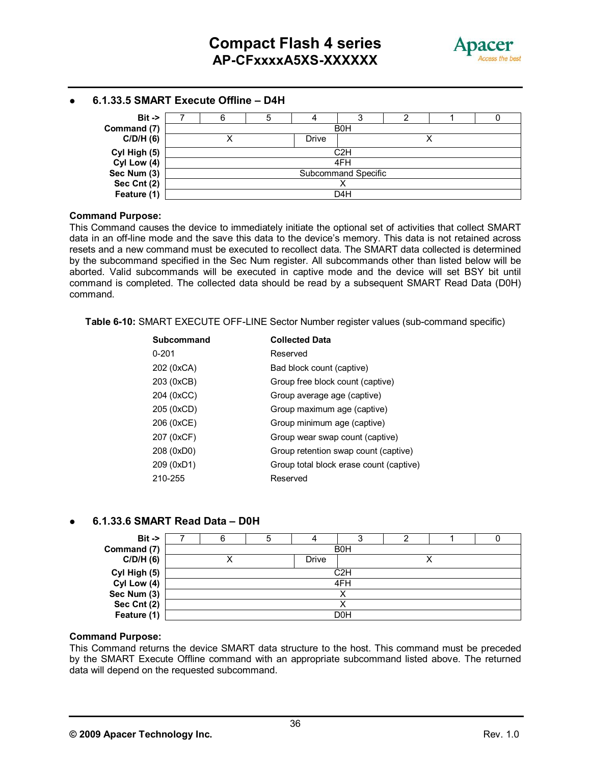- **6.1.33.5 SMART Execute Offline – D4H**

| Bit -> | 7 | 6 | 5 | 4 | 3 | 2 | 1 | 0 |
|---|---|---|---|---|---|---|---|---|
| **Command (7)** | B0H | | | | | | | |
| **C/D/H (6)** | X | | | Drive | X | | | |
| **Cyl High (5)** | C2H | | | | | | | |
| **Cyl Low (4)** | 4FH | | | | | | | |
| **Sec Num (3)** | Subcommand Specific | | | | | | | |
| **Sec Cnt (2)** | X | | | | | | | |
| **Feature (1)** | D4H | | | | | | | |

**Command Purpose:**
This Command causes the device to immediately initiate the optional set of activities that collect SMART data in an off-line mode and the save this data to the device's memory. This data is not retained across resets and a new command must be executed to recollect data. The SMART data collected is determined by the subcommand specified in the Sec Num register. All subcommands other than listed below will be aborted. Valid subcommands will be executed in captive mode and the device will set BSY bit until command is completed. The collected data should be read by a subsequent SMART Read Data (D0H) command.

**Table 6-10:** SMART EXECUTE OFF-LINE Sector Number register values (sub-command specific)

| Subcommand | Collected Data |
|---|---|
| 0-201 | Reserved |
| 202 (0xCA) | Bad block count (captive) |
| 203 (0xCB) | Group free block count (captive) |
| 204 (0xCC) | Group average age (captive) |
| 205 (0xCD) | Group maximum age (captive) |
| 206 (0xCE) | Group minimum age (captive) |
| 207 (0xCF) | Group wear swap count (captive) |
| 208 (0xD0) | Group retention swap count (captive) |
| 209 (0xD1) | Group total block erase count (captive) |
| 210-255 | Reserved |

- **6.1.33.6 SMART Read Data – D0H**

| Bit -> | 7 | 6 | 5 | 4 | 3 | 2 | 1 | 0 |
|---|---|---|---|---|---|---|---|---|
| **Command (7)** | B0H | | | | | | | |
| **C/D/H (6)** | X | | | Drive | X | | | |
| **Cyl High (5)** | C2H | | | | | | | |
| **Cyl Low (4)** | 4FH | | | | | | | |
| **Sec Num (3)** | X | | | | | | | |
| **Sec Cnt (2)** | X | | | | | | | |
| **Feature (1)** | D0H | | | | | | | |

**Command Purpose:**
This Command returns the device SMART data structure to the host. This command must be preceded by the SMART Execute Offline command with an appropriate subcommand listed above. The returned data will depend on the requested subcommand.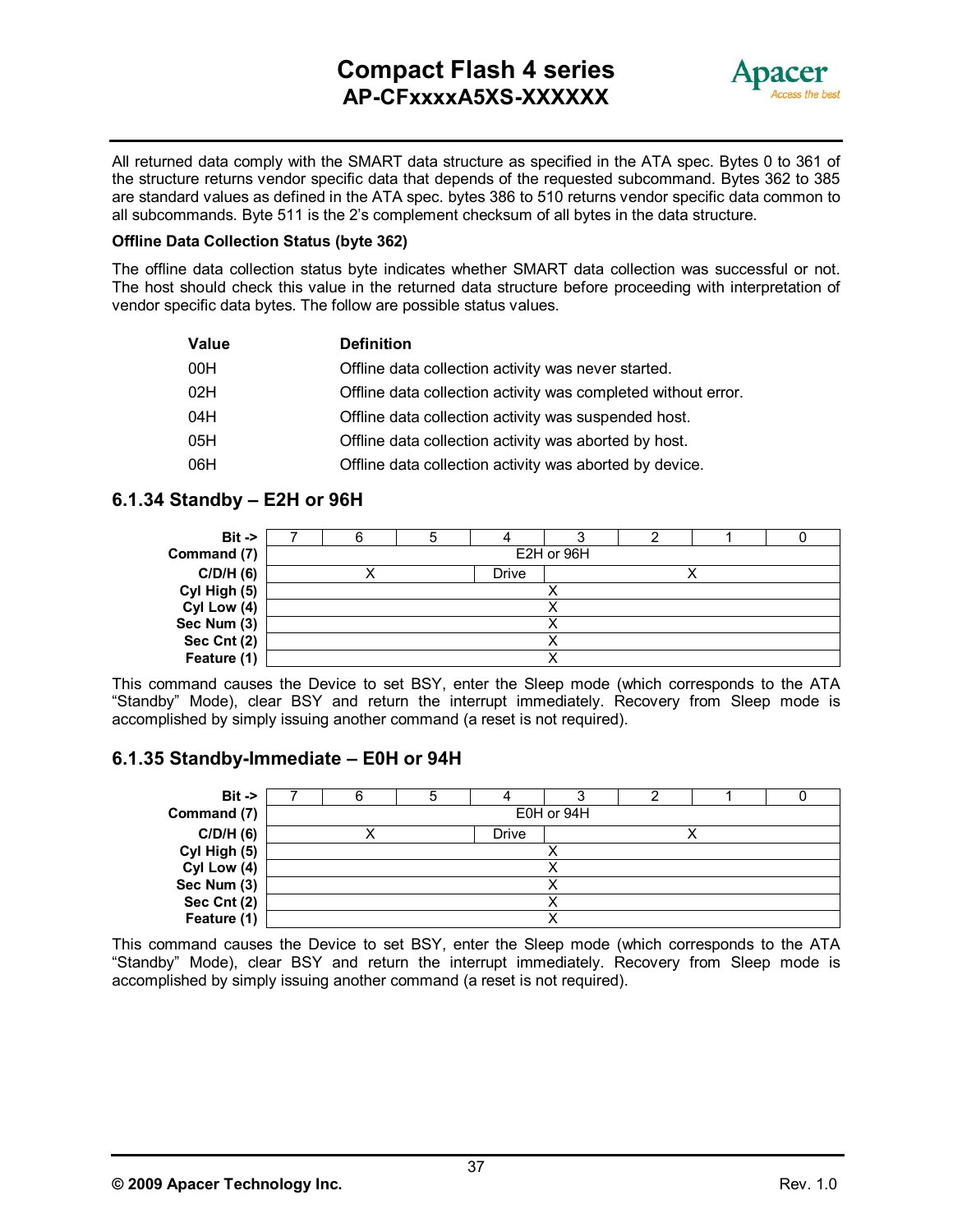All returned data comply with the SMART data structure as specified in the ATA spec. Bytes 0 to 361 of the structure returns vendor specific data that depends of the requested subcommand. Bytes 362 to 385 are standard values as defined in the ATA spec. bytes 386 to 510 returns vendor specific data common to all subcommands. Byte 511 is the 2's complement checksum of all bytes in the data structure.

**Offline Data Collection Status (byte 362)**

The offline data collection status byte indicates whether SMART data collection was successful or not. The host should check this value in the returned data structure before proceeding with interpretation of vendor specific data bytes. The follow are possible status values.

| Value | Definition |
|---|---|
| 00H | Offline data collection activity was never started. |
| 02H | Offline data collection activity was completed without error. |
| 04H | Offline data collection activity was suspended host. |
| 05H | Offline data collection activity was aborted by host. |
| 06H | Offline data collection activity was aborted by device. |

### 6.1.34 Standby – E2H or 96H

| Bit -> | 7 | 6 | 5 | 4 | 3 | 2 | 1 | 0 |
|---|---|---|---|---|---|---|---|---|
| **Command (7)** | E2H or 96H | | | | | | | |
| **C/D/H (6)** | X | | | Drive | X | | | |
| **Cyl High (5)** | X | | | | | | | |
| **Cyl Low (4)** | X | | | | | | | |
| **Sec Num (3)** | X | | | | | | | |
| **Sec Cnt (2)** | X | | | | | | | |
| **Feature (1)** | X | | | | | | | |

This command causes the Device to set BSY, enter the Sleep mode (which corresponds to the ATA "Standby" Mode), clear BSY and return the interrupt immediately. Recovery from Sleep mode is accomplished by simply issuing another command (a reset is not required).

### 6.1.35 Standby-Immediate – E0H or 94H

| Bit -> | 7 | 6 | 5 | 4 | 3 | 2 | 1 | 0 |
|---|---|---|---|---|---|---|---|---|
| **Command (7)** | E0H or 94H | | | | | | | |
| **C/D/H (6)** | X | | | Drive | X | | | |
| **Cyl High (5)** | X | | | | | | | |
| **Cyl Low (4)** | X | | | | | | | |
| **Sec Num (3)** | X | | | | | | | |
| **Sec Cnt (2)** | X | | | | | | | |
| **Feature (1)** | X | | | | | | | |

This command causes the Device to set BSY, enter the Sleep mode (which corresponds to the ATA "Standby" Mode), clear BSY and return the interrupt immediately. Recovery from Sleep mode is accomplished by simply issuing another command (a reset is not required).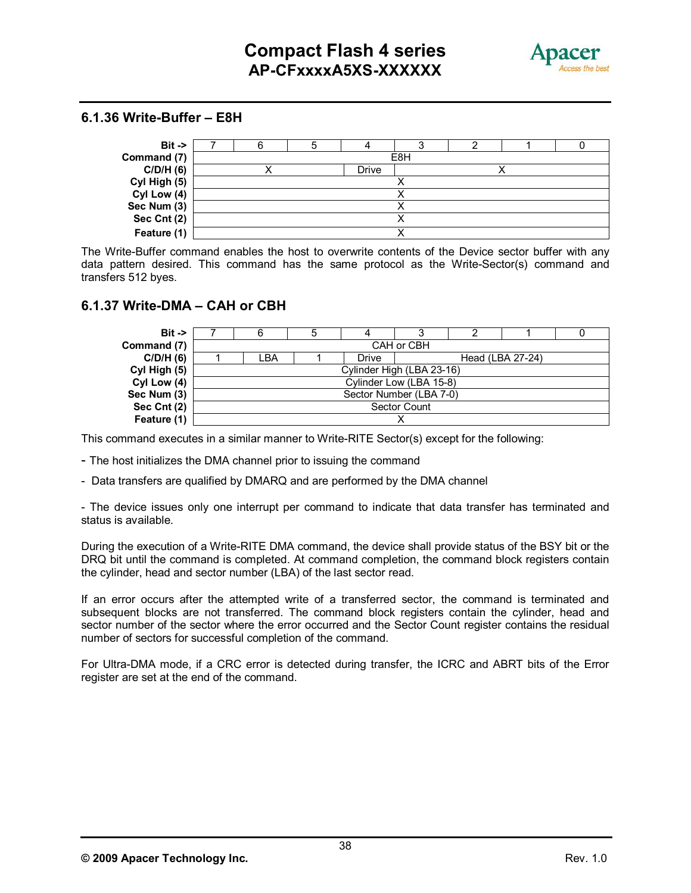### 6.1.36 Write-Buffer – E8H

| Bit -> | 7 | 6 | 5 | 4 | 3 | 2 | 1 | 0 |
|---|---|---|---|---|---|---|---|---|
| Command (7) | E8H | | | | | | | |
| C/D/H (6) | X | | | Drive | X | | | |
| Cyl High (5) | X | | | | | | | |
| Cyl Low (4) | X | | | | | | | |
| Sec Num (3) | X | | | | | | | |
| Sec Cnt (2) | X | | | | | | | |
| Feature (1) | X | | | | | | | |

The Write-Buffer command enables the host to overwrite contents of the Device sector buffer with any data pattern desired. This command has the same protocol as the Write-Sector(s) command and transfers 512 byes.

### 6.1.37 Write-DMA – CAH or CBH

| Bit -> | 7 | 6 | 5 | 4 | 3 | 2 | 1 | 0 |
|---|---|---|---|---|---|---|---|---|
| Command (7) | CAH or CBH | | | | | | | |
| C/D/H (6) | 1 | LBA | 1 | Drive | Head (LBA 27-24) | | | |
| Cyl High (5) | Cylinder High (LBA 23-16) | | | | | | | |
| Cyl Low (4) | Cylinder Low (LBA 15-8) | | | | | | | |
| Sec Num (3) | Sector Number (LBA 7-0) | | | | | | | |
| Sec Cnt (2) | Sector Count | | | | | | | |
| Feature (1) | X | | | | | | | |

This command executes in a similar manner to Write-RITE Sector(s) except for the following:

- The host initializes the DMA channel prior to issuing the command
- Data transfers are qualified by DMARQ and are performed by the DMA channel
- The device issues only one interrupt per command to indicate that data transfer has terminated and status is available.

During the execution of a Write-RITE DMA command, the device shall provide status of the BSY bit or the DRQ bit until the command is completed. At command completion, the command block registers contain the cylinder, head and sector number (LBA) of the last sector read.

If an error occurs after the attempted write of a transferred sector, the command is terminated and subsequent blocks are not transferred. The command block registers contain the cylinder, head and sector number of the sector where the error occurred and the Sector Count register contains the residual number of sectors for successful completion of the command.

For Ultra-DMA mode, if a CRC error is detected during transfer, the ICRC and ABRT bits of the Error register are set at the end of the command.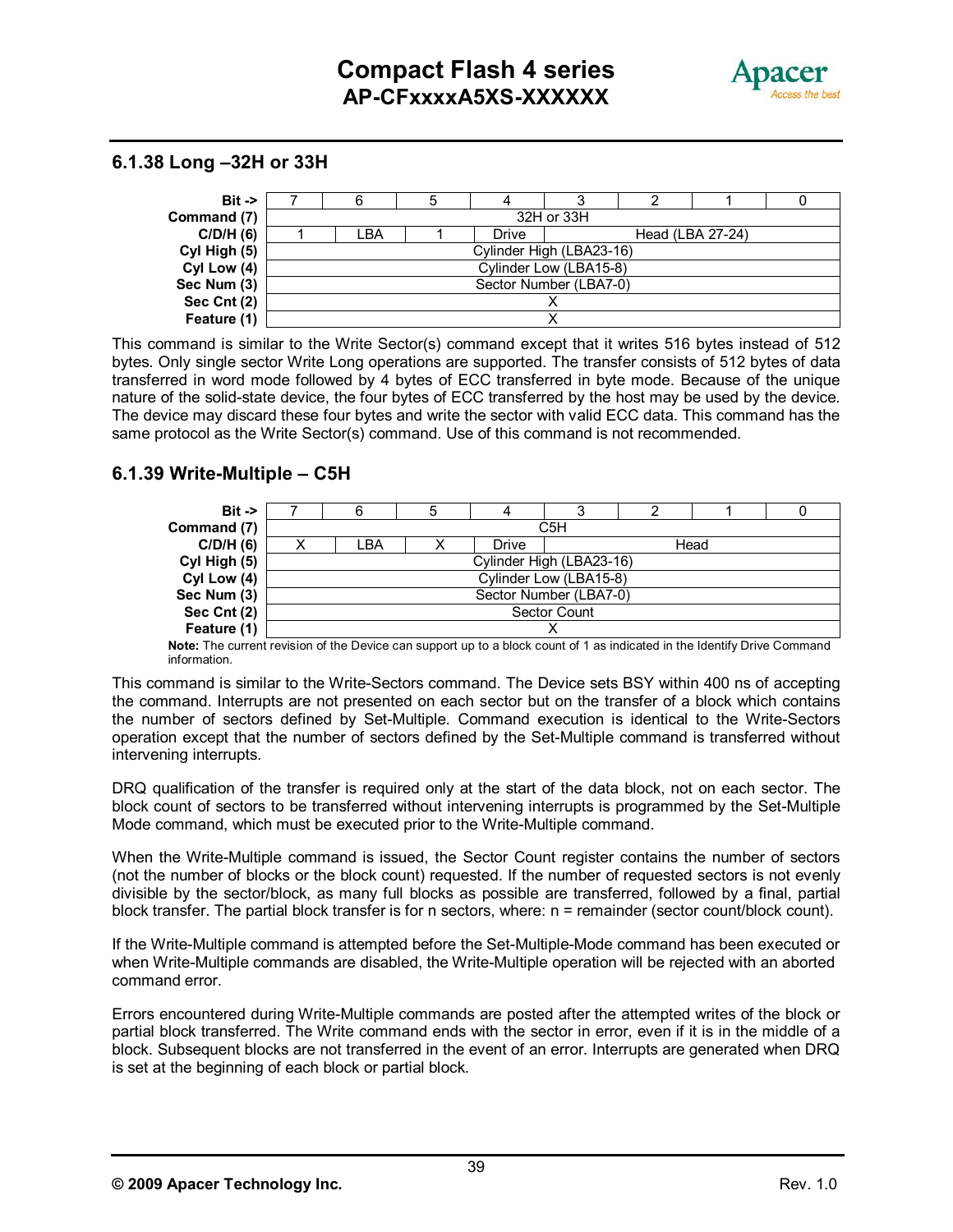### 6.1.38 Long –32H or 33H

| Bit -> | 7 | 6 | 5 | 4 | 3 | 2 | 1 | 0 |
|---|---|---|---|---|---|---|---|---|
| Command (7) | 32H or 33H | | | | | | | |
| C/D/H (6) | 1 | LBA | 1 | Drive | Head (LBA 27-24) | | | |
| Cyl High (5) | Cylinder High (LBA23-16) | | | | | | | |
| Cyl Low (4) | Cylinder Low (LBA15-8) | | | | | | | |
| Sec Num (3) | Sector Number (LBA7-0) | | | | | | | |
| Sec Cnt (2) | X | | | | | | | |
| Feature (1) | X | | | | | | | |

This command is similar to the Write Sector(s) command except that it writes 516 bytes instead of 512 bytes. Only single sector Write Long operations are supported. The transfer consists of 512 bytes of data transferred in word mode followed by 4 bytes of ECC transferred in byte mode. Because of the unique nature of the solid-state device, the four bytes of ECC transferred by the host may be used by the device. The device may discard these four bytes and write the sector with valid ECC data. This command has the same protocol as the Write Sector(s) command. Use of this command is not recommended.

### 6.1.39 Write-Multiple – C5H

| Bit -> | 7 | 6 | 5 | 4 | 3 | 2 | 1 | 0 |
|---|---|---|---|---|---|---|---|---|
| Command (7) | C5H | | | | | | | |
| C/D/H (6) | X | LBA | X | Drive | Head | | | |
| Cyl High (5) | Cylinder High (LBA23-16) | | | | | | | |
| Cyl Low (4) | Cylinder Low (LBA15-8) | | | | | | | |
| Sec Num (3) | Sector Number (LBA7-0) | | | | | | | |
| Sec Cnt (2) | Sector Count | | | | | | | |
| Feature (1) | X | | | | | | | |

**Note:** The current revision of the Device can support up to a block count of 1 as indicated in the Identify Drive Command information.

This command is similar to the Write-Sectors command. The Device sets BSY within 400 ns of accepting the command. Interrupts are not presented on each sector but on the transfer of a block which contains the number of sectors defined by Set-Multiple. Command execution is identical to the Write-Sectors operation except that the number of sectors defined by the Set-Multiple command is transferred without intervening interrupts.

DRQ qualification of the transfer is required only at the start of the data block, not on each sector. The block count of sectors to be transferred without intervening interrupts is programmed by the Set-Multiple Mode command, which must be executed prior to the Write-Multiple command.

When the Write-Multiple command is issued, the Sector Count register contains the number of sectors (not the number of blocks or the block count) requested. If the number of requested sectors is not evenly divisible by the sector/block, as many full blocks as possible are transferred, followed by a final, partial block transfer. The partial block transfer is for n sectors, where: n = remainder (sector count/block count).

If the Write-Multiple command is attempted before the Set-Multiple-Mode command has been executed or when Write-Multiple commands are disabled, the Write-Multiple operation will be rejected with an aborted command error.

Errors encountered during Write-Multiple commands are posted after the attempted writes of the block or partial block transferred. The Write command ends with the sector in error, even if it is in the middle of a block. Subsequent blocks are not transferred in the event of an error. Interrupts are generated when DRQ is set at the beginning of each block or partial block.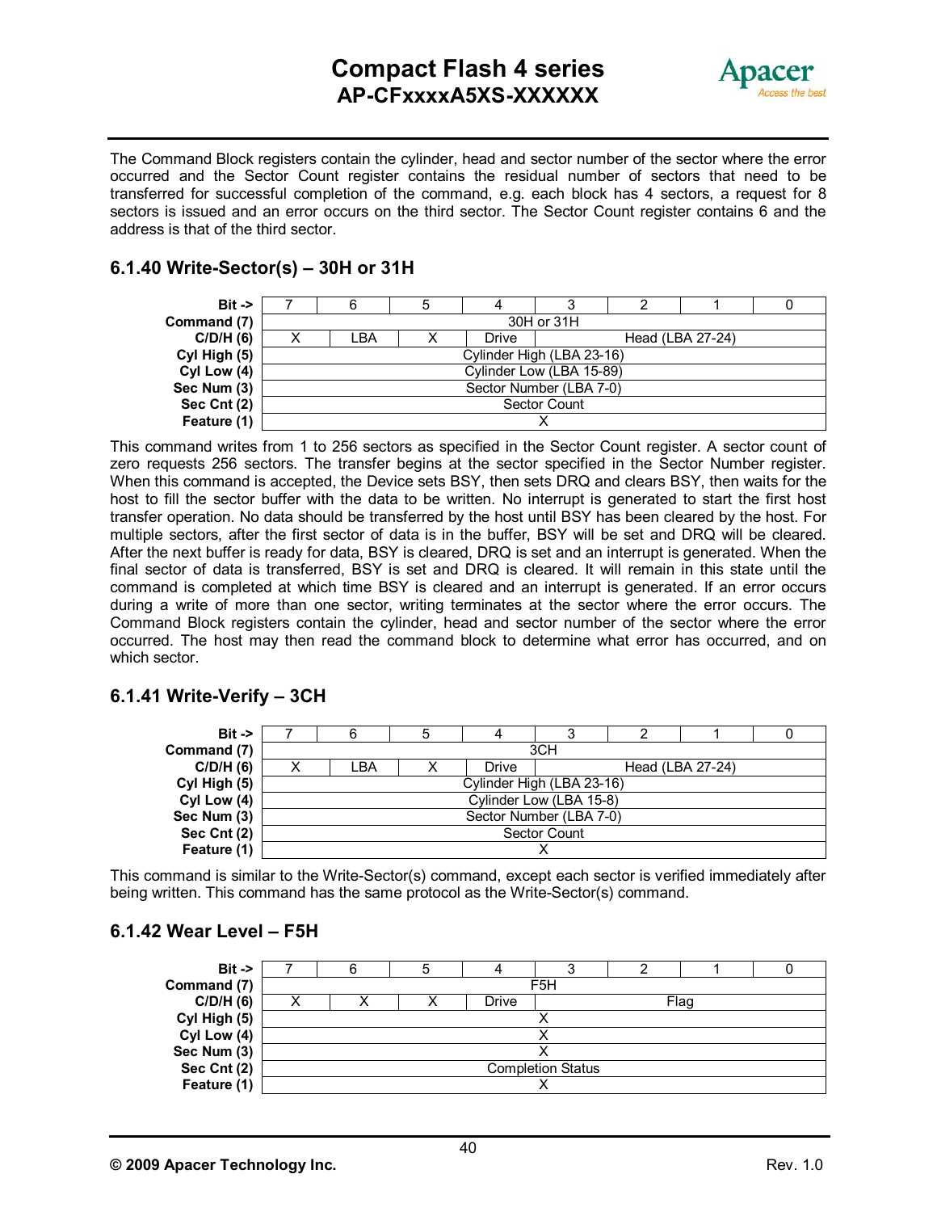The Command Block registers contain the cylinder, head and sector number of the sector where the error occurred and the Sector Count register contains the residual number of sectors that need to be transferred for successful completion of the command, e.g. each block has 4 sectors, a request for 8 sectors is issued and an error occurs on the third sector. The Sector Count register contains 6 and the address is that of the third sector.

### 6.1.40 Write-Sector(s) – 30H or 31H

| Bit -> | 7 | 6 | 5 | 4 | 3 | 2 | 1 | 0 |
|---|---|---|---|---|---|---|---|---|
| Command (7) | 30H or 31H | | | | | | | |
| C/D/H (6) | X | LBA | X | Drive | Head (LBA 27-24) | | | |
| Cyl High (5) | Cylinder High (LBA 23-16) | | | | | | | |
| Cyl Low (4) | Cylinder Low (LBA 15-89) | | | | | | | |
| Sec Num (3) | Sector Number (LBA 7-0) | | | | | | | |
| Sec Cnt (2) | Sector Count | | | | | | | |
| Feature (1) | X | | | | | | | |

This command writes from 1 to 256 sectors as specified in the Sector Count register. A sector count of zero requests 256 sectors. The transfer begins at the sector specified in the Sector Number register. When this command is accepted, the Device sets BSY, then sets DRQ and clears BSY, then waits for the host to fill the sector buffer with the data to be written. No interrupt is generated to start the first host transfer operation. No data should be transferred by the host until BSY has been cleared by the host. For multiple sectors, after the first sector of data is in the buffer, BSY will be set and DRQ will be cleared. After the next buffer is ready for data, BSY is cleared, DRQ is set and an interrupt is generated. When the final sector of data is transferred, BSY is set and DRQ is cleared. It will remain in this state until the command is completed at which time BSY is cleared and an interrupt is generated. If an error occurs during a write of more than one sector, writing terminates at the sector where the error occurs. The Command Block registers contain the cylinder, head and sector number of the sector where the error occurred. The host may then read the command block to determine what error has occurred, and on which sector.

### 6.1.41 Write-Verify – 3CH

| Bit -> | 7 | 6 | 5 | 4 | 3 | 2 | 1 | 0 |
|---|---|---|---|---|---|---|---|---|
| Command (7) | 3CH | | | | | | | |
| C/D/H (6) | X | LBA | X | Drive | Head (LBA 27-24) | | | |
| Cyl High (5) | Cylinder High (LBA 23-16) | | | | | | | |
| Cyl Low (4) | Cylinder Low (LBA 15-8) | | | | | | | |
| Sec Num (3) | Sector Number (LBA 7-0) | | | | | | | |
| Sec Cnt (2) | Sector Count | | | | | | | |
| Feature (1) | X | | | | | | | |

This command is similar to the Write-Sector(s) command, except each sector is verified immediately after being written. This command has the same protocol as the Write-Sector(s) command.

### 6.1.42 Wear Level – F5H

| Bit -> | 7 | 6 | 5 | 4 | 3 | 2 | 1 | 0 |
|---|---|---|---|---|---|---|---|---|
| Command (7) | F5H | | | | | | | |
| C/D/H (6) | X | X | X | Drive | Flag | | | |
| Cyl High (5) | X | | | | | | | |
| Cyl Low (4) | X | | | | | | | |
| Sec Num (3) | X | | | | | | | |
| Sec Cnt (2) | Completion Status | | | | | | | |
| Feature (1) | X | | | | | | | |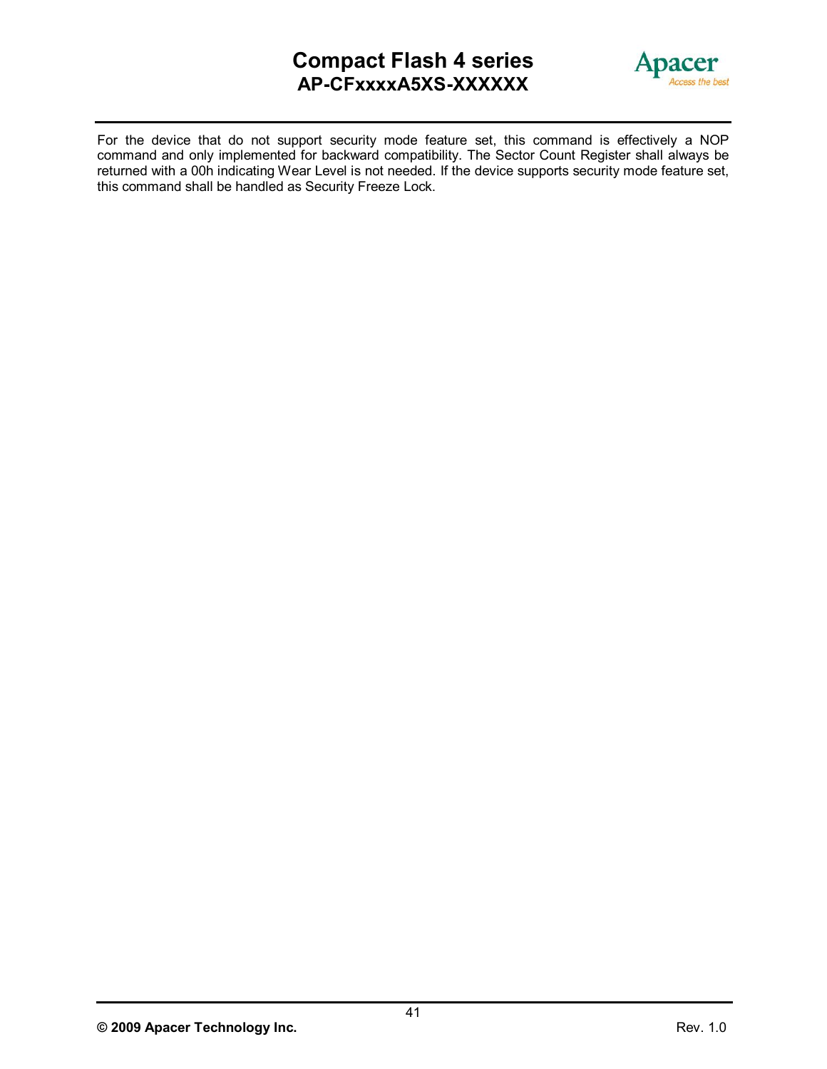For the device that do not support security mode feature set, this command is effectively a NOP command and only implemented for backward compatibility. The Sector Count Register shall always be returned with a 00h indicating Wear Level is not needed. If the device supports security mode feature set, this command shall be handled as Security Freeze Lock.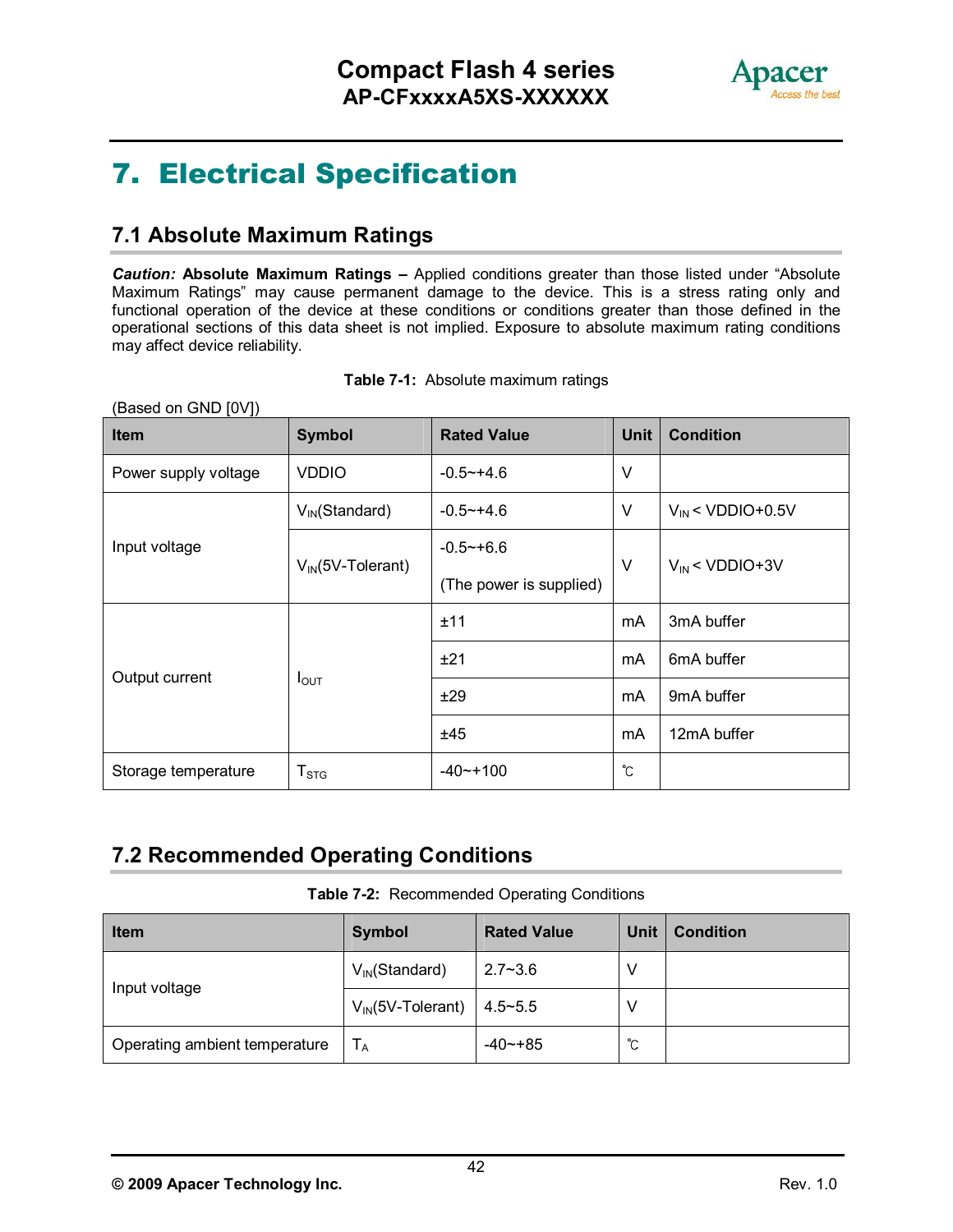# 7. Electrical Specification

## 7.1 Absolute Maximum Ratings

***Caution:*** **Absolute Maximum Ratings –** Applied conditions greater than those listed under "Absolute Maximum Ratings" may cause permanent damage to the device. This is a stress rating only and functional operation of the device at these conditions or conditions greater than those defined in the operational sections of this data sheet is not implied. Exposure to absolute maximum rating conditions may affect device reliability.

**Table 7-1:** Absolute maximum ratings

(Based on GND [0V])

| Item | Symbol | Rated Value | Unit | Condition |
|---|---|---|---|---|
| Power supply voltage | VDDIO | -0.5~+4.6 | V | |
| Input voltage | $V_{IN}$(Standard) | -0.5~+4.6 | V | $V_{IN}$ < VDDIO+0.5V |
| | $V_{IN}$(5V-Tolerant) | -0.5~+6.6 (The power is supplied) | V | $V_{IN}$ < VDDIO+3V |
| Output current | $I_{OUT}$ | ±11 | mA | 3mA buffer |
| | | ±21 | mA | 6mA buffer |
| | | ±29 | mA | 9mA buffer |
| | | ±45 | mA | 12mA buffer |
| Storage temperature | $T_{STG}$ | -40~+100 | ℃ | |

## 7.2 Recommended Operating Conditions

**Table 7-2:** Recommended Operating Conditions

| Item | Symbol | Rated Value | Unit | Condition |
|---|---|---|---|---|
| Input voltage | $V_{IN}$(Standard) | 2.7~3.6 | V | |
| | $V_{IN}$(5V-Tolerant) | 4.5~5.5 | V | |
| Operating ambient temperature | $T_A$ | -40~+85 | ℃ | |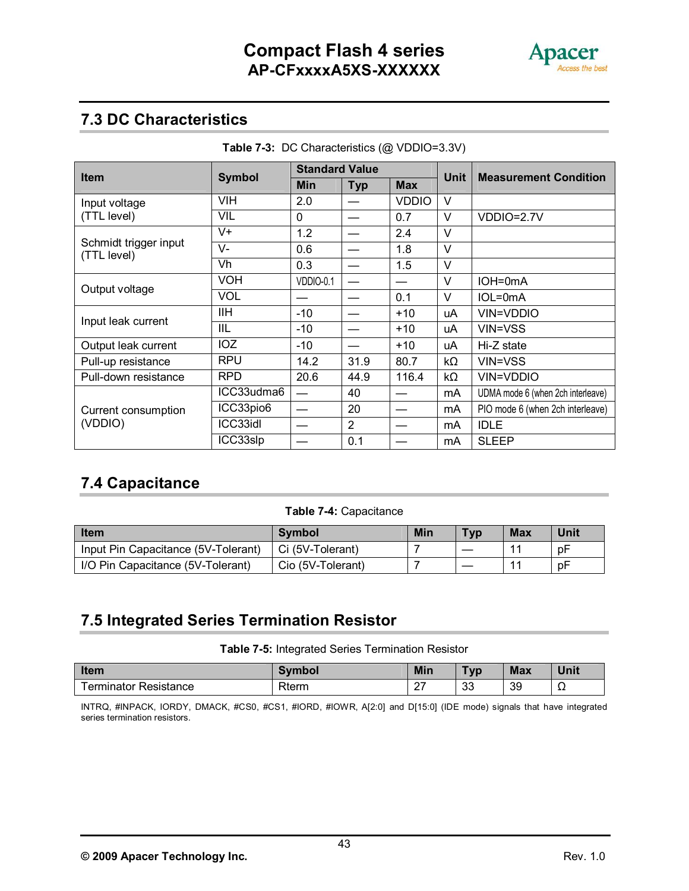## 7.3 DC Characteristics

**Table 7-3:** DC Characteristics (@ VDDIO=3.3V)

| Item | Symbol | Standard Value | | | Unit | Measurement Condition |
|---|---|---|---|---|---|---|
| | | Min | Typ | Max | | |
| Input voltage (TTL level) | VIH | 2.0 | — | VDDIO | V | |
| | VIL | 0 | — | 0.7 | V | VDDIO=2.7V |
| Schmidt trigger input (TTL level) | V+ | 1.2 | — | 2.4 | V | |
| | V- | 0.6 | — | 1.8 | V | |
| | Vh | 0.3 | — | 1.5 | V | |
| Output voltage | VOH | VDDIO-0.1 | — | — | V | IOH=0mA |
| | VOL | — | — | 0.1 | V | IOL=0mA |
| Input leak current | IIH | -10 | — | +10 | uA | VIN=VDDIO |
| | IIL | -10 | — | +10 | uA | VIN=VSS |
| Output leak current | IOZ | -10 | — | +10 | uA | Hi-Z state |
| Pull-up resistance | RPU | 14.2 | 31.9 | 80.7 | kΩ | VIN=VSS |
| Pull-down resistance | RPD | 20.6 | 44.9 | 116.4 | kΩ | VIN=VDDIO |
| Current consumption (VDDIO) | ICC33udma6 | — | 40 | — | mA | UDMA mode 6 (when 2ch interleave) |
| | ICC33pio6 | — | 20 | — | mA | PIO mode 6 (when 2ch interleave) |
| | ICC33idl | — | 2 | — | mA | IDLE |
| | ICC33slp | — | 0.1 | — | mA | SLEEP |

## 7.4 Capacitance

**Table 7-4:** Capacitance

| Item | Symbol | Min | Typ | Max | Unit |
|---|---|---|---|---|---|
| Input Pin Capacitance (5V-Tolerant) | Ci (5V-Tolerant) | 7 | — | 11 | pF |
| I/O Pin Capacitance (5V-Tolerant) | Cio (5V-Tolerant) | 7 | — | 11 | pF |

## 7.5 Integrated Series Termination Resistor

**Table 7-5:** Integrated Series Termination Resistor

| Item | Symbol | Min | Typ | Max | Unit |
|---|---|---|---|---|---|
| Terminator Resistance | Rterm | 27 | 33 | 39 | Ω |

INTRQ, #INPACK, IORDY, DMACK, #CS0, #CS1, #IORD, #IOWR, A[2:0] and D[15:0] (IDE mode) signals that have integrated series termination resistors.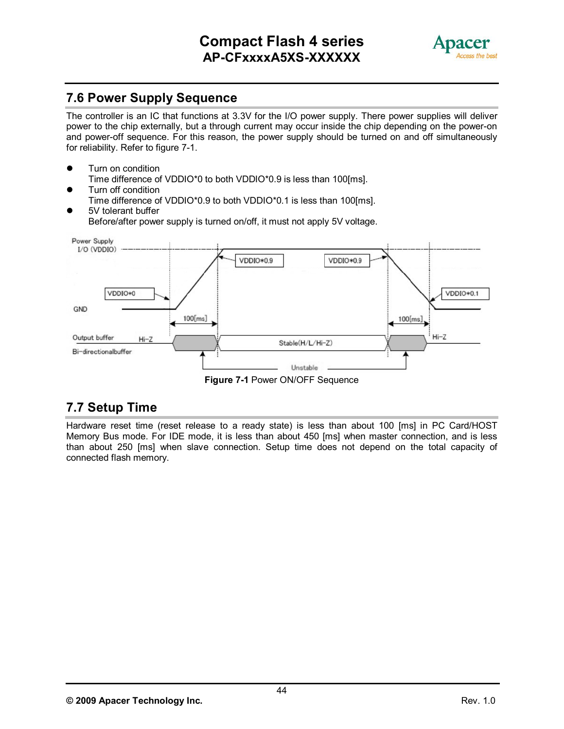## 7.6 Power Supply Sequence

The controller is an IC that functions at 3.3V for the I/O power supply. There power supplies will deliver power to the chip externally, but a through current may occur inside the chip depending on the power-on and power-off sequence. For this reason, the power supply should be turned on and off simultaneously for reliability. Refer to figure 7-1.

- Turn on condition
  Time difference of VDDIO*0 to both VDDIO*0.9 is less than 100[ms].
- Turn off condition
  Time difference of VDDIO*0.9 to both VDDIO*0.1 is less than 100[ms].
- 5V tolerant buffer
  Before/after power supply is turned on/off, it must not apply 5V voltage.

**Figure 7-1** Power ON/OFF Sequence

## 7.7 Setup Time

Hardware reset time (reset release to a ready state) is less than about 100 [ms] in PC Card/HOST Memory Bus mode. For IDE mode, it is less than about 450 [ms] when master connection, and is less than about 250 [ms] when slave connection. Setup time does not depend on the total capacity of connected flash memory.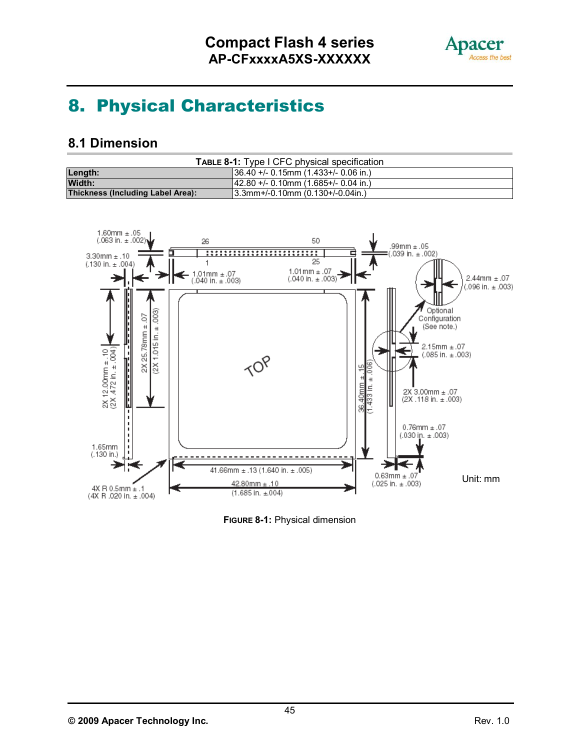# 8. Physical Characteristics

## 8.1 Dimension

**TABLE 8-1:** Type I CFC physical specification

| | |
|---|---|
| **Length:** | 36.40 +/- 0.15mm (1.433+/- 0.06 in.) |
| **Width:** | 42.80 +/- 0.10mm (1.685+/- 0.04 in.) |
| **Thickness (Including Label Area):** | 3.3mm+/-0.10mm (0.130+/-0.04in.) |

**FIGURE 8-1:** Physical dimension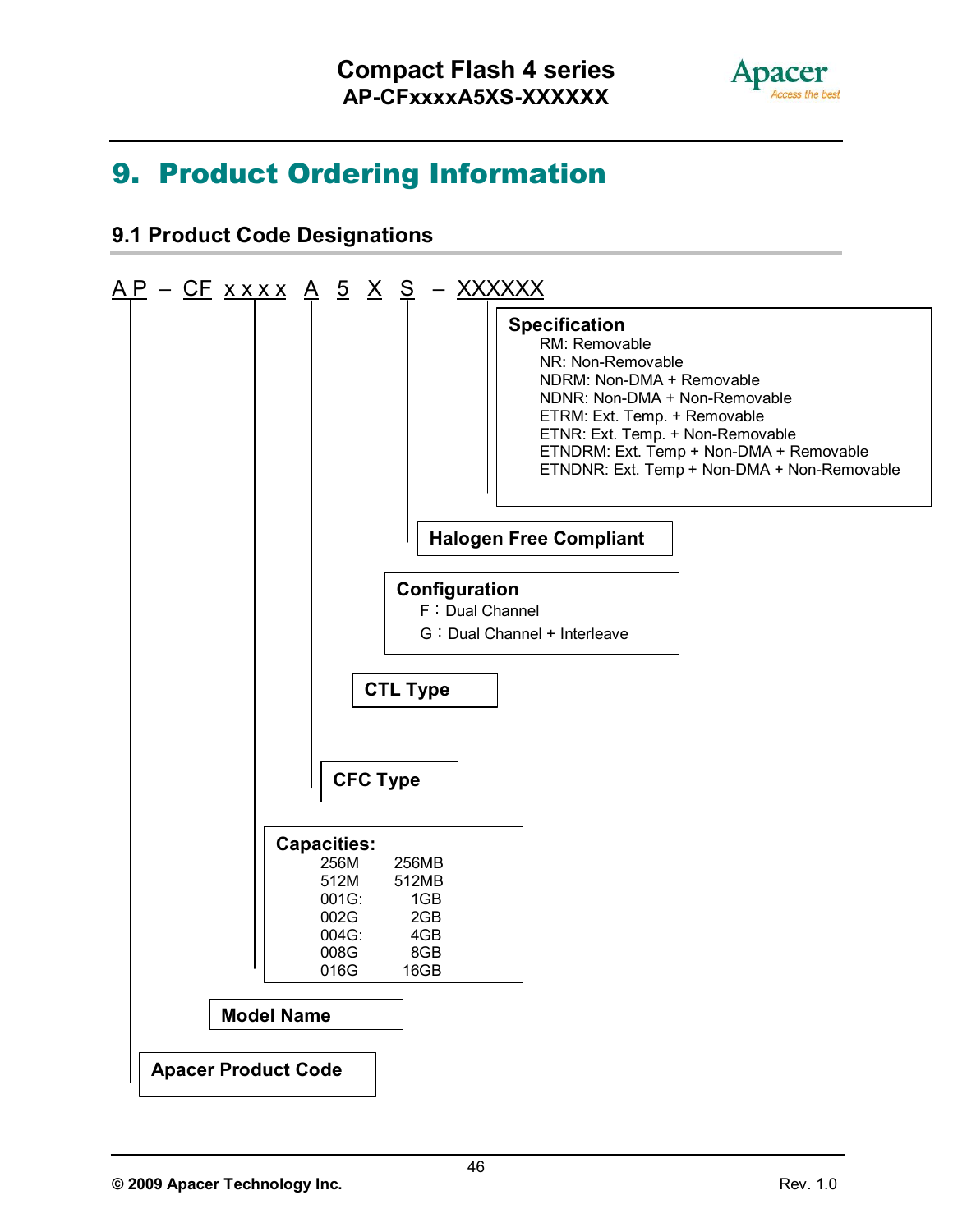# 9. Product Ordering Information

## 9.1 Product Code Designations

AP – CF xxxx A 5 X S – XXXXXX

- **AP** – Apacer Product Code
- **CF** – Model Name
- **xxxx** – Capacities:

| Code | Capacity |
|---|---|
| 256M | 256MB |
| 512M | 512MB |
| 001G: | 1GB |
| 002G | 2GB |
| 004G: | 4GB |
| 008G | 8GB |
| 016G | 16GB |

- **A** – CFC Type
- **5** – CTL Type
- **X** – Configuration
  - F：Dual Channel
  - G：Dual Channel + Interleave
- **S** – Halogen Free Compliant
- **XXXXXX** – Specification
  - RM: Removable
  - NR: Non-Removable
  - NDRM: Non-DMA + Removable
  - NDNR: Non-DMA + Non-Removable
  - ETRM: Ext. Temp. + Removable
  - ETNR: Ext. Temp. + Non-Removable
  - ETNDRM: Ext. Temp + Non-DMA + Removable
  - ETNDNR: Ext. Temp + Non-DMA + Non-Removable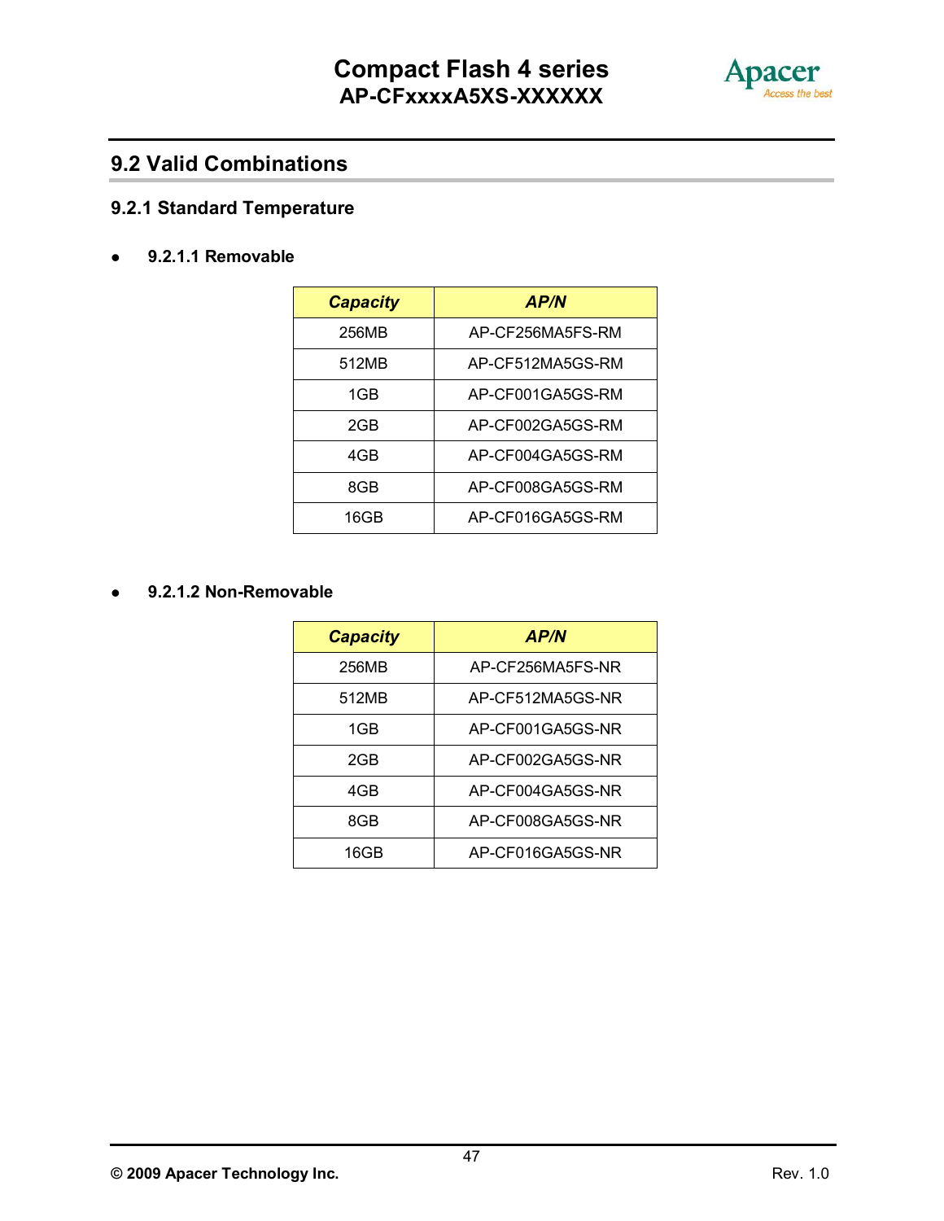## 9.2 Valid Combinations

### 9.2.1 Standard Temperature

- **9.2.1.1 Removable**

| Capacity | AP/N |
|---|---|
| 256MB | AP-CF256MA5FS-RM |
| 512MB | AP-CF512MA5GS-RM |
| 1GB | AP-CF001GA5GS-RM |
| 2GB | AP-CF002GA5GS-RM |
| 4GB | AP-CF004GA5GS-RM |
| 8GB | AP-CF008GA5GS-RM |
| 16GB | AP-CF016GA5GS-RM |

- **9.2.1.2 Non-Removable**

| Capacity | AP/N |
|---|---|
| 256MB | AP-CF256MA5FS-NR |
| 512MB | AP-CF512MA5GS-NR |
| 1GB | AP-CF001GA5GS-NR |
| 2GB | AP-CF002GA5GS-NR |
| 4GB | AP-CF004GA5GS-NR |
| 8GB | AP-CF008GA5GS-NR |
| 16GB | AP-CF016GA5GS-NR |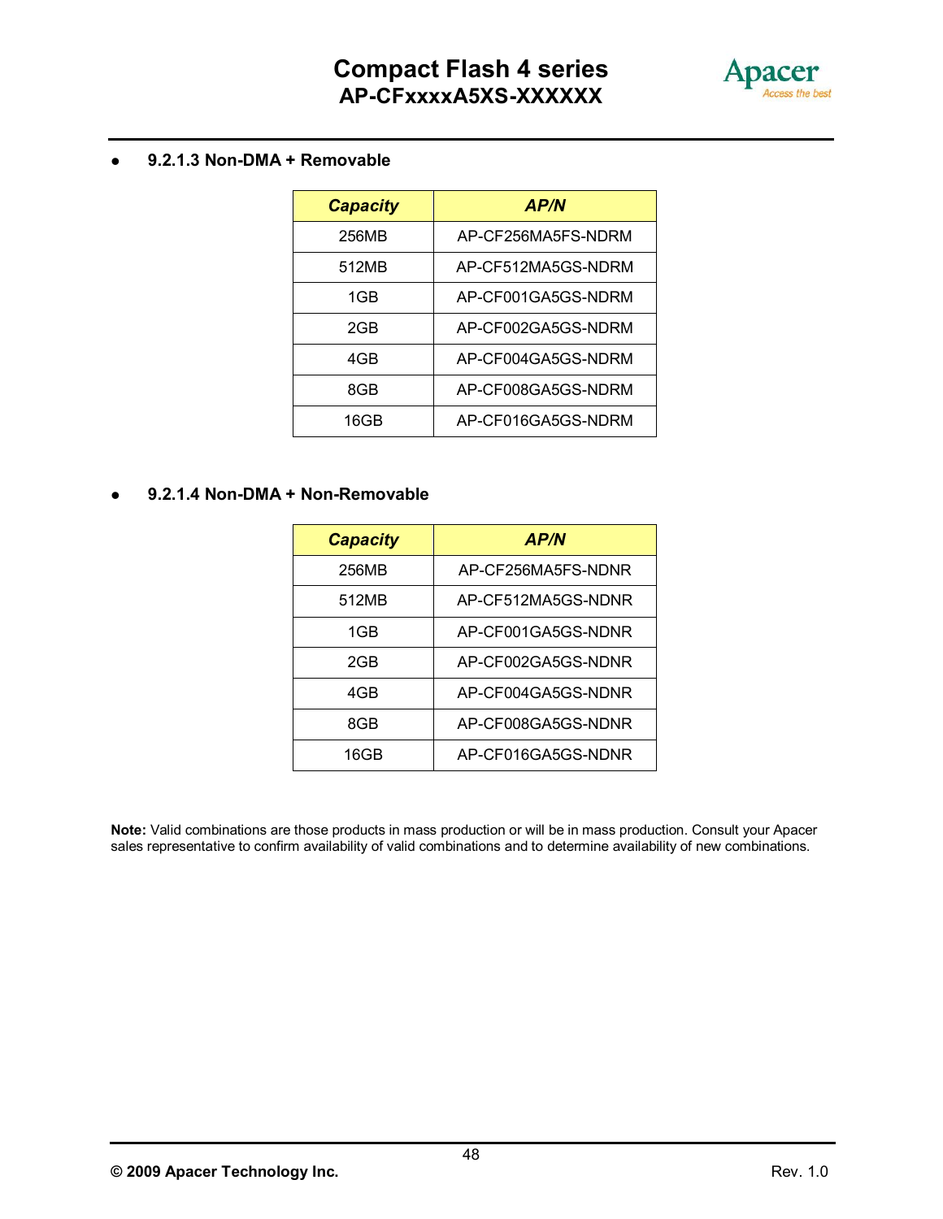- **9.2.1.3 Non-DMA + Removable**

| ***Capacity*** | ***AP/N*** |
|---|---|
| 256MB | AP-CF256MA5FS-NDRM |
| 512MB | AP-CF512MA5GS-NDRM |
| 1GB | AP-CF001GA5GS-NDRM |
| 2GB | AP-CF002GA5GS-NDRM |
| 4GB | AP-CF004GA5GS-NDRM |
| 8GB | AP-CF008GA5GS-NDRM |
| 16GB | AP-CF016GA5GS-NDRM |

- **9.2.1.4 Non-DMA + Non-Removable**

| ***Capacity*** | ***AP/N*** |
|---|---|
| 256MB | AP-CF256MA5FS-NDNR |
| 512MB | AP-CF512MA5GS-NDNR |
| 1GB | AP-CF001GA5GS-NDNR |
| 2GB | AP-CF002GA5GS-NDNR |
| 4GB | AP-CF004GA5GS-NDNR |
| 8GB | AP-CF008GA5GS-NDNR |
| 16GB | AP-CF016GA5GS-NDNR |

**Note:** Valid combinations are those products in mass production or will be in mass production. Consult your Apacer sales representative to confirm availability of valid combinations and to determine availability of new combinations.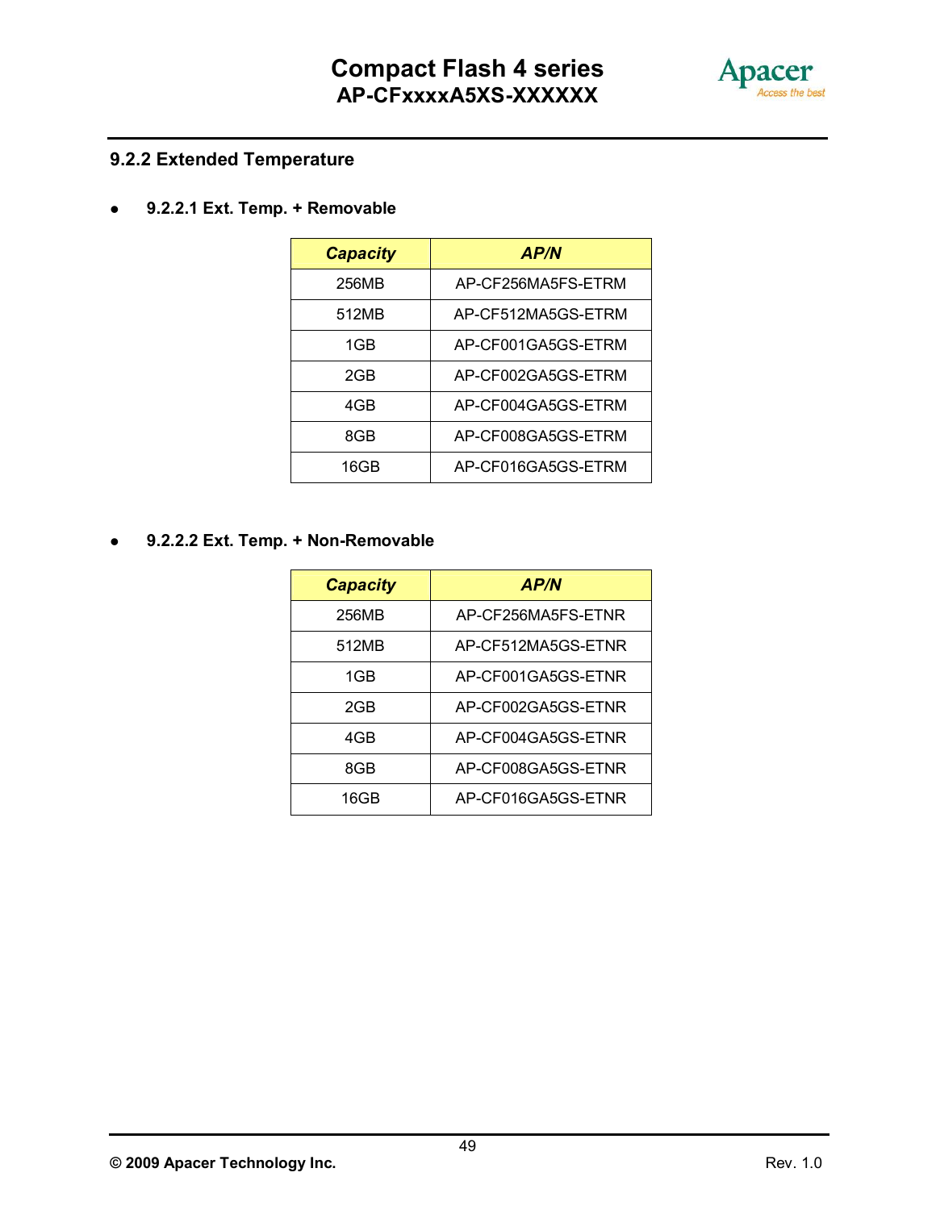### 9.2.2 Extended Temperature

- **9.2.2.1 Ext. Temp. + Removable**

| Capacity | AP/N |
| --- | --- |
| 256MB | AP-CF256MA5FS-ETRM |
| 512MB | AP-CF512MA5GS-ETRM |
| 1GB | AP-CF001GA5GS-ETRM |
| 2GB | AP-CF002GA5GS-ETRM |
| 4GB | AP-CF004GA5GS-ETRM |
| 8GB | AP-CF008GA5GS-ETRM |
| 16GB | AP-CF016GA5GS-ETRM |

- **9.2.2.2 Ext. Temp. + Non-Removable**

| Capacity | AP/N |
| --- | --- |
| 256MB | AP-CF256MA5FS-ETNR |
| 512MB | AP-CF512MA5GS-ETNR |
| 1GB | AP-CF001GA5GS-ETNR |
| 2GB | AP-CF002GA5GS-ETNR |
| 4GB | AP-CF004GA5GS-ETNR |
| 8GB | AP-CF008GA5GS-ETNR |
| 16GB | AP-CF016GA5GS-ETNR |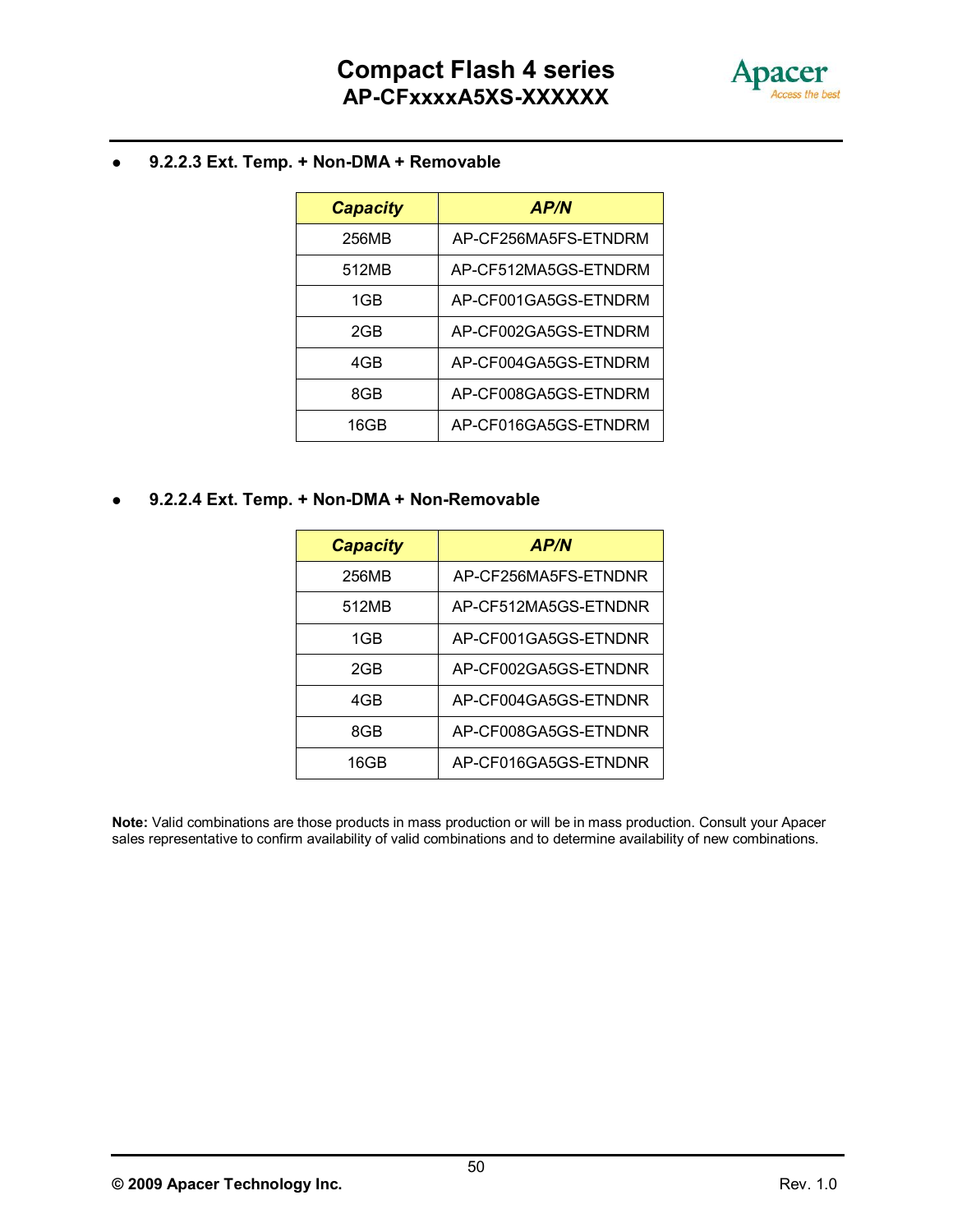- **9.2.2.3 Ext. Temp. + Non-DMA + Removable**

| *Capacity* | *AP/N* |
|---|---|
| 256MB | AP-CF256MA5FS-ETNDRM |
| 512MB | AP-CF512MA5GS-ETNDRM |
| 1GB | AP-CF001GA5GS-ETNDRM |
| 2GB | AP-CF002GA5GS-ETNDRM |
| 4GB | AP-CF004GA5GS-ETNDRM |
| 8GB | AP-CF008GA5GS-ETNDRM |
| 16GB | AP-CF016GA5GS-ETNDRM |

- **9.2.2.4 Ext. Temp. + Non-DMA + Non-Removable**

| *Capacity* | *AP/N* |
|---|---|
| 256MB | AP-CF256MA5FS-ETNDNR |
| 512MB | AP-CF512MA5GS-ETNDNR |
| 1GB | AP-CF001GA5GS-ETNDNR |
| 2GB | AP-CF002GA5GS-ETNDNR |
| 4GB | AP-CF004GA5GS-ETNDNR |
| 8GB | AP-CF008GA5GS-ETNDNR |
| 16GB | AP-CF016GA5GS-ETNDNR |

**Note:** Valid combinations are those products in mass production or will be in mass production. Consult your Apacer sales representative to confirm availability of valid combinations and to determine availability of new combinations.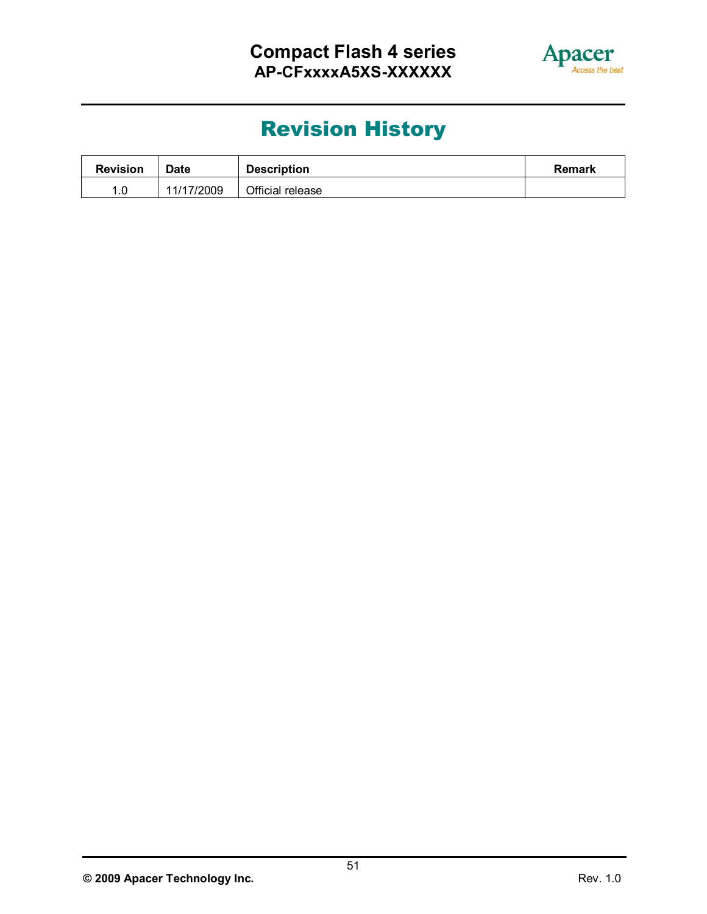# Revision History

| Revision | Date | Description | Remark |
|---|---|---|---|
| 1.0 | 11/17/2009 | Official release | |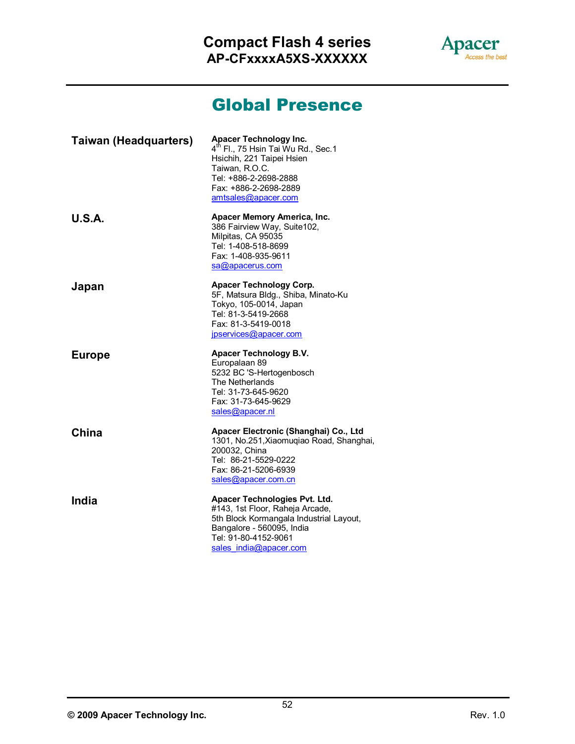# Global Presence

| | |
|---|---|
| **Taiwan (Headquarters)** | **Apacer Technology Inc.**<br>4th Fl., 75 Hsin Tai Wu Rd., Sec.1<br>Hsichih, 221 Taipei Hsien<br>Taiwan, R.O.C.<br>Tel: +886-2-2698-2888<br>Fax: +886-2-2698-2889<br>amtsales@apacer.com |
| **U.S.A.** | **Apacer Memory America, Inc.**<br>386 Fairview Way, Suite102,<br>Milpitas, CA 95035<br>Tel: 1-408-518-8699<br>Fax: 1-408-935-9611<br>sa@apacerus.com |
| **Japan** | **Apacer Technology Corp.**<br>5F, Matsura Bldg., Shiba, Minato-Ku<br>Tokyo, 105-0014, Japan<br>Tel: 81-3-5419-2668<br>Fax: 81-3-5419-0018<br>jpservices@apacer.com |
| **Europe** | **Apacer Technology B.V.**<br>Europalaan 89<br>5232 BC 'S-Hertogenbosch<br>The Netherlands<br>Tel: 31-73-645-9620<br>Fax: 31-73-645-9629<br>sales@apacer.nl |
| **China** | **Apacer Electronic (Shanghai) Co., Ltd**<br>1301, No.251,Xiaomuqiao Road, Shanghai,<br>200032, China<br>Tel: 86-21-5529-0222<br>Fax: 86-21-5206-6939<br>sales@apacer.com.cn |
| **India** | **Apacer Technologies Pvt. Ltd.**<br>#143, 1st Floor, Raheja Arcade,<br>5th Block Kormangala Industrial Layout,<br>Bangalore - 560095, India<br>Tel: 91-80-4152-9061<br>sales_india@apacer.com |